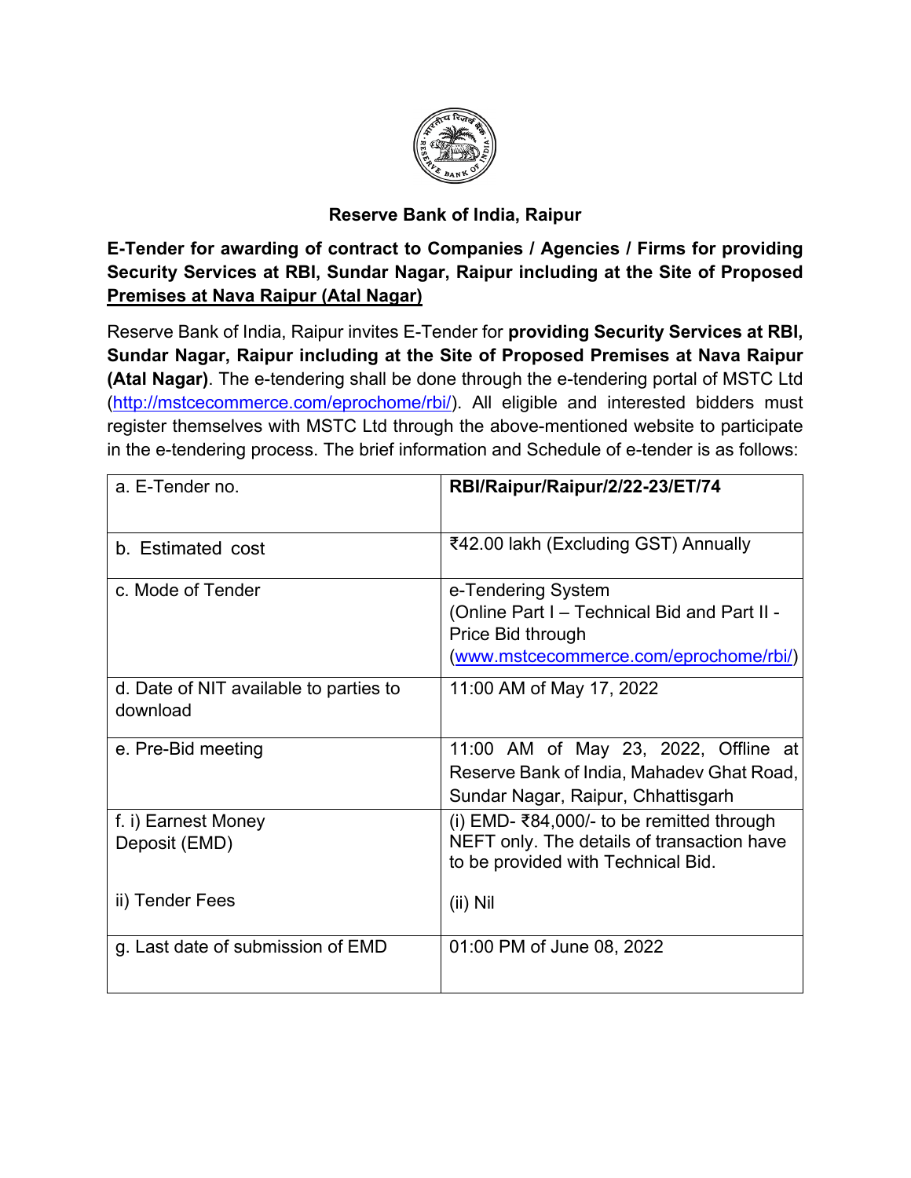## Reserve Bank of India, Raipur

**E-Tender for awarding of contract to Companies / Agencies / Firms for providing Security Services at RBI, Sundar Nagar, Raipur including at the Site of Proposed Premises at Nava Raipur (Atal Nagar)**

Reserve Bank of India, Raipur invites E-Tender for **providing Security Services at RBI, Sundar Nagar, Raipur including at the Site of Proposed Premises at Nava Raipur (Atal Nagar)**. The e-tendering shall be done through the e-tendering portal of MSTC Ltd (http://mstcecommerce.com/eprochome/rbi/). All eligible and interested bidders must register themselves with MSTC Ltd through the above-mentioned website to participate in the e-tendering process. The brief information and Schedule of e-tender is as follows:

| | |
|---|---|
| a. E-Tender no. | **RBI/Raipur/Raipur/2/22-23/ET/74** |
| b. Estimated cost | ₹42.00 lakh (Excluding GST) Annually |
| c. Mode of Tender | e-Tendering System (Online Part I – Technical Bid and Part II - Price Bid through (www.mstcecommerce.com/eprochome/rbi/) |
| d. Date of NIT available to parties to download | 11:00 AM of May 17, 2022 |
| e. Pre-Bid meeting | 11:00 AM of May 23, 2022, Offline at Reserve Bank of India, Mahadev Ghat Road, Sundar Nagar, Raipur, Chhattisgarh |
| f. i) Earnest Money Deposit (EMD)<br><br>ii) Tender Fees | (i) EMD- ₹84,000/- to be remitted through NEFT only. The details of transaction have to be provided with Technical Bid.<br><br>(ii) Nil |
| g. Last date of submission of EMD | 01:00 PM of June 08, 2022 |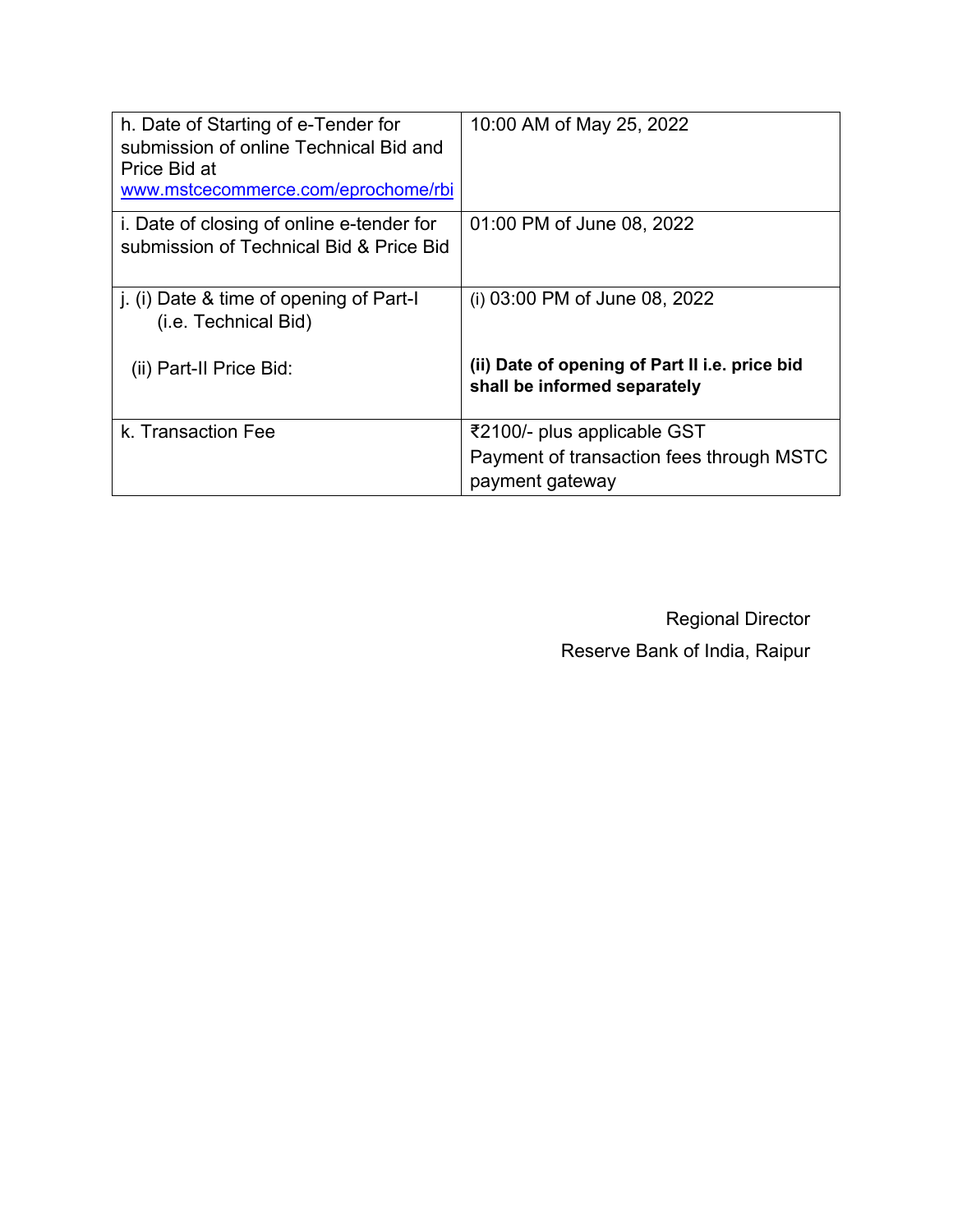| | |
|---|---|
| h. Date of Starting of e-Tender for submission of online Technical Bid and Price Bid at www.mstcecommerce.com/eprochome/rbi | 10:00 AM of May 25, 2022 |
| i. Date of closing of online e-tender for submission of Technical Bid & Price Bid | 01:00 PM of June 08, 2022 |
| j. (i) Date & time of opening of Part-I (i.e. Technical Bid)<br><br>(ii) Part-II Price Bid: | (i) 03:00 PM of June 08, 2022<br><br>**(ii) Date of opening of Part II i.e. price bid shall be informed separately** |
| k. Transaction Fee | ₹2100/- plus applicable GST<br>Payment of transaction fees through MSTC payment gateway |

Regional Director

Reserve Bank of India, Raipur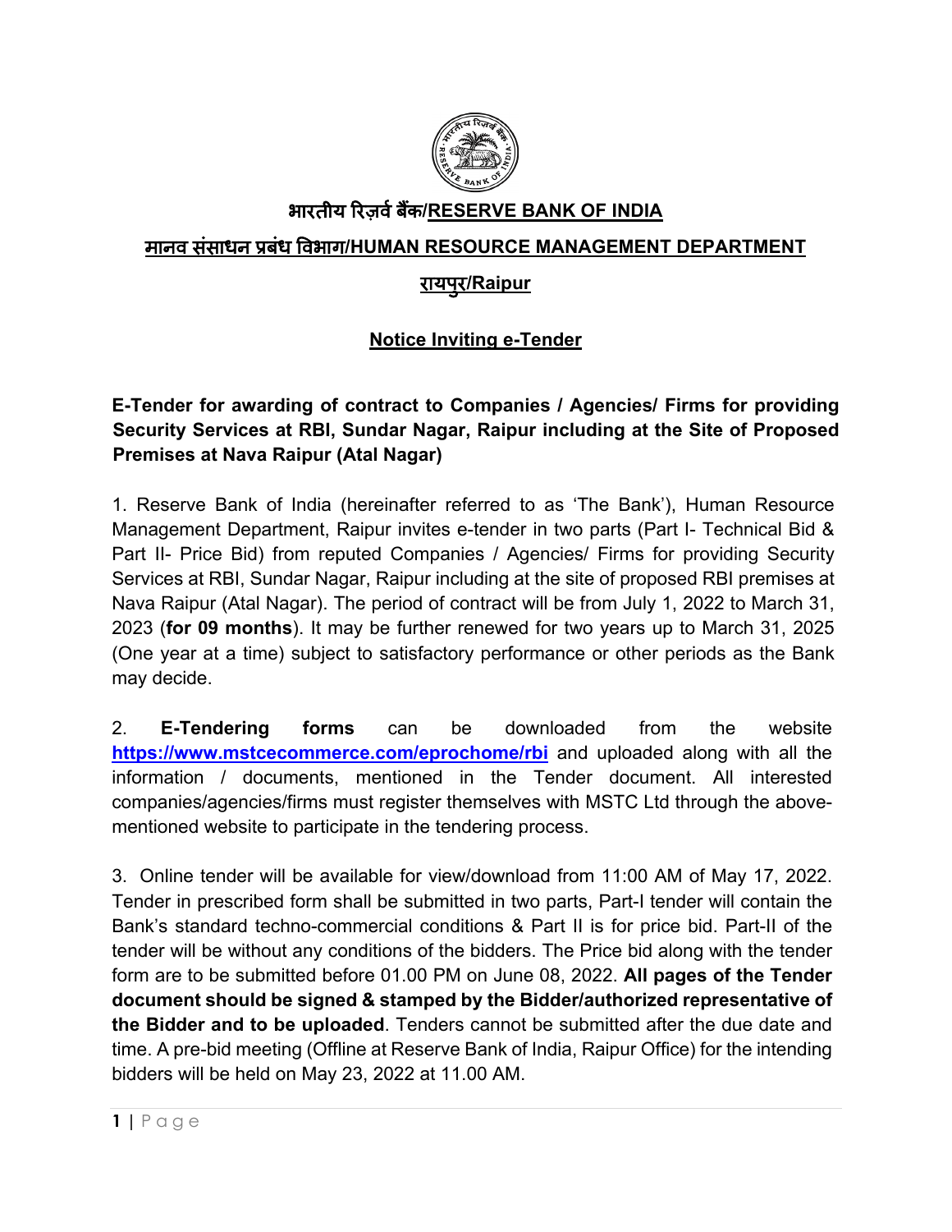# भारतीय रिज़र्व बैंक/RESERVE BANK OF INDIA

## मानव संसाधन प्रबंध विभाग/HUMAN RESOURCE MANAGEMENT DEPARTMENT

## रायपुर/Raipur

### Notice Inviting e-Tender

**E-Tender for awarding of contract to Companies / Agencies/ Firms for providing Security Services at RBI, Sundar Nagar, Raipur including at the Site of Proposed Premises at Nava Raipur (Atal Nagar)**

1. Reserve Bank of India (hereinafter referred to as 'The Bank'), Human Resource Management Department, Raipur invites e-tender in two parts (Part I- Technical Bid & Part II- Price Bid) from reputed Companies / Agencies/ Firms for providing Security Services at RBI, Sundar Nagar, Raipur including at the site of proposed RBI premises at Nava Raipur (Atal Nagar). The period of contract will be from July 1, 2022 to March 31, 2023 (**for 09 months**). It may be further renewed for two years up to March 31, 2025 (One year at a time) subject to satisfactory performance or other periods as the Bank may decide.

2. **E-Tendering forms** can be downloaded from the website **https://www.mstcecommerce.com/eprochome/rbi** and uploaded along with all the information / documents, mentioned in the Tender document. All interested companies/agencies/firms must register themselves with MSTC Ltd through the above-mentioned website to participate in the tendering process.

3. Online tender will be available for view/download from 11:00 AM of May 17, 2022. Tender in prescribed form shall be submitted in two parts, Part-I tender will contain the Bank's standard techno-commercial conditions & Part II is for price bid. Part-II of the tender will be without any conditions of the bidders. The Price bid along with the tender form are to be submitted before 01.00 PM on June 08, 2022. **All pages of the Tender document should be signed & stamped by the Bidder/authorized representative of the Bidder and to be uploaded**. Tenders cannot be submitted after the due date and time. A pre-bid meeting (Offline at Reserve Bank of India, Raipur Office) for the intending bidders will be held on May 23, 2022 at 11.00 AM.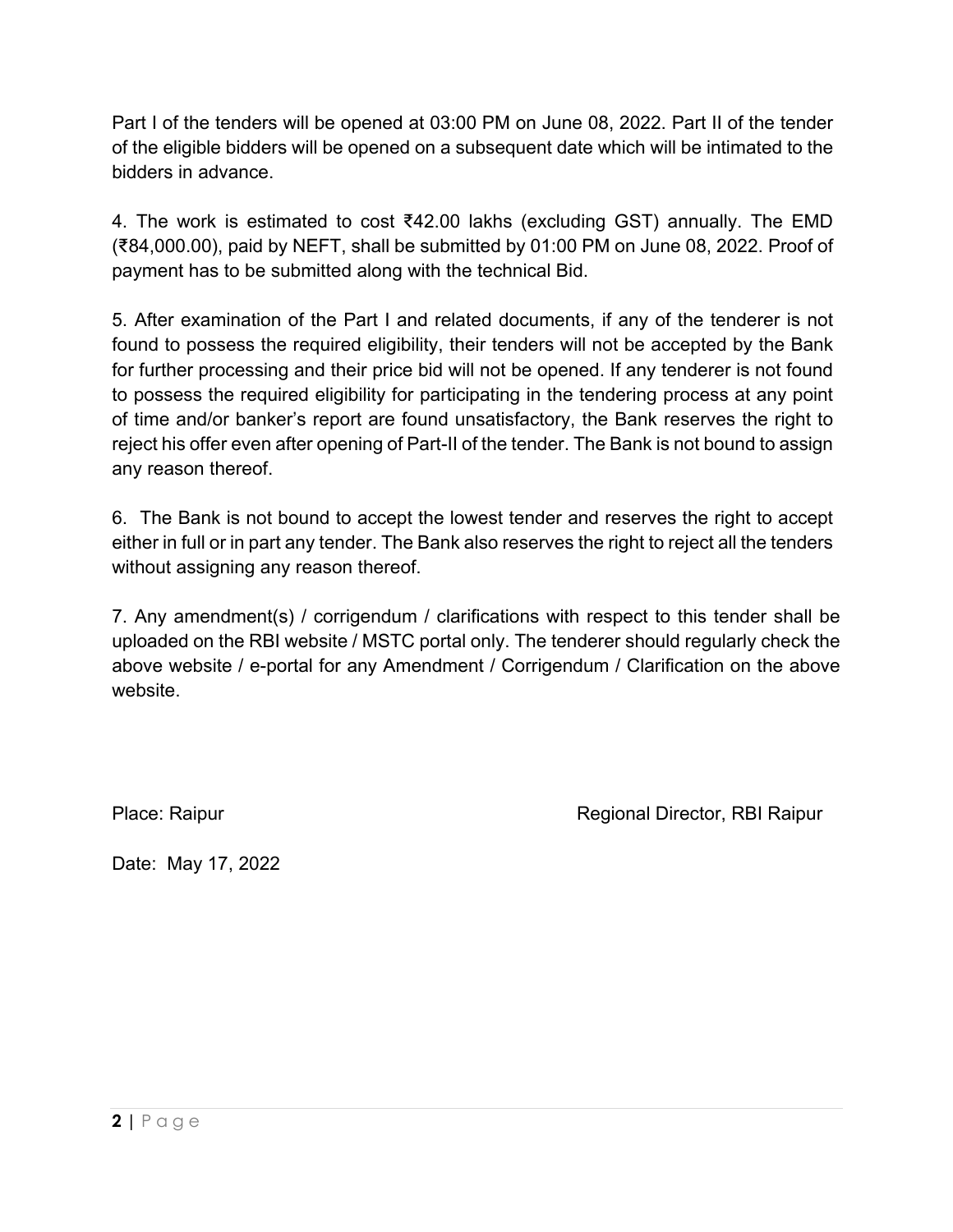Part I of the tenders will be opened at 03:00 PM on June 08, 2022. Part II of the tender of the eligible bidders will be opened on a subsequent date which will be intimated to the bidders in advance.

4. The work is estimated to cost ₹42.00 lakhs (excluding GST) annually. The EMD (₹84,000.00), paid by NEFT, shall be submitted by 01:00 PM on June 08, 2022. Proof of payment has to be submitted along with the technical Bid.

5. After examination of the Part I and related documents, if any of the tenderer is not found to possess the required eligibility, their tenders will not be accepted by the Bank for further processing and their price bid will not be opened. If any tenderer is not found to possess the required eligibility for participating in the tendering process at any point of time and/or banker's report are found unsatisfactory, the Bank reserves the right to reject his offer even after opening of Part-II of the tender. The Bank is not bound to assign any reason thereof.

6. The Bank is not bound to accept the lowest tender and reserves the right to accept either in full or in part any tender. The Bank also reserves the right to reject all the tenders without assigning any reason thereof.

7. Any amendment(s) / corrigendum / clarifications with respect to this tender shall be uploaded on the RBI website / MSTC portal only. The tenderer should regularly check the above website / e-portal for any Amendment / Corrigendum / Clarification on the above website.

Place: Raipur

Regional Director, RBI Raipur

Date: May 17, 2022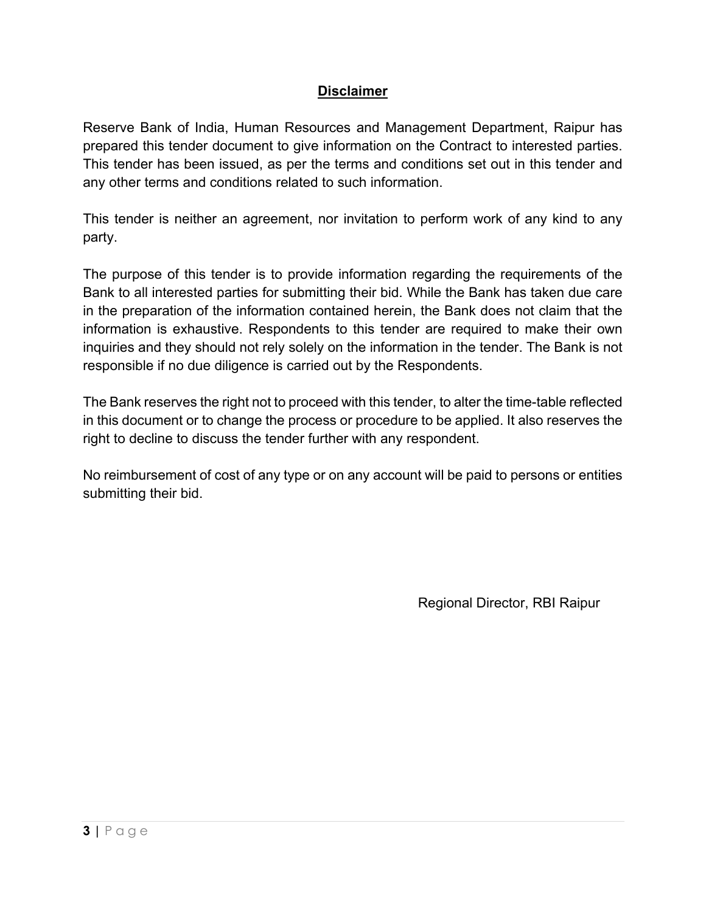## Disclaimer

Reserve Bank of India, Human Resources and Management Department, Raipur has prepared this tender document to give information on the Contract to interested parties. This tender has been issued, as per the terms and conditions set out in this tender and any other terms and conditions related to such information.

This tender is neither an agreement, nor invitation to perform work of any kind to any party.

The purpose of this tender is to provide information regarding the requirements of the Bank to all interested parties for submitting their bid. While the Bank has taken due care in the preparation of the information contained herein, the Bank does not claim that the information is exhaustive. Respondents to this tender are required to make their own inquiries and they should not rely solely on the information in the tender. The Bank is not responsible if no due diligence is carried out by the Respondents.

The Bank reserves the right not to proceed with this tender, to alter the time-table reflected in this document or to change the process or procedure to be applied. It also reserves the right to decline to discuss the tender further with any respondent.

No reimbursement of cost of any type or on any account will be paid to persons or entities submitting their bid.

Regional Director, RBI Raipur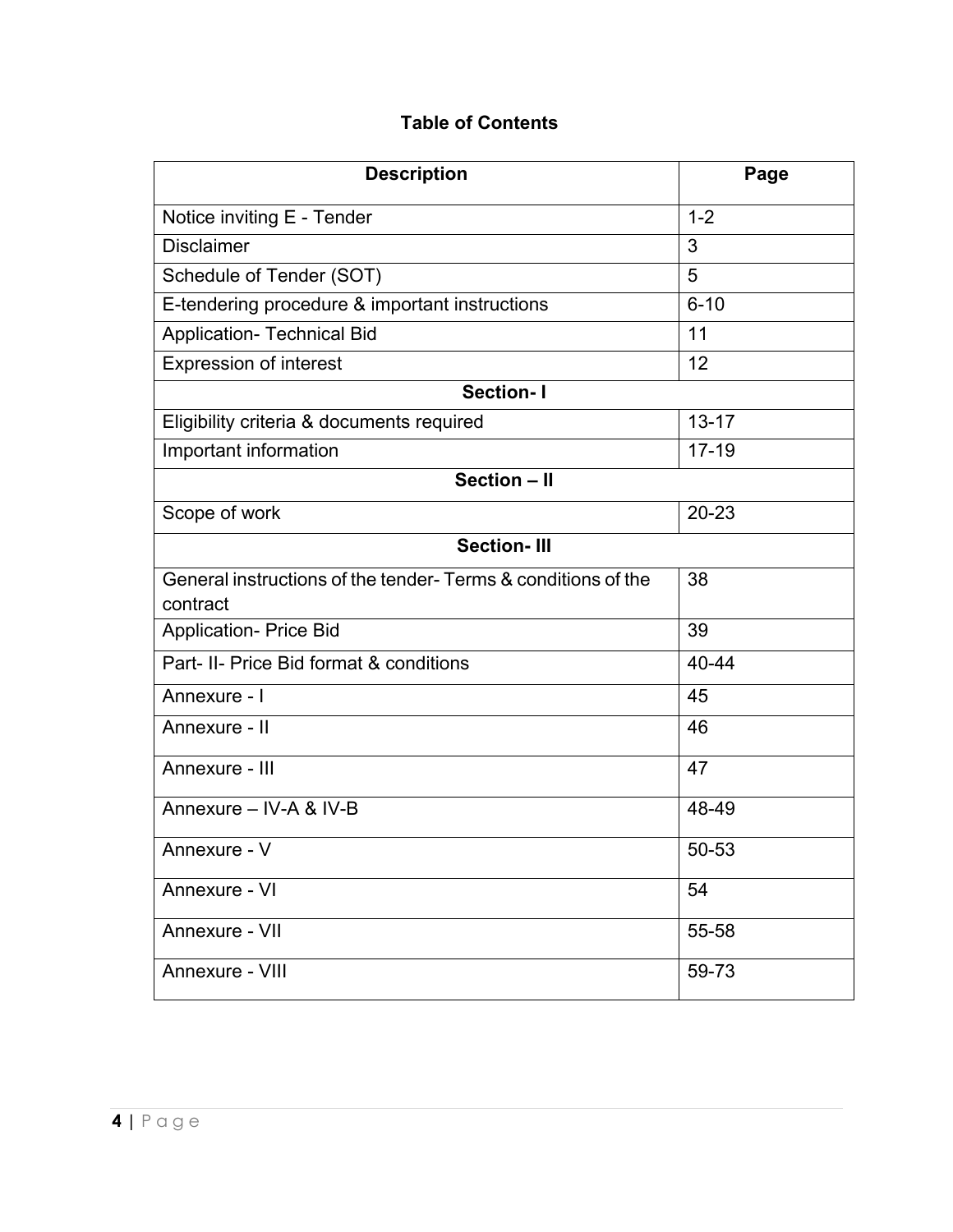## Table of Contents

| Description | Page |
|---|---|
| Notice inviting E - Tender | 1-2 |
| Disclaimer | 3 |
| Schedule of Tender (SOT) | 5 |
| E-tendering procedure & important instructions | 6-10 |
| Application- Technical Bid | 11 |
| Expression of interest | 12 |
| **Section- I** | |
| Eligibility criteria & documents required | 13-17 |
| Important information | 17-19 |
| **Section – II** | |
| Scope of work | 20-23 |
| **Section- III** | |
| General instructions of the tender- Terms & conditions of the contract | 38 |
| Application- Price Bid | 39 |
| Part- II- Price Bid format & conditions | 40-44 |
| Annexure - I | 45 |
| Annexure - II | 46 |
| Annexure - III | 47 |
| Annexure – IV-A & IV-B | 48-49 |
| Annexure - V | 50-53 |
| Annexure - VI | 54 |
| Annexure - VII | 55-58 |
| Annexure - VIII | 59-73 |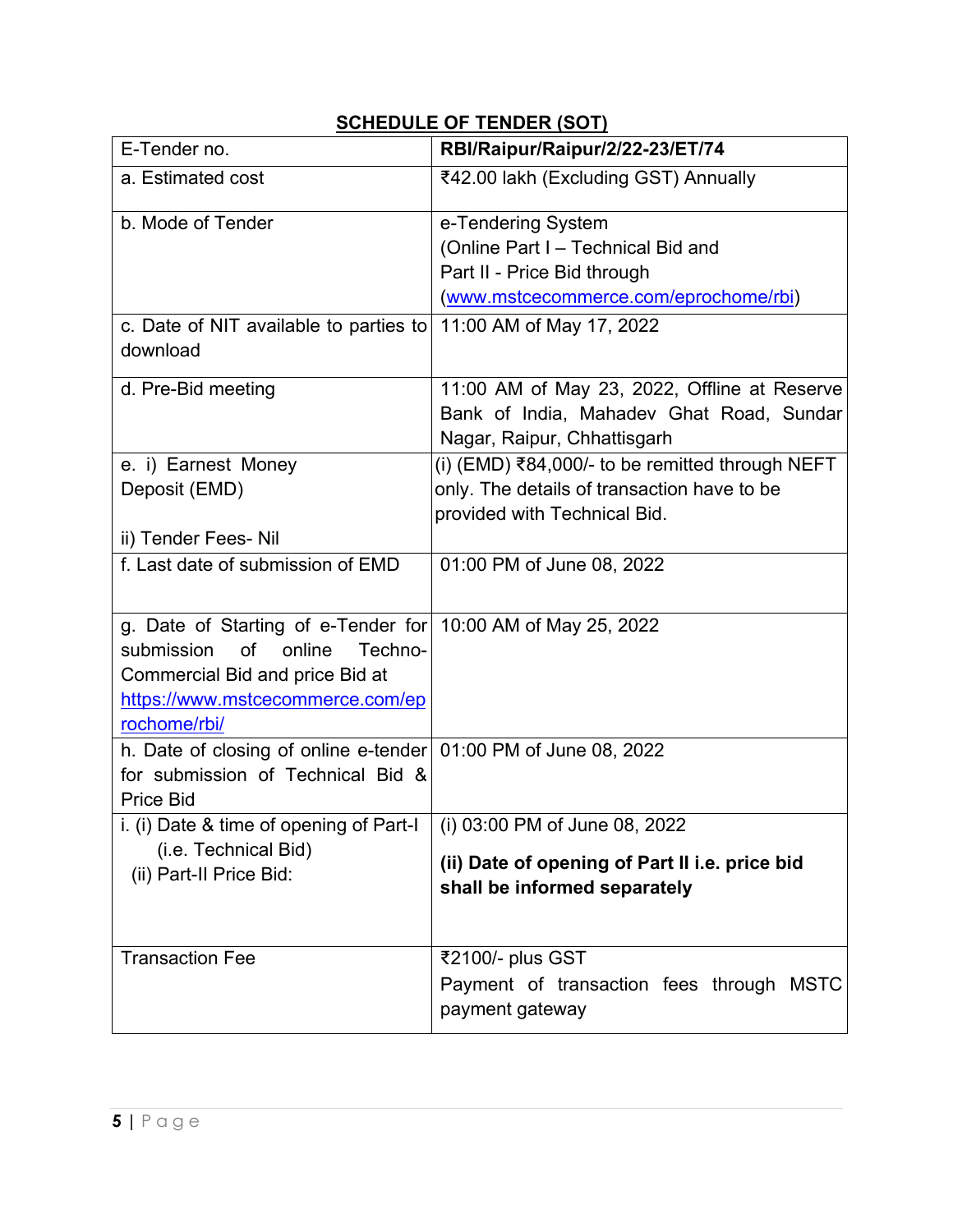## SCHEDULE OF TENDER (SOT)

| E-Tender no. | **RBI/Raipur/Raipur/2/22-23/ET/74** |
|---|---|
| a. Estimated cost | ₹42.00 lakh (Excluding GST) Annually |
| b. Mode of Tender | e-Tendering System<br>(Online Part I – Technical Bid and<br>Part II - Price Bid through<br>([www.mstcecommerce.com/eprochome/rbi](www.mstcecommerce.com/eprochome/rbi)) |
| c. Date of NIT available to parties to download | 11:00 AM of May 17, 2022 |
| d. Pre-Bid meeting | 11:00 AM of May 23, 2022, Offline at Reserve Bank of India, Mahadev Ghat Road, Sundar Nagar, Raipur, Chhattisgarh |
| e. i) Earnest Money Deposit (EMD)<br><br>ii) Tender Fees- Nil | (i) (EMD) ₹84,000/- to be remitted through NEFT only. The details of transaction have to be provided with Technical Bid. |
| f. Last date of submission of EMD | 01:00 PM of June 08, 2022 |
| g. Date of Starting of e-Tender for submission of online Techno-Commercial Bid and price Bid at [https://www.mstcecommerce.com/eprochome/rbi/](https://www.mstcecommerce.com/eprochome/rbi/) | 10:00 AM of May 25, 2022 |
| h. Date of closing of online e-tender for submission of Technical Bid & Price Bid | 01:00 PM of June 08, 2022 |
| i. (i) Date & time of opening of Part-I (i.e. Technical Bid)<br>(ii) Part-II Price Bid: | (i) 03:00 PM of June 08, 2022<br><br>**(ii) Date of opening of Part II i.e. price bid shall be informed separately** |
| Transaction Fee | ₹2100/- plus GST<br>Payment of transaction fees through MSTC payment gateway |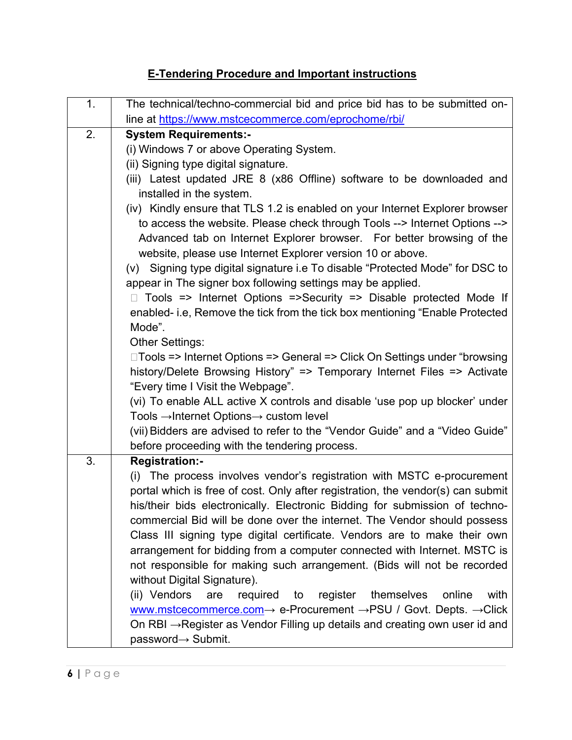## E-Tendering Procedure and Important instructions

| | |
|---|---|
| 1. | The technical/techno-commercial bid and price bid has to be submitted on-line at https://www.mstcecommerce.com/eprochome/rbi/ |
| 2. | **System Requirements:-**<br>(i) Windows 7 or above Operating System.<br>(ii) Signing type digital signature.<br>(iii) Latest updated JRE 8 (x86 Offline) software to be downloaded and installed in the system.<br>(iv) Kindly ensure that TLS 1.2 is enabled on your Internet Explorer browser to access the website. Please check through Tools --> Internet Options --> Advanced tab on Internet Explorer browser. For better browsing of the website, please use Internet Explorer version 10 or above.<br>(v) Signing type digital signature i.e To disable "Protected Mode" for DSC to appear in The signer box following settings may be applied.<br>Tools => Internet Options =>Security => Disable protected Mode If enabled- i.e, Remove the tick from the tick box mentioning "Enable Protected Mode".<br>Other Settings:<br>Tools => Internet Options => General => Click On Settings under "browsing history/Delete Browsing History" => Temporary Internet Files => Activate "Every time I Visit the Webpage".<br>(vi) To enable ALL active X controls and disable 'use pop up blocker' under Tools →Internet Options→ custom level<br>(vii) Bidders are advised to refer to the "Vendor Guide" and a "Video Guide" before proceeding with the tendering process. |
| 3. | **Registration:-**<br>(i) The process involves vendor's registration with MSTC e-procurement portal which is free of cost. Only after registration, the vendor(s) can submit his/their bids electronically. Electronic Bidding for submission of techno-commercial Bid will be done over the internet. The Vendor should possess Class III signing type digital certificate. Vendors are to make their own arrangement for bidding from a computer connected with Internet. MSTC is not responsible for making such arrangement. (Bids will not be recorded without Digital Signature).<br>(ii) Vendors are required to register themselves online with www.mstcecommerce.com→ e-Procurement →PSU / Govt. Depts. →Click On RBI →Register as Vendor Filling up details and creating own user id and password→ Submit. |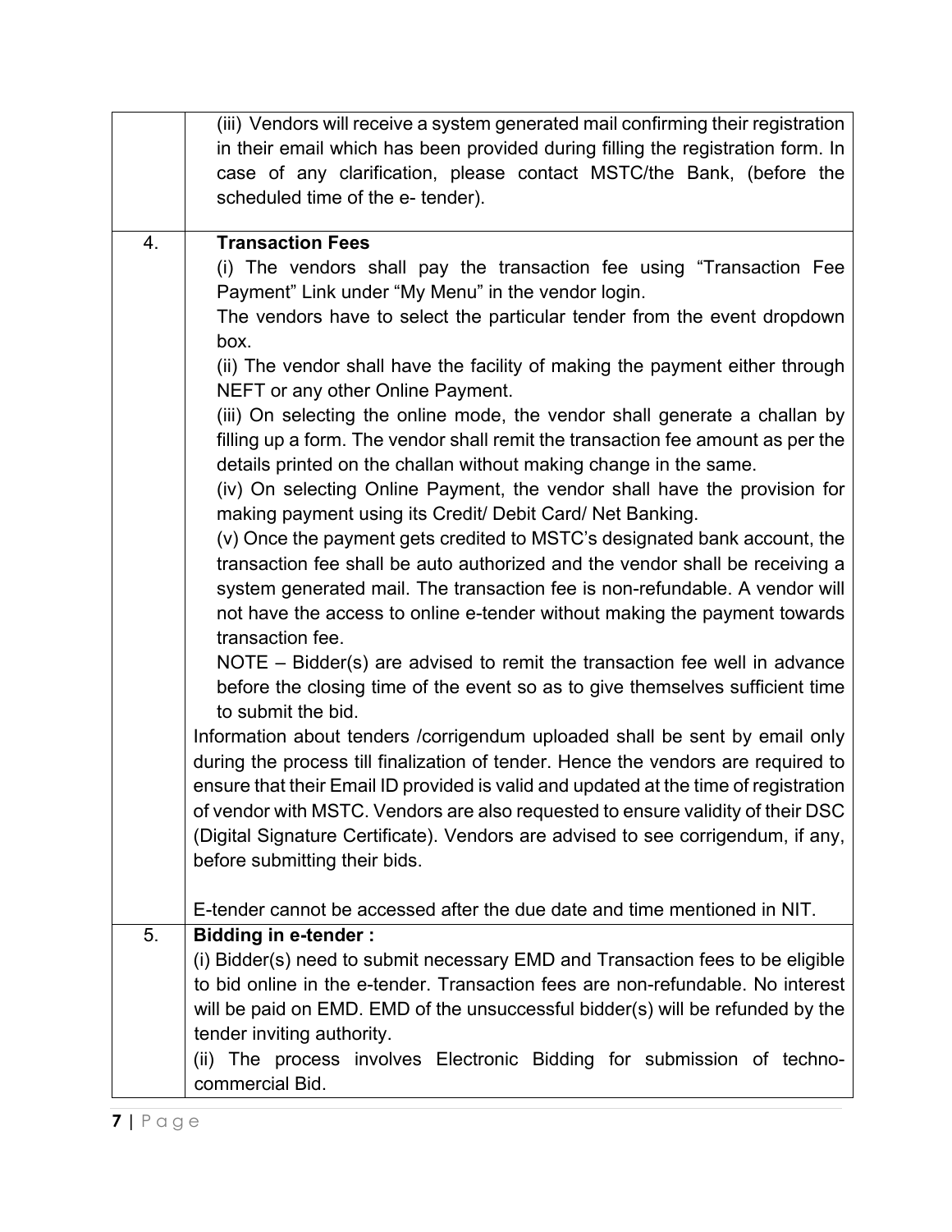| | |
|---|---|
| | (iii) Vendors will receive a system generated mail confirming their registration in their email which has been provided during filling the registration form. In case of any clarification, please contact MSTC/the Bank, (before the scheduled time of the e- tender). |
| 4. | **Transaction Fees**<br>(i) The vendors shall pay the transaction fee using "Transaction Fee Payment" Link under "My Menu" in the vendor login.<br>The vendors have to select the particular tender from the event dropdown box.<br>(ii) The vendor shall have the facility of making the payment either through NEFT or any other Online Payment.<br>(iii) On selecting the online mode, the vendor shall generate a challan by filling up a form. The vendor shall remit the transaction fee amount as per the details printed on the challan without making change in the same.<br>(iv) On selecting Online Payment, the vendor shall have the provision for making payment using its Credit/ Debit Card/ Net Banking.<br>(v) Once the payment gets credited to MSTC's designated bank account, the transaction fee shall be auto authorized and the vendor shall be receiving a system generated mail. The transaction fee is non-refundable. A vendor will not have the access to online e-tender without making the payment towards transaction fee.<br>NOTE – Bidder(s) are advised to remit the transaction fee well in advance before the closing time of the event so as to give themselves sufficient time to submit the bid.<br>Information about tenders /corrigendum uploaded shall be sent by email only during the process till finalization of tender. Hence the vendors are required to ensure that their Email ID provided is valid and updated at the time of registration of vendor with MSTC. Vendors are also requested to ensure validity of their DSC (Digital Signature Certificate). Vendors are advised to see corrigendum, if any, before submitting their bids.<br><br>E-tender cannot be accessed after the due date and time mentioned in NIT. |
| 5. | **Bidding in e-tender :**<br>(i) Bidder(s) need to submit necessary EMD and Transaction fees to be eligible to bid online in the e-tender. Transaction fees are non-refundable. No interest will be paid on EMD. EMD of the unsuccessful bidder(s) will be refunded by the tender inviting authority.<br>(ii) The process involves Electronic Bidding for submission of techno-commercial Bid. |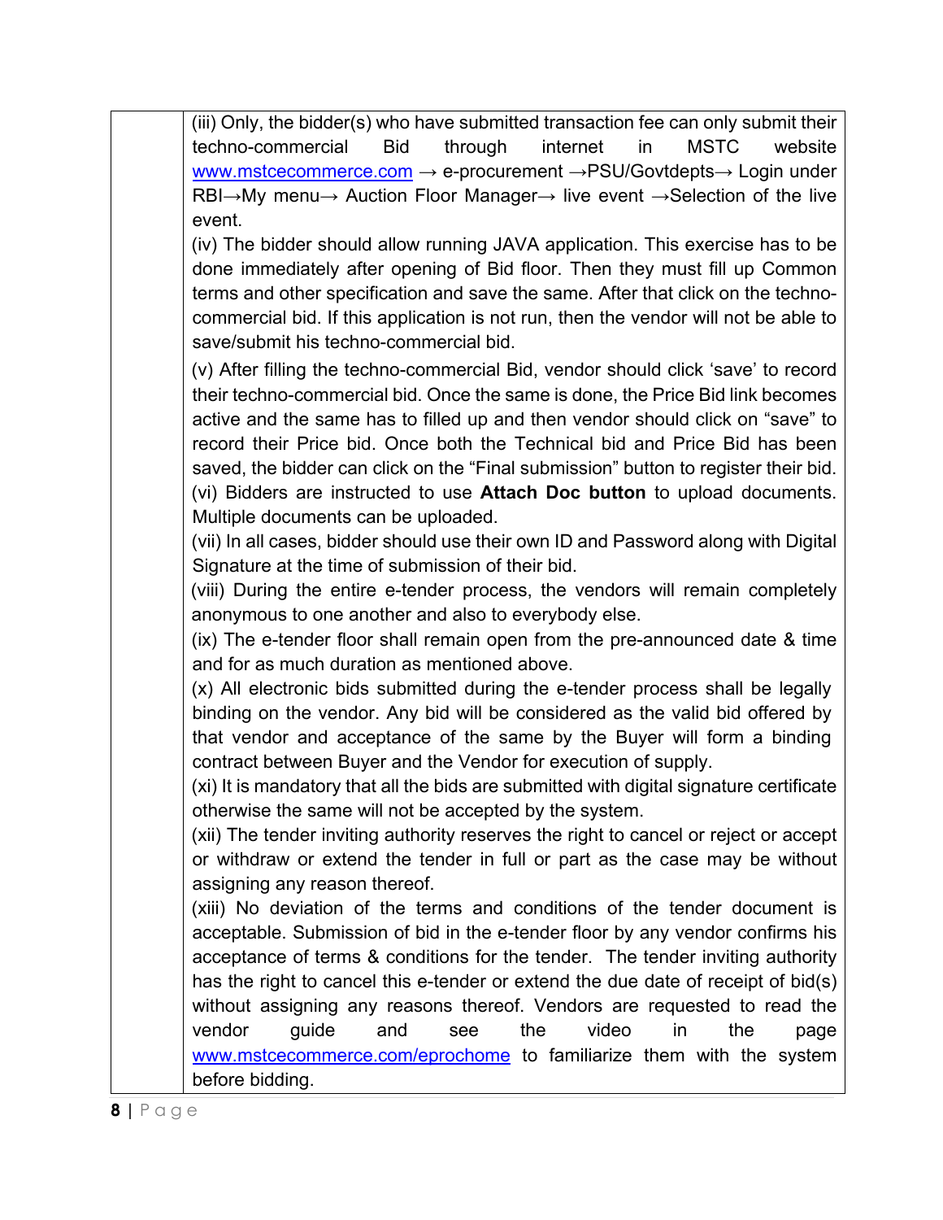| | (iii) Only, the bidder(s) who have submitted transaction fee can only submit their techno-commercial Bid through internet in MSTC website www.mstcecommerce.com → e-procurement →PSU/Govtdepts→ Login under RBI→My menu→ Auction Floor Manager→ live event →Selection of the live event.<br>(iv) The bidder should allow running JAVA application. This exercise has to be done immediately after opening of Bid floor. Then they must fill up Common terms and other specification and save the same. After that click on the techno-commercial bid. If this application is not run, then the vendor will not be able to save/submit his techno-commercial bid.<br>(v) After filling the techno-commercial Bid, vendor should click 'save' to record their techno-commercial bid. Once the same is done, the Price Bid link becomes active and the same has to filled up and then vendor should click on "save" to record their Price bid. Once both the Technical bid and Price Bid has been saved, the bidder can click on the "Final submission" button to register their bid.<br>(vi) Bidders are instructed to use **Attach Doc button** to upload documents. Multiple documents can be uploaded.<br>(vii) In all cases, bidder should use their own ID and Password along with Digital Signature at the time of submission of their bid.<br>(viii) During the entire e-tender process, the vendors will remain completely anonymous to one another and also to everybody else.<br>(ix) The e-tender floor shall remain open from the pre-announced date & time and for as much duration as mentioned above.<br>(x) All electronic bids submitted during the e-tender process shall be legally binding on the vendor. Any bid will be considered as the valid bid offered by that vendor and acceptance of the same by the Buyer will form a binding contract between Buyer and the Vendor for execution of supply.<br>(xi) It is mandatory that all the bids are submitted with digital signature certificate otherwise the same will not be accepted by the system.<br>(xii) The tender inviting authority reserves the right to cancel or reject or accept or withdraw or extend the tender in full or part as the case may be without assigning any reason thereof.<br>(xiii) No deviation of the terms and conditions of the tender document is acceptable. Submission of bid in the e-tender floor by any vendor confirms his acceptance of terms & conditions for the tender. The tender inviting authority has the right to cancel this e-tender or extend the due date of receipt of bid(s) without assigning any reasons thereof. Vendors are requested to read the vendor guide and see the video in the page www.mstcecommerce.com/eprochome to familiarize them with the system before bidding. |
|---|---|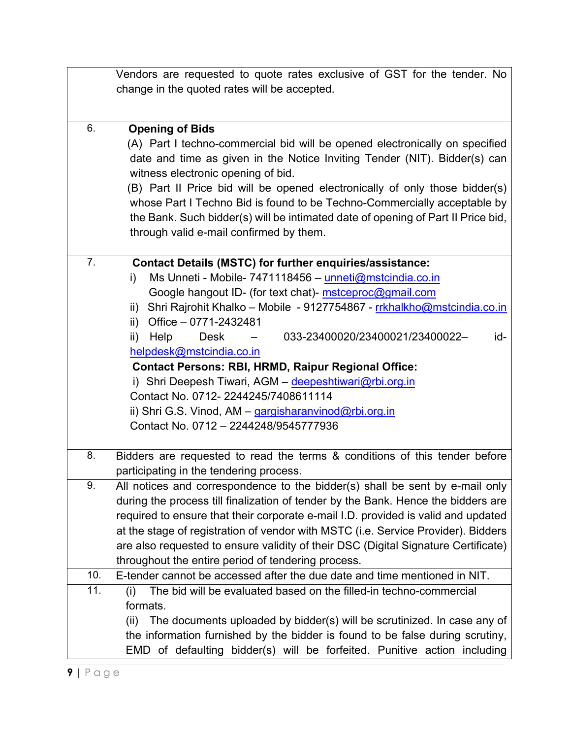| | |
|---|---|
| | Vendors are requested to quote rates exclusive of GST for the tender. No change in the quoted rates will be accepted. |
| 6. | **Opening of Bids**<br>(A) Part I techno-commercial bid will be opened electronically on specified date and time as given in the Notice Inviting Tender (NIT). Bidder(s) can witness electronic opening of bid.<br>(B) Part II Price bid will be opened electronically of only those bidder(s) whose Part I Techno Bid is found to be Techno-Commercially acceptable by the Bank. Such bidder(s) will be intimated date of opening of Part II Price bid, through valid e-mail confirmed by them. |
| 7. | **Contact Details (MSTC) for further enquiries/assistance:**<br>i) Ms Unneti - Mobile- 7471118456 – unneti@mstcindia.co.in<br>Google hangout ID- (for text chat)- mstceproc@gmail.com<br>ii) Shri Rajrohit Khalko – Mobile - 9127754867 - rrkhalkho@mstcindia.co.in<br>ii) Office – 0771-2432481<br>ii) Help Desk – 033-23400020/23400021/23400022– id- helpdesk@mstcindia.co.in<br>**Contact Persons: RBI, HRMD, Raipur Regional Office:**<br>i) Shri Deepesh Tiwari, AGM – deepeshtiwari@rbi.org.in<br>Contact No. 0712- 2244245/7408611114<br>ii) Shri G.S. Vinod, AM – gargisharanvinod@rbi.org.in<br>Contact No. 0712 – 2244248/9545777936 |
| 8. | Bidders are requested to read the terms & conditions of this tender before participating in the tendering process. |
| 9. | All notices and correspondence to the bidder(s) shall be sent by e-mail only during the process till finalization of tender by the Bank. Hence the bidders are required to ensure that their corporate e-mail I.D. provided is valid and updated at the stage of registration of vendor with MSTC (i.e. Service Provider). Bidders are also requested to ensure validity of their DSC (Digital Signature Certificate) throughout the entire period of tendering process. |
| 10. | E-tender cannot be accessed after the due date and time mentioned in NIT. |
| 11. | (i) The bid will be evaluated based on the filled-in techno-commercial formats.<br>(ii) The documents uploaded by bidder(s) will be scrutinized. In case any of the information furnished by the bidder is found to be false during scrutiny, EMD of defaulting bidder(s) will be forfeited. Punitive action including |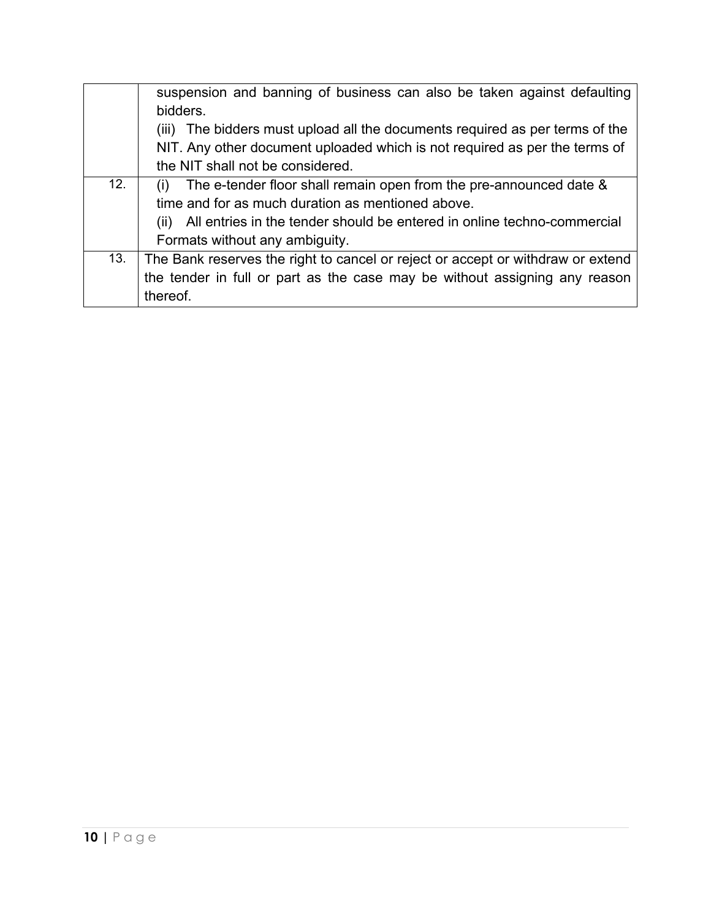| | |
|---|---|
| | suspension and banning of business can also be taken against defaulting bidders.<br>(iii) The bidders must upload all the documents required as per terms of the NIT. Any other document uploaded which is not required as per the terms of the NIT shall not be considered. |
| 12. | (i) The e-tender floor shall remain open from the pre-announced date & time and for as much duration as mentioned above.<br>(ii) All entries in the tender should be entered in online techno-commercial Formats without any ambiguity. |
| 13. | The Bank reserves the right to cancel or reject or accept or withdraw or extend the tender in full or part as the case may be without assigning any reason thereof. |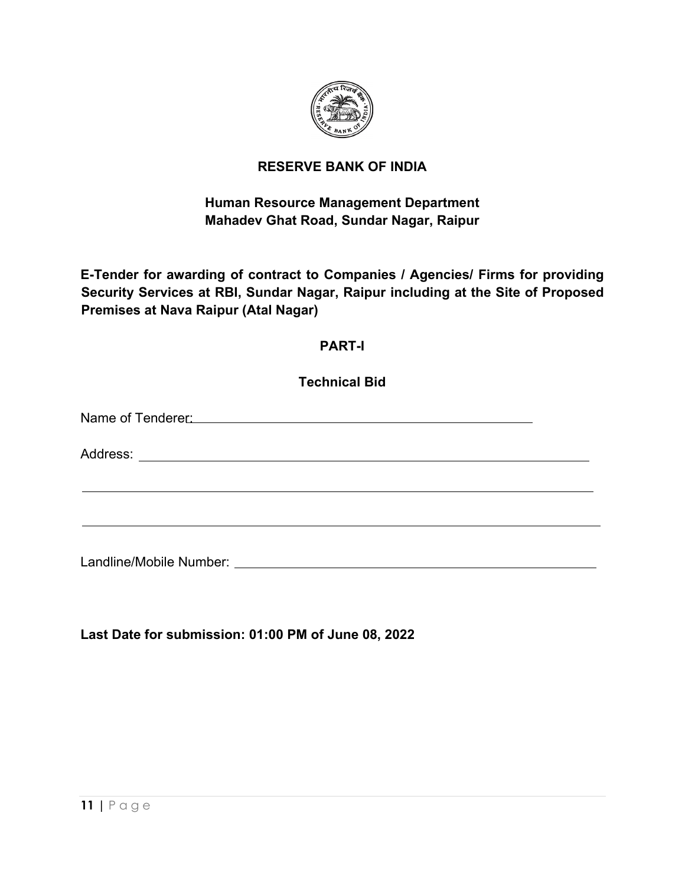# RESERVE BANK OF INDIA

## Human Resource Management Department
## Mahadev Ghat Road, Sundar Nagar, Raipur

**E-Tender for awarding of contract to Companies / Agencies/ Firms for providing Security Services at RBI, Sundar Nagar, Raipur including at the Site of Proposed Premises at Nava Raipur (Atal Nagar)**

## PART-I

## Technical Bid

Name of Tenderer: ______________________________________________

Address: ______________________________________________

______________________________________________

______________________________________________

Landline/Mobile Number: ______________________________________________

**Last Date for submission: 01:00 PM of June 08, 2022**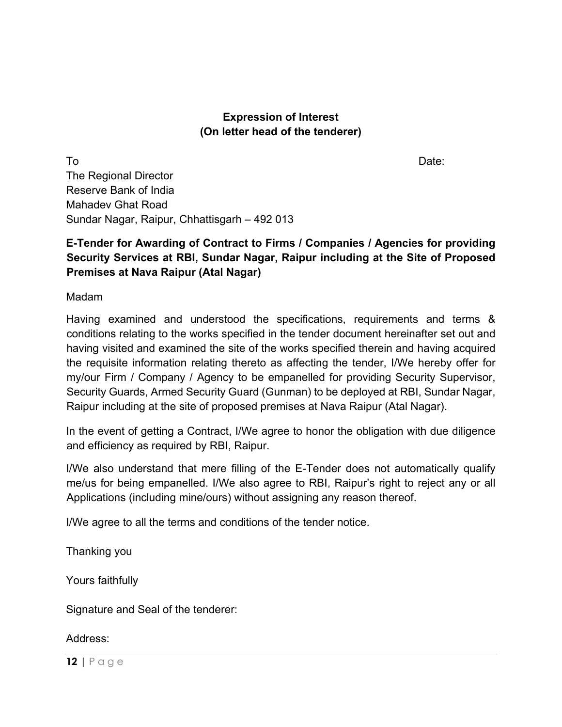**Expression of Interest**
**(On letter head of the tenderer)**

To Date:

The Regional Director
Reserve Bank of India
Mahadev Ghat Road
Sundar Nagar, Raipur, Chhattisgarh – 492 013

**E-Tender for Awarding of Contract to Firms / Companies / Agencies for providing Security Services at RBI, Sundar Nagar, Raipur including at the Site of Proposed Premises at Nava Raipur (Atal Nagar)**

Madam

Having examined and understood the specifications, requirements and terms & conditions relating to the works specified in the tender document hereinafter set out and having visited and examined the site of the works specified therein and having acquired the requisite information relating thereto as affecting the tender, I/We hereby offer for my/our Firm / Company / Agency to be empanelled for providing Security Supervisor, Security Guards, Armed Security Guard (Gunman) to be deployed at RBI, Sundar Nagar, Raipur including at the site of proposed premises at Nava Raipur (Atal Nagar).

In the event of getting a Contract, I/We agree to honor the obligation with due diligence and efficiency as required by RBI, Raipur.

I/We also understand that mere filling of the E-Tender does not automatically qualify me/us for being empanelled. I/We also agree to RBI, Raipur's right to reject any or all Applications (including mine/ours) without assigning any reason thereof.

I/We agree to all the terms and conditions of the tender notice.

Thanking you

Yours faithfully

Signature and Seal of the tenderer:

Address: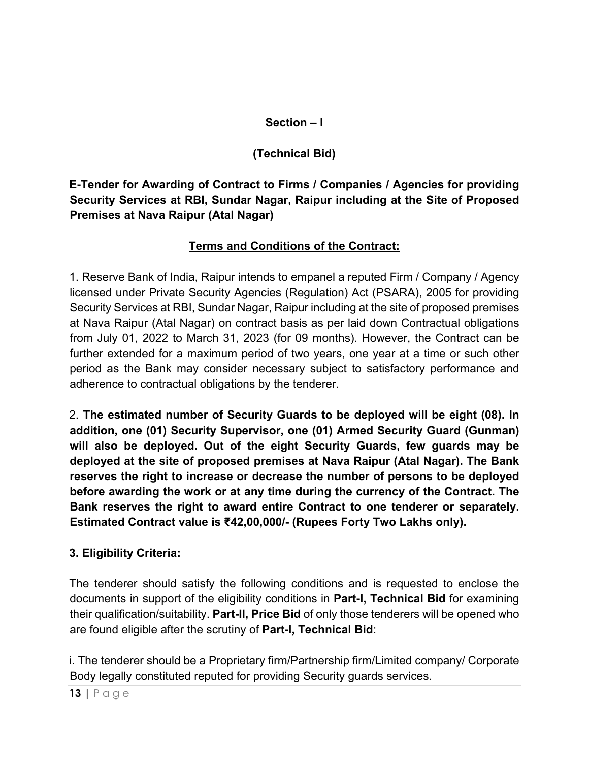## Section – I

## (Technical Bid)

### E-Tender for Awarding of Contract to Firms / Companies / Agencies for providing Security Services at RBI, Sundar Nagar, Raipur including at the Site of Proposed Premises at Nava Raipur (Atal Nagar)

### <u>Terms and Conditions of the Contract:</u>

1. Reserve Bank of India, Raipur intends to empanel a reputed Firm / Company / Agency licensed under Private Security Agencies (Regulation) Act (PSARA), 2005 for providing Security Services at RBI, Sundar Nagar, Raipur including at the site of proposed premises at Nava Raipur (Atal Nagar) on contract basis as per laid down Contractual obligations from July 01, 2022 to March 31, 2023 (for 09 months). However, the Contract can be further extended for a maximum period of two years, one year at a time or such other period as the Bank may consider necessary subject to satisfactory performance and adherence to contractual obligations by the tenderer.

2. **The estimated number of Security Guards to be deployed will be eight (08). In addition, one (01) Security Supervisor, one (01) Armed Security Guard (Gunman) will also be deployed. Out of the eight Security Guards, few guards may be deployed at the site of proposed premises at Nava Raipur (Atal Nagar). The Bank reserves the right to increase or decrease the number of persons to be deployed before awarding the work or at any time during the currency of the Contract. The Bank reserves the right to award entire Contract to one tenderer or separately. Estimated Contract value is ₹42,00,000/- (Rupees Forty Two Lakhs only).**

**3. Eligibility Criteria:**

The tenderer should satisfy the following conditions and is requested to enclose the documents in support of the eligibility conditions in **Part-I, Technical Bid** for examining their qualification/suitability. **Part-II, Price Bid** of only those tenderers will be opened who are found eligible after the scrutiny of **Part-I, Technical Bid**:

i. The tenderer should be a Proprietary firm/Partnership firm/Limited company/ Corporate Body legally constituted reputed for providing Security guards services.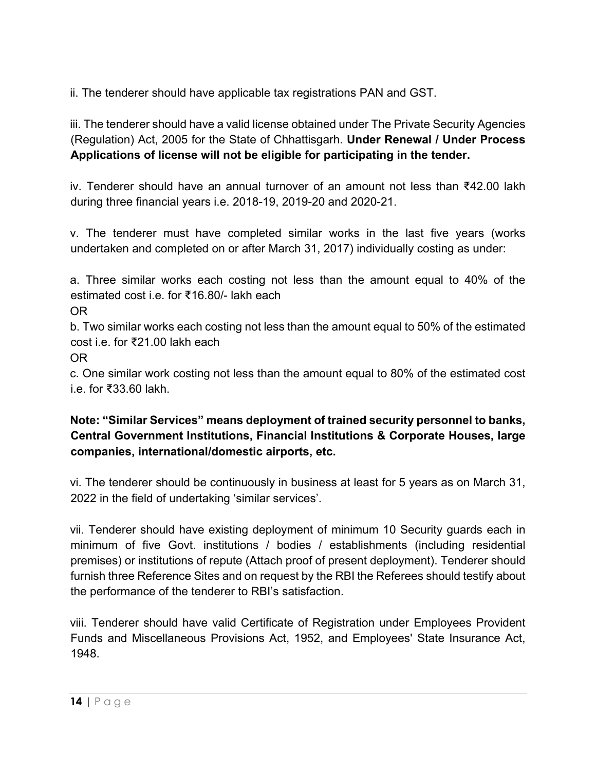ii. The tenderer should have applicable tax registrations PAN and GST.

iii. The tenderer should have a valid license obtained under The Private Security Agencies (Regulation) Act, 2005 for the State of Chhattisgarh. **Under Renewal / Under Process Applications of license will not be eligible for participating in the tender.**

iv. Tenderer should have an annual turnover of an amount not less than ₹42.00 lakh during three financial years i.e. 2018-19, 2019-20 and 2020-21.

v. The tenderer must have completed similar works in the last five years (works undertaken and completed on or after March 31, 2017) individually costing as under:

a. Three similar works each costing not less than the amount equal to 40% of the estimated cost i.e. for ₹16.80/- lakh each

OR

b. Two similar works each costing not less than the amount equal to 50% of the estimated cost i.e. for ₹21.00 lakh each

OR

c. One similar work costing not less than the amount equal to 80% of the estimated cost i.e. for ₹33.60 lakh.

**Note: "Similar Services" means deployment of trained security personnel to banks, Central Government Institutions, Financial Institutions & Corporate Houses, large companies, international/domestic airports, etc.**

vi. The tenderer should be continuously in business at least for 5 years as on March 31, 2022 in the field of undertaking 'similar services'.

vii. Tenderer should have existing deployment of minimum 10 Security guards each in minimum of five Govt. institutions / bodies / establishments (including residential premises) or institutions of repute (Attach proof of present deployment). Tenderer should furnish three Reference Sites and on request by the RBI the Referees should testify about the performance of the tenderer to RBI's satisfaction.

viii. Tenderer should have valid Certificate of Registration under Employees Provident Funds and Miscellaneous Provisions Act, 1952, and Employees' State Insurance Act, 1948.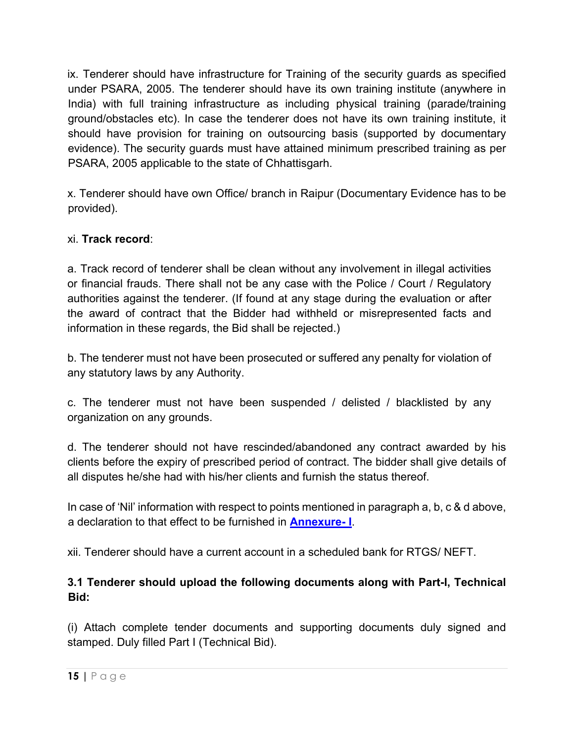ix. Tenderer should have infrastructure for Training of the security guards as specified under PSARA, 2005. The tenderer should have its own training institute (anywhere in India) with full training infrastructure as including physical training (parade/training ground/obstacles etc). In case the tenderer does not have its own training institute, it should have provision for training on outsourcing basis (supported by documentary evidence). The security guards must have attained minimum prescribed training as per PSARA, 2005 applicable to the state of Chhattisgarh.

x. Tenderer should have own Office/ branch in Raipur (Documentary Evidence has to be provided).

xi. **Track record**:

a. Track record of tenderer shall be clean without any involvement in illegal activities or financial frauds. There shall not be any case with the Police / Court / Regulatory authorities against the tenderer. (If found at any stage during the evaluation or after the award of contract that the Bidder had withheld or misrepresented facts and information in these regards, the Bid shall be rejected.)

b. The tenderer must not have been prosecuted or suffered any penalty for violation of any statutory laws by any Authority.

c. The tenderer must not have been suspended / delisted / blacklisted by any organization on any grounds.

d. The tenderer should not have rescinded/abandoned any contract awarded by his clients before the expiry of prescribed period of contract. The bidder shall give details of all disputes he/she had with his/her clients and furnish the status thereof.

In case of 'Nil' information with respect to points mentioned in paragraph a, b, c & d above, a declaration to that effect to be furnished in **Annexure- I**.

xii. Tenderer should have a current account in a scheduled bank for RTGS/ NEFT.

**3.1 Tenderer should upload the following documents along with Part-I, Technical Bid:**

(i) Attach complete tender documents and supporting documents duly signed and stamped. Duly filled Part I (Technical Bid).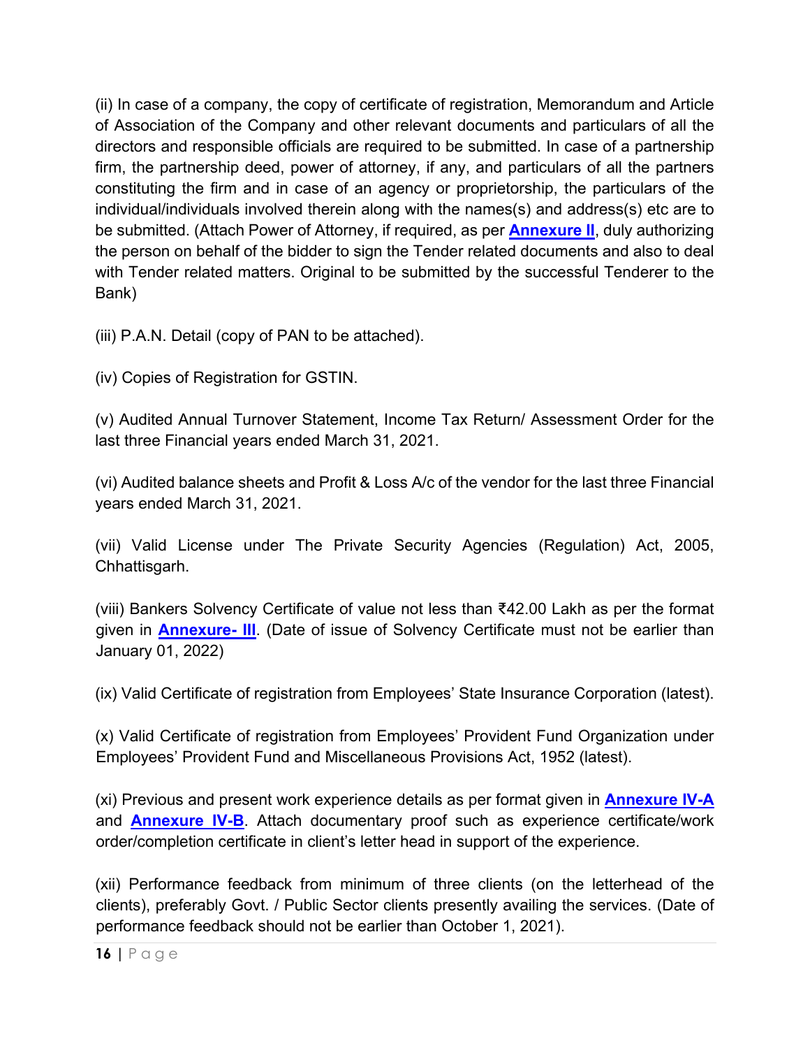(ii) In case of a company, the copy of certificate of registration, Memorandum and Article of Association of the Company and other relevant documents and particulars of all the directors and responsible officials are required to be submitted. In case of a partnership firm, the partnership deed, power of attorney, if any, and particulars of all the partners constituting the firm and in case of an agency or proprietorship, the particulars of the individual/individuals involved therein along with the names(s) and address(s) etc are to be submitted. (Attach Power of Attorney, if required, as per **Annexure II**, duly authorizing the person on behalf of the bidder to sign the Tender related documents and also to deal with Tender related matters. Original to be submitted by the successful Tenderer to the Bank)

(iii) P.A.N. Detail (copy of PAN to be attached).

(iv) Copies of Registration for GSTIN.

(v) Audited Annual Turnover Statement, Income Tax Return/ Assessment Order for the last three Financial years ended March 31, 2021.

(vi) Audited balance sheets and Profit & Loss A/c of the vendor for the last three Financial years ended March 31, 2021.

(vii) Valid License under The Private Security Agencies (Regulation) Act, 2005, Chhattisgarh.

(viii) Bankers Solvency Certificate of value not less than ₹42.00 Lakh as per the format given in **Annexure- III**. (Date of issue of Solvency Certificate must not be earlier than January 01, 2022)

(ix) Valid Certificate of registration from Employees' State Insurance Corporation (latest).

(x) Valid Certificate of registration from Employees' Provident Fund Organization under Employees' Provident Fund and Miscellaneous Provisions Act, 1952 (latest).

(xi) Previous and present work experience details as per format given in **Annexure IV-A** and **Annexure IV-B**. Attach documentary proof such as experience certificate/work order/completion certificate in client's letter head in support of the experience.

(xii) Performance feedback from minimum of three clients (on the letterhead of the clients), preferably Govt. / Public Sector clients presently availing the services. (Date of performance feedback should not be earlier than October 1, 2021).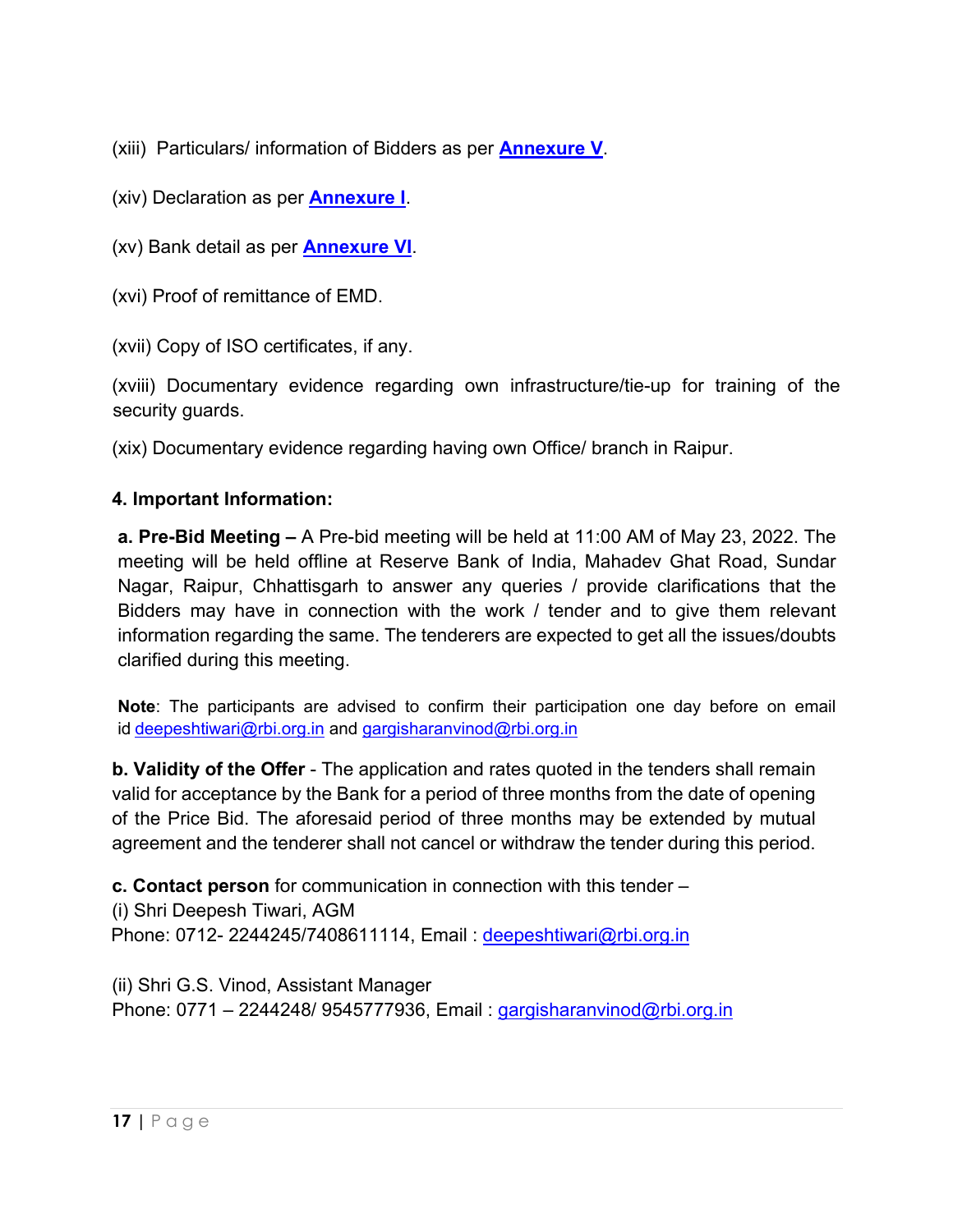(xiii) Particulars/ information of Bidders as per **Annexure V**.

(xiv) Declaration as per **Annexure I**.

(xv) Bank detail as per **Annexure VI**.

(xvi) Proof of remittance of EMD.

(xvii) Copy of ISO certificates, if any.

(xviii) Documentary evidence regarding own infrastructure/tie-up for training of the security guards.

(xix) Documentary evidence regarding having own Office/ branch in Raipur.

**4. Important Information:**

**a. Pre-Bid Meeting –** A Pre-bid meeting will be held at 11:00 AM of May 23, 2022. The meeting will be held offline at Reserve Bank of India, Mahadev Ghat Road, Sundar Nagar, Raipur, Chhattisgarh to answer any queries / provide clarifications that the Bidders may have in connection with the work / tender and to give them relevant information regarding the same. The tenderers are expected to get all the issues/doubts clarified during this meeting.

**Note**: The participants are advised to confirm their participation one day before on email id deepeshtiwari@rbi.org.in and gargisharanvinod@rbi.org.in

**b. Validity of the Offer** - The application and rates quoted in the tenders shall remain valid for acceptance by the Bank for a period of three months from the date of opening of the Price Bid. The aforesaid period of three months may be extended by mutual agreement and the tenderer shall not cancel or withdraw the tender during this period.

**c. Contact person** for communication in connection with this tender –
(i) Shri Deepesh Tiwari, AGM
Phone: 0712- 2244245/7408611114, Email : deepeshtiwari@rbi.org.in

(ii) Shri G.S. Vinod, Assistant Manager
Phone: 0771 – 2244248/ 9545777936, Email : gargisharanvinod@rbi.org.in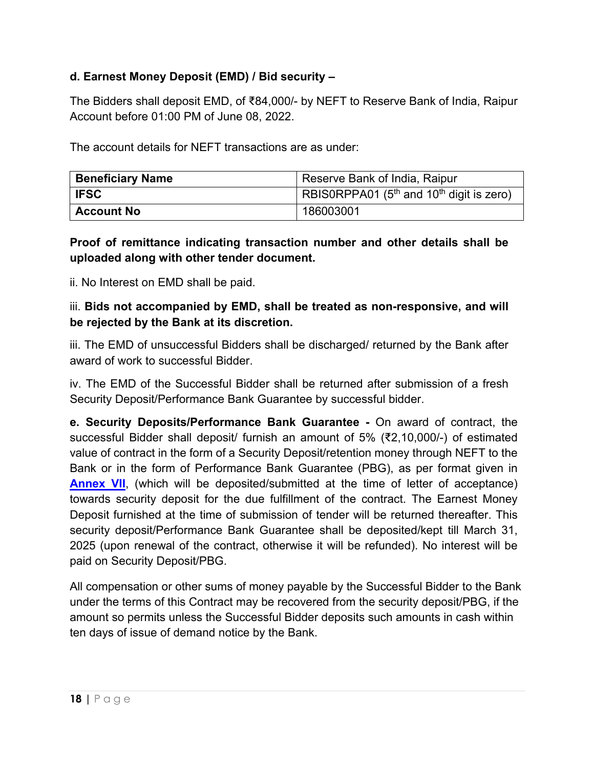**d. Earnest Money Deposit (EMD) / Bid security –**

The Bidders shall deposit EMD, of ₹84,000/- by NEFT to Reserve Bank of India, Raipur Account before 01:00 PM of June 08, 2022.

The account details for NEFT transactions are as under:

| **Beneficiary Name** | Reserve Bank of India, Raipur |
|---|---|
| **IFSC** | RBIS0RPPA01 (5th and 10th digit is zero) |
| **Account No** | 186003001 |

**Proof of remittance indicating transaction number and other details shall be uploaded along with other tender document.**

ii. No Interest on EMD shall be paid.

iii. **Bids not accompanied by EMD, shall be treated as non-responsive, and will be rejected by the Bank at its discretion.**

iii. The EMD of unsuccessful Bidders shall be discharged/ returned by the Bank after award of work to successful Bidder.

iv. The EMD of the Successful Bidder shall be returned after submission of a fresh Security Deposit/Performance Bank Guarantee by successful bidder.

**e. Security Deposits/Performance Bank Guarantee -** On award of contract, the successful Bidder shall deposit/ furnish an amount of 5% (₹2,10,000/-) of estimated value of contract in the form of a Security Deposit/retention money through NEFT to the Bank or in the form of Performance Bank Guarantee (PBG), as per format given in **Annex VII**, (which will be deposited/submitted at the time of letter of acceptance) towards security deposit for the due fulfillment of the contract. The Earnest Money Deposit furnished at the time of submission of tender will be returned thereafter. This security deposit/Performance Bank Guarantee shall be deposited/kept till March 31, 2025 (upon renewal of the contract, otherwise it will be refunded). No interest will be paid on Security Deposit/PBG.

All compensation or other sums of money payable by the Successful Bidder to the Bank under the terms of this Contract may be recovered from the security deposit/PBG, if the amount so permits unless the Successful Bidder deposits such amounts in cash within ten days of issue of demand notice by the Bank.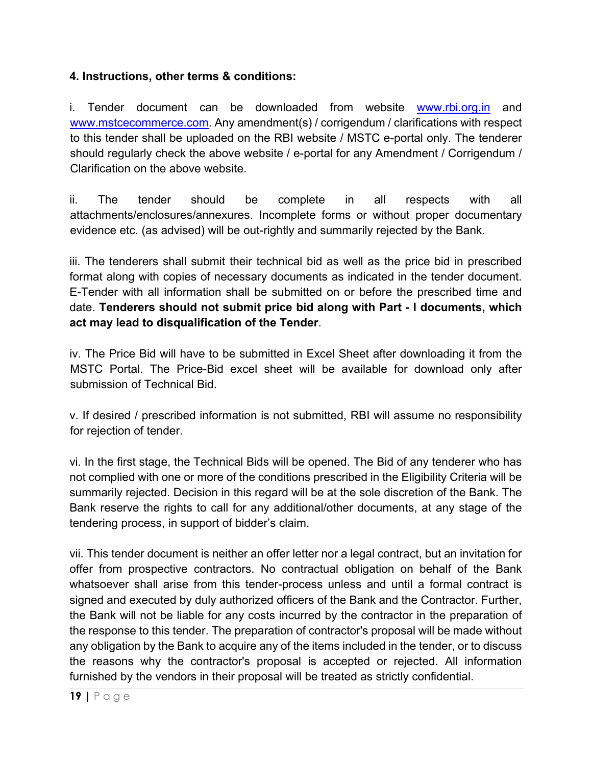**4. Instructions, other terms & conditions:**

i. Tender document can be downloaded from website www.rbi.org.in and www.mstcecommerce.com. Any amendment(s) / corrigendum / clarifications with respect to this tender shall be uploaded on the RBI website / MSTC e-portal only. The tenderer should regularly check the above website / e-portal for any Amendment / Corrigendum / Clarification on the above website.

ii. The tender should be complete in all respects with all attachments/enclosures/annexures. Incomplete forms or without proper documentary evidence etc. (as advised) will be out-rightly and summarily rejected by the Bank.

iii. The tenderers shall submit their technical bid as well as the price bid in prescribed format along with copies of necessary documents as indicated in the tender document. E-Tender with all information shall be submitted on or before the prescribed time and date. **Tenderers should not submit price bid along with Part - I documents, which act may lead to disqualification of the Tender**.

iv. The Price Bid will have to be submitted in Excel Sheet after downloading it from the MSTC Portal. The Price-Bid excel sheet will be available for download only after submission of Technical Bid.

v. If desired / prescribed information is not submitted, RBI will assume no responsibility for rejection of tender.

vi. In the first stage, the Technical Bids will be opened. The Bid of any tenderer who has not complied with one or more of the conditions prescribed in the Eligibility Criteria will be summarily rejected. Decision in this regard will be at the sole discretion of the Bank. The Bank reserve the rights to call for any additional/other documents, at any stage of the tendering process, in support of bidder's claim.

vii. This tender document is neither an offer letter nor a legal contract, but an invitation for offer from prospective contractors. No contractual obligation on behalf of the Bank whatsoever shall arise from this tender-process unless and until a formal contract is signed and executed by duly authorized officers of the Bank and the Contractor. Further, the Bank will not be liable for any costs incurred by the contractor in the preparation of the response to this tender. The preparation of contractor's proposal will be made without any obligation by the Bank to acquire any of the items included in the tender, or to discuss the reasons why the contractor's proposal is accepted or rejected. All information furnished by the vendors in their proposal will be treated as strictly confidential.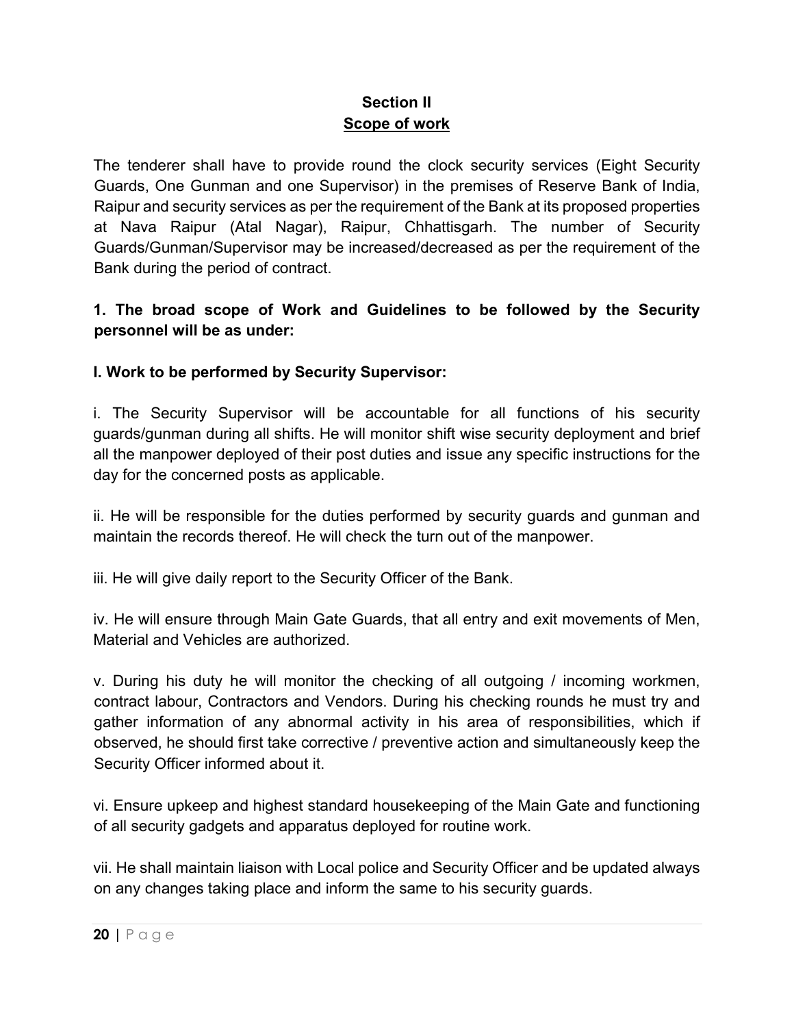## Section II
## <u>Scope of work</u>

The tenderer shall have to provide round the clock security services (Eight Security Guards, One Gunman and one Supervisor) in the premises of Reserve Bank of India, Raipur and security services as per the requirement of the Bank at its proposed properties at Nava Raipur (Atal Nagar), Raipur, Chhattisgarh. The number of Security Guards/Gunman/Supervisor may be increased/decreased as per the requirement of the Bank during the period of contract.

**1. The broad scope of Work and Guidelines to be followed by the Security personnel will be as under:**

**I. Work to be performed by Security Supervisor:**

i. The Security Supervisor will be accountable for all functions of his security guards/gunman during all shifts. He will monitor shift wise security deployment and brief all the manpower deployed of their post duties and issue any specific instructions for the day for the concerned posts as applicable.

ii. He will be responsible for the duties performed by security guards and gunman and maintain the records thereof. He will check the turn out of the manpower.

iii. He will give daily report to the Security Officer of the Bank.

iv. He will ensure through Main Gate Guards, that all entry and exit movements of Men, Material and Vehicles are authorized.

v. During his duty he will monitor the checking of all outgoing / incoming workmen, contract labour, Contractors and Vendors. During his checking rounds he must try and gather information of any abnormal activity in his area of responsibilities, which if observed, he should first take corrective / preventive action and simultaneously keep the Security Officer informed about it.

vi. Ensure upkeep and highest standard housekeeping of the Main Gate and functioning of all security gadgets and apparatus deployed for routine work.

vii. He shall maintain liaison with Local police and Security Officer and be updated always on any changes taking place and inform the same to his security guards.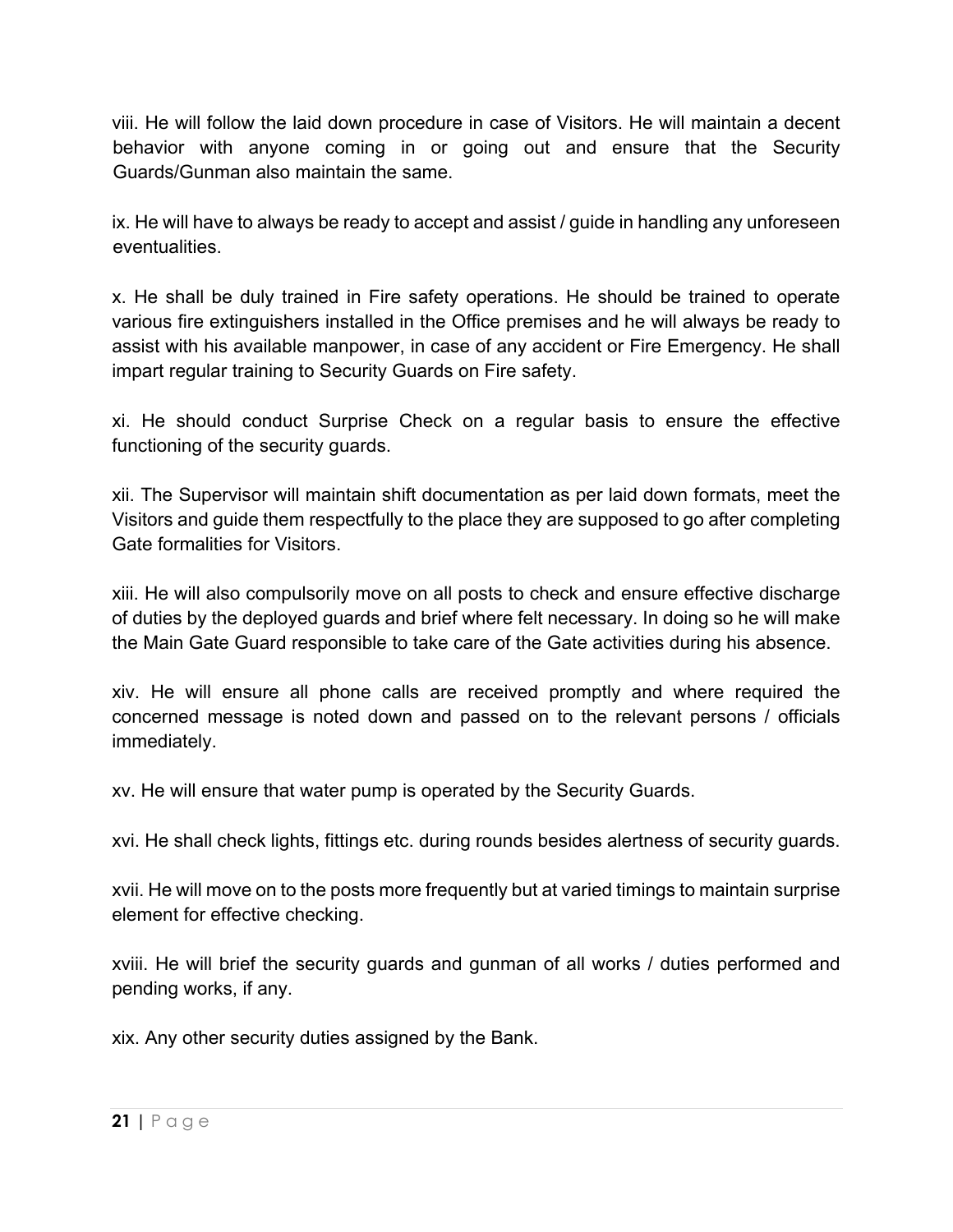viii. He will follow the laid down procedure in case of Visitors. He will maintain a decent behavior with anyone coming in or going out and ensure that the Security Guards/Gunman also maintain the same.

ix. He will have to always be ready to accept and assist / guide in handling any unforeseen eventualities.

x. He shall be duly trained in Fire safety operations. He should be trained to operate various fire extinguishers installed in the Office premises and he will always be ready to assist with his available manpower, in case of any accident or Fire Emergency. He shall impart regular training to Security Guards on Fire safety.

xi. He should conduct Surprise Check on a regular basis to ensure the effective functioning of the security guards.

xii. The Supervisor will maintain shift documentation as per laid down formats, meet the Visitors and guide them respectfully to the place they are supposed to go after completing Gate formalities for Visitors.

xiii. He will also compulsorily move on all posts to check and ensure effective discharge of duties by the deployed guards and brief where felt necessary. In doing so he will make the Main Gate Guard responsible to take care of the Gate activities during his absence.

xiv. He will ensure all phone calls are received promptly and where required the concerned message is noted down and passed on to the relevant persons / officials immediately.

xv. He will ensure that water pump is operated by the Security Guards.

xvi. He shall check lights, fittings etc. during rounds besides alertness of security guards.

xvii. He will move on to the posts more frequently but at varied timings to maintain surprise element for effective checking.

xviii. He will brief the security guards and gunman of all works / duties performed and pending works, if any.

xix. Any other security duties assigned by the Bank.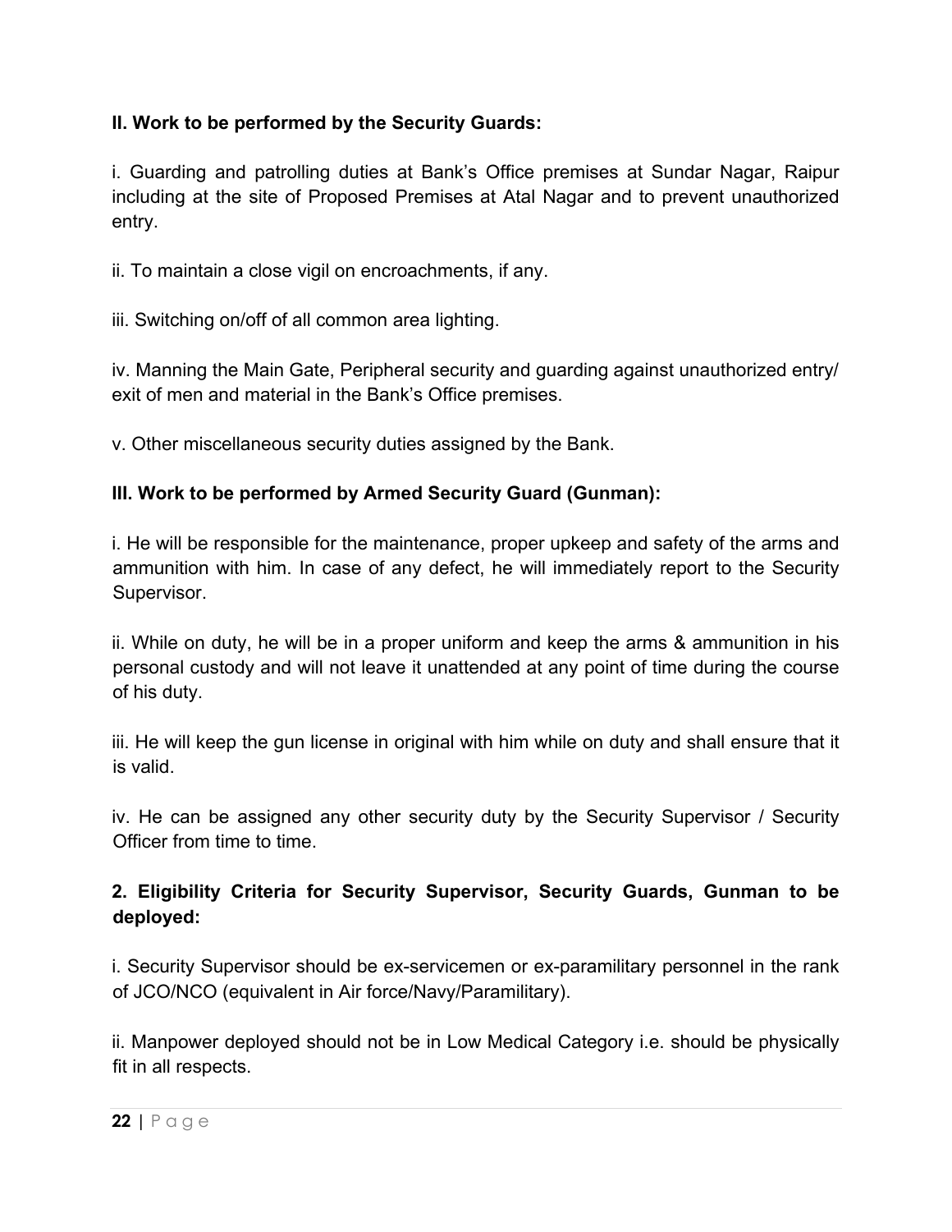**II. Work to be performed by the Security Guards:**

i. Guarding and patrolling duties at Bank's Office premises at Sundar Nagar, Raipur including at the site of Proposed Premises at Atal Nagar and to prevent unauthorized entry.

ii. To maintain a close vigil on encroachments, if any.

iii. Switching on/off of all common area lighting.

iv. Manning the Main Gate, Peripheral security and guarding against unauthorized entry/ exit of men and material in the Bank's Office premises.

v. Other miscellaneous security duties assigned by the Bank.

**III. Work to be performed by Armed Security Guard (Gunman):**

i. He will be responsible for the maintenance, proper upkeep and safety of the arms and ammunition with him. In case of any defect, he will immediately report to the Security Supervisor.

ii. While on duty, he will be in a proper uniform and keep the arms & ammunition in his personal custody and will not leave it unattended at any point of time during the course of his duty.

iii. He will keep the gun license in original with him while on duty and shall ensure that it is valid.

iv. He can be assigned any other security duty by the Security Supervisor / Security Officer from time to time.

**2. Eligibility Criteria for Security Supervisor, Security Guards, Gunman to be deployed:**

i. Security Supervisor should be ex-servicemen or ex-paramilitary personnel in the rank of JCO/NCO (equivalent in Air force/Navy/Paramilitary).

ii. Manpower deployed should not be in Low Medical Category i.e. should be physically fit in all respects.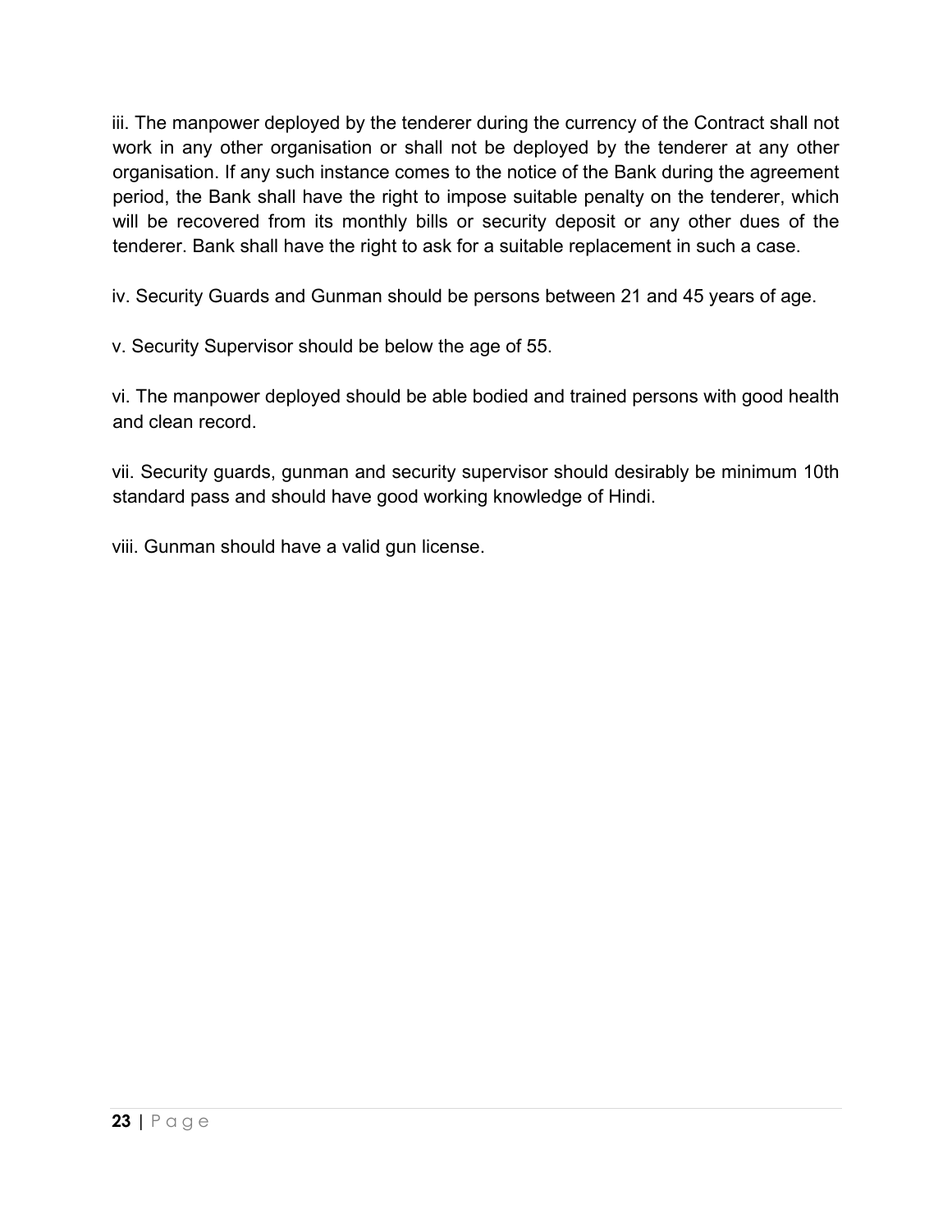iii. The manpower deployed by the tenderer during the currency of the Contract shall not work in any other organisation or shall not be deployed by the tenderer at any other organisation. If any such instance comes to the notice of the Bank during the agreement period, the Bank shall have the right to impose suitable penalty on the tenderer, which will be recovered from its monthly bills or security deposit or any other dues of the tenderer. Bank shall have the right to ask for a suitable replacement in such a case.

iv. Security Guards and Gunman should be persons between 21 and 45 years of age.

v. Security Supervisor should be below the age of 55.

vi. The manpower deployed should be able bodied and trained persons with good health and clean record.

vii. Security guards, gunman and security supervisor should desirably be minimum 10th standard pass and should have good working knowledge of Hindi.

viii. Gunman should have a valid gun license.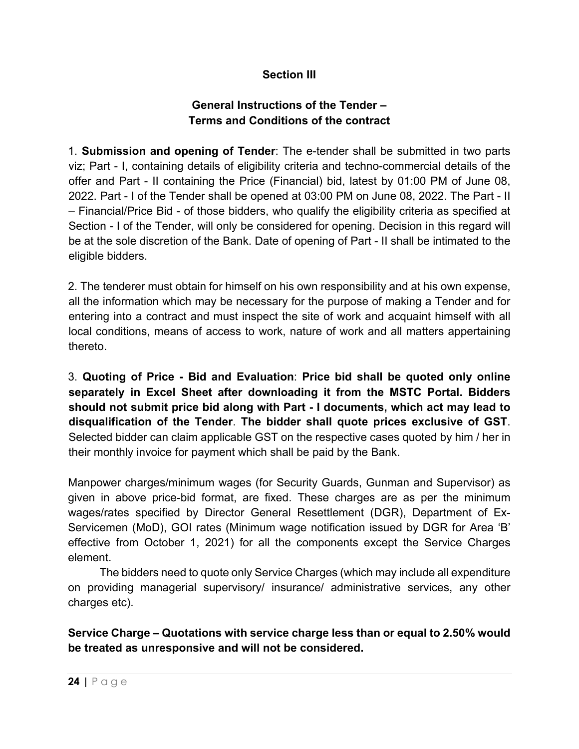## Section III

### General Instructions of the Tender – Terms and Conditions of the contract

1. **Submission and opening of Tender**: The e-tender shall be submitted in two parts viz; Part - I, containing details of eligibility criteria and techno-commercial details of the offer and Part - II containing the Price (Financial) bid, latest by 01:00 PM of June 08, 2022. Part - I of the Tender shall be opened at 03:00 PM on June 08, 2022. The Part - II – Financial/Price Bid - of those bidders, who qualify the eligibility criteria as specified at Section - I of the Tender, will only be considered for opening. Decision in this regard will be at the sole discretion of the Bank. Date of opening of Part - II shall be intimated to the eligible bidders.

2. The tenderer must obtain for himself on his own responsibility and at his own expense, all the information which may be necessary for the purpose of making a Tender and for entering into a contract and must inspect the site of work and acquaint himself with all local conditions, means of access to work, nature of work and all matters appertaining thereto.

3. **Quoting of Price - Bid and Evaluation**: **Price bid shall be quoted only online separately in Excel Sheet after downloading it from the MSTC Portal. Bidders should not submit price bid along with Part - I documents, which act may lead to disqualification of the Tender**. **The bidder shall quote prices exclusive of GST**. Selected bidder can claim applicable GST on the respective cases quoted by him / her in their monthly invoice for payment which shall be paid by the Bank.

Manpower charges/minimum wages (for Security Guards, Gunman and Supervisor) as given in above price-bid format, are fixed. These charges are as per the minimum wages/rates specified by Director General Resettlement (DGR), Department of Ex-Servicemen (MoD), GOI rates (Minimum wage notification issued by DGR for Area 'B' effective from October 1, 2021) for all the components except the Service Charges element.

The bidders need to quote only Service Charges (which may include all expenditure on providing managerial supervisory/ insurance/ administrative services, any other charges etc).

**Service Charge – Quotations with service charge less than or equal to 2.50% would be treated as unresponsive and will not be considered.**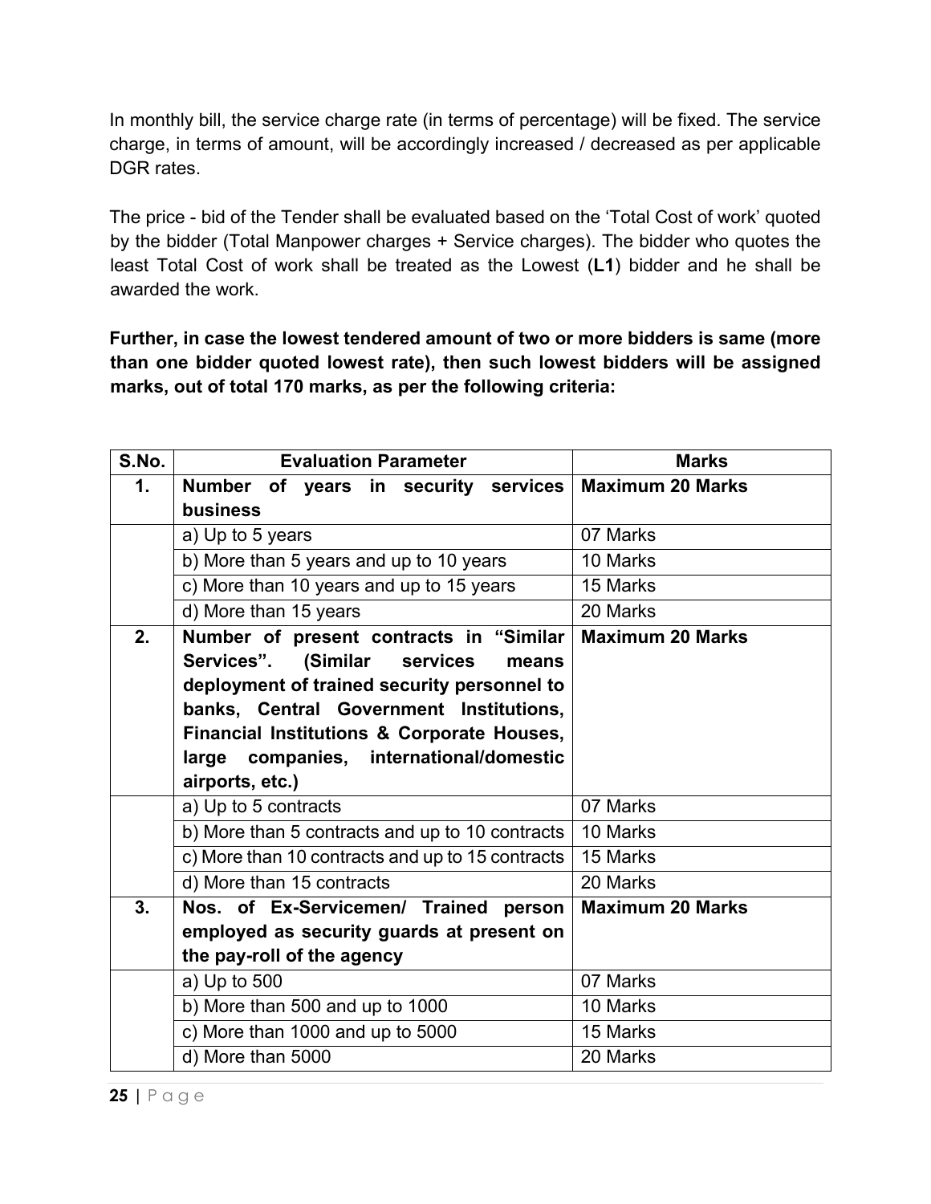In monthly bill, the service charge rate (in terms of percentage) will be fixed. The service charge, in terms of amount, will be accordingly increased / decreased as per applicable DGR rates.

The price - bid of the Tender shall be evaluated based on the 'Total Cost of work' quoted by the bidder (Total Manpower charges + Service charges). The bidder who quotes the least Total Cost of work shall be treated as the Lowest (**L1**) bidder and he shall be awarded the work.

**Further, in case the lowest tendered amount of two or more bidders is same (more than one bidder quoted lowest rate), then such lowest bidders will be assigned marks, out of total 170 marks, as per the following criteria:**

| S.No. | Evaluation Parameter | Marks |
|---|---|---|
| **1.** | **Number of years in security services business** | **Maximum 20 Marks** |
| | a) Up to 5 years | 07 Marks |
| | b) More than 5 years and up to 10 years | 10 Marks |
| | c) More than 10 years and up to 15 years | 15 Marks |
| | d) More than 15 years | 20 Marks |
| **2.** | **Number of present contracts in "Similar Services". (Similar services means deployment of trained security personnel to banks, Central Government Institutions, Financial Institutions & Corporate Houses, large companies, international/domestic airports, etc.)** | **Maximum 20 Marks** |
| | a) Up to 5 contracts | 07 Marks |
| | b) More than 5 contracts and up to 10 contracts | 10 Marks |
| | c) More than 10 contracts and up to 15 contracts | 15 Marks |
| | d) More than 15 contracts | 20 Marks |
| **3.** | **Nos. of Ex-Servicemen/ Trained person employed as security guards at present on the pay-roll of the agency** | **Maximum 20 Marks** |
| | a) Up to 500 | 07 Marks |
| | b) More than 500 and up to 1000 | 10 Marks |
| | c) More than 1000 and up to 5000 | 15 Marks |
| | d) More than 5000 | 20 Marks |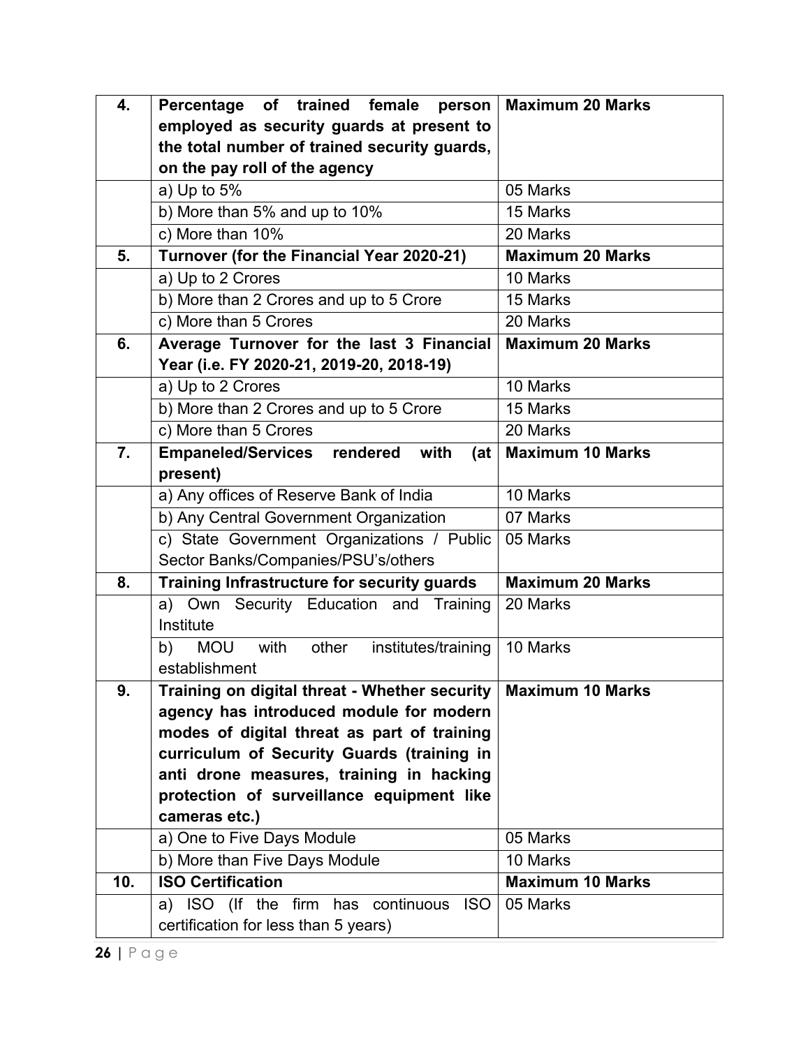| | | |
|---|---|---|
| **4.** | **Percentage of trained female person employed as security guards at present to the total number of trained security guards, on the pay roll of the agency** | **Maximum 20 Marks** |
| | a) Up to 5% | 05 Marks |
| | b) More than 5% and up to 10% | 15 Marks |
| | c) More than 10% | 20 Marks |
| **5.** | **Turnover (for the Financial Year 2020-21)** | **Maximum 20 Marks** |
| | a) Up to 2 Crores | 10 Marks |
| | b) More than 2 Crores and up to 5 Crore | 15 Marks |
| | c) More than 5 Crores | 20 Marks |
| **6.** | **Average Turnover for the last 3 Financial Year (i.e. FY 2020-21, 2019-20, 2018-19)** | **Maximum 20 Marks** |
| | a) Up to 2 Crores | 10 Marks |
| | b) More than 2 Crores and up to 5 Crore | 15 Marks |
| | c) More than 5 Crores | 20 Marks |
| **7.** | **Empaneled/Services rendered with (at present)** | **Maximum 10 Marks** |
| | a) Any offices of Reserve Bank of India | 10 Marks |
| | b) Any Central Government Organization | 07 Marks |
| | c) State Government Organizations / Public Sector Banks/Companies/PSU's/others | 05 Marks |
| **8.** | **Training Infrastructure for security guards** | **Maximum 20 Marks** |
| | a) Own Security Education and Training Institute | 20 Marks |
| | b) MOU with other institutes/training establishment | 10 Marks |
| **9.** | **Training on digital threat - Whether security agency has introduced module for modern modes of digital threat as part of training curriculum of Security Guards (training in anti drone measures, training in hacking protection of surveillance equipment like cameras etc.)** | **Maximum 10 Marks** |
| | a) One to Five Days Module | 05 Marks |
| | b) More than Five Days Module | 10 Marks |
| **10.** | **ISO Certification** | **Maximum 10 Marks** |
| | a) ISO (If the firm has continuous ISO certification for less than 5 years) | 05 Marks |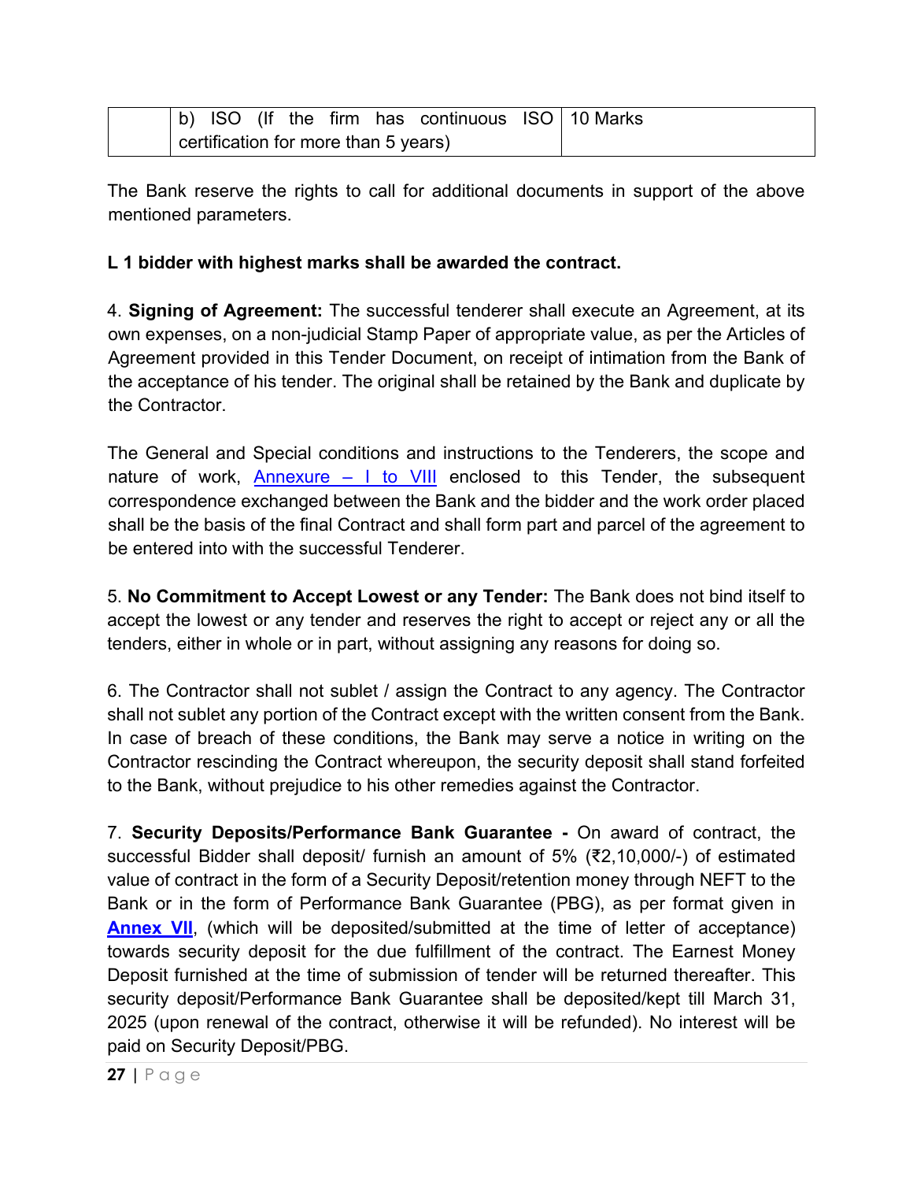|  | b) ISO (If the firm has continuous ISO certification for more than 5 years) | 10 Marks |
|---|---|---|

The Bank reserve the rights to call for additional documents in support of the above mentioned parameters.

**L 1 bidder with highest marks shall be awarded the contract.**

4. **Signing of Agreement:** The successful tenderer shall execute an Agreement, at its own expenses, on a non-judicial Stamp Paper of appropriate value, as per the Articles of Agreement provided in this Tender Document, on receipt of intimation from the Bank of the acceptance of his tender. The original shall be retained by the Bank and duplicate by the Contractor.

The General and Special conditions and instructions to the Tenderers, the scope and nature of work, Annexure – I to VIII enclosed to this Tender, the subsequent correspondence exchanged between the Bank and the bidder and the work order placed shall be the basis of the final Contract and shall form part and parcel of the agreement to be entered into with the successful Tenderer.

5. **No Commitment to Accept Lowest or any Tender:** The Bank does not bind itself to accept the lowest or any tender and reserves the right to accept or reject any or all the tenders, either in whole or in part, without assigning any reasons for doing so.

6. The Contractor shall not sublet / assign the Contract to any agency. The Contractor shall not sublet any portion of the Contract except with the written consent from the Bank. In case of breach of these conditions, the Bank may serve a notice in writing on the Contractor rescinding the Contract whereupon, the security deposit shall stand forfeited to the Bank, without prejudice to his other remedies against the Contractor.

7. **Security Deposits/Performance Bank Guarantee -** On award of contract, the successful Bidder shall deposit/ furnish an amount of 5% (₹2,10,000/-) of estimated value of contract in the form of a Security Deposit/retention money through NEFT to the Bank or in the form of Performance Bank Guarantee (PBG), as per format given in **Annex VII**, (which will be deposited/submitted at the time of letter of acceptance) towards security deposit for the due fulfillment of the contract. The Earnest Money Deposit furnished at the time of submission of tender will be returned thereafter. This security deposit/Performance Bank Guarantee shall be deposited/kept till March 31, 2025 (upon renewal of the contract, otherwise it will be refunded). No interest will be paid on Security Deposit/PBG.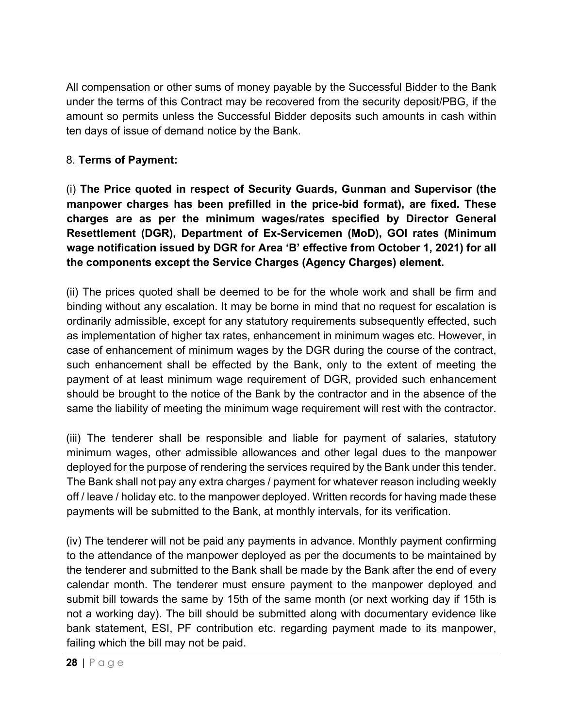All compensation or other sums of money payable by the Successful Bidder to the Bank under the terms of this Contract may be recovered from the security deposit/PBG, if the amount so permits unless the Successful Bidder deposits such amounts in cash within ten days of issue of demand notice by the Bank.

8. **Terms of Payment:**

(i) **The Price quoted in respect of Security Guards, Gunman and Supervisor (the manpower charges has been prefilled in the price-bid format), are fixed. These charges are as per the minimum wages/rates specified by Director General Resettlement (DGR), Department of Ex-Servicemen (MoD), GOI rates (Minimum wage notification issued by DGR for Area 'B' effective from October 1, 2021) for all the components except the Service Charges (Agency Charges) element.**

(ii) The prices quoted shall be deemed to be for the whole work and shall be firm and binding without any escalation. It may be borne in mind that no request for escalation is ordinarily admissible, except for any statutory requirements subsequently effected, such as implementation of higher tax rates, enhancement in minimum wages etc. However, in case of enhancement of minimum wages by the DGR during the course of the contract, such enhancement shall be effected by the Bank, only to the extent of meeting the payment of at least minimum wage requirement of DGR, provided such enhancement should be brought to the notice of the Bank by the contractor and in the absence of the same the liability of meeting the minimum wage requirement will rest with the contractor.

(iii) The tenderer shall be responsible and liable for payment of salaries, statutory minimum wages, other admissible allowances and other legal dues to the manpower deployed for the purpose of rendering the services required by the Bank under this tender. The Bank shall not pay any extra charges / payment for whatever reason including weekly off / leave / holiday etc. to the manpower deployed. Written records for having made these payments will be submitted to the Bank, at monthly intervals, for its verification.

(iv) The tenderer will not be paid any payments in advance. Monthly payment confirming to the attendance of the manpower deployed as per the documents to be maintained by the tenderer and submitted to the Bank shall be made by the Bank after the end of every calendar month. The tenderer must ensure payment to the manpower deployed and submit bill towards the same by 15th of the same month (or next working day if 15th is not a working day). The bill should be submitted along with documentary evidence like bank statement, ESI, PF contribution etc. regarding payment made to its manpower, failing which the bill may not be paid.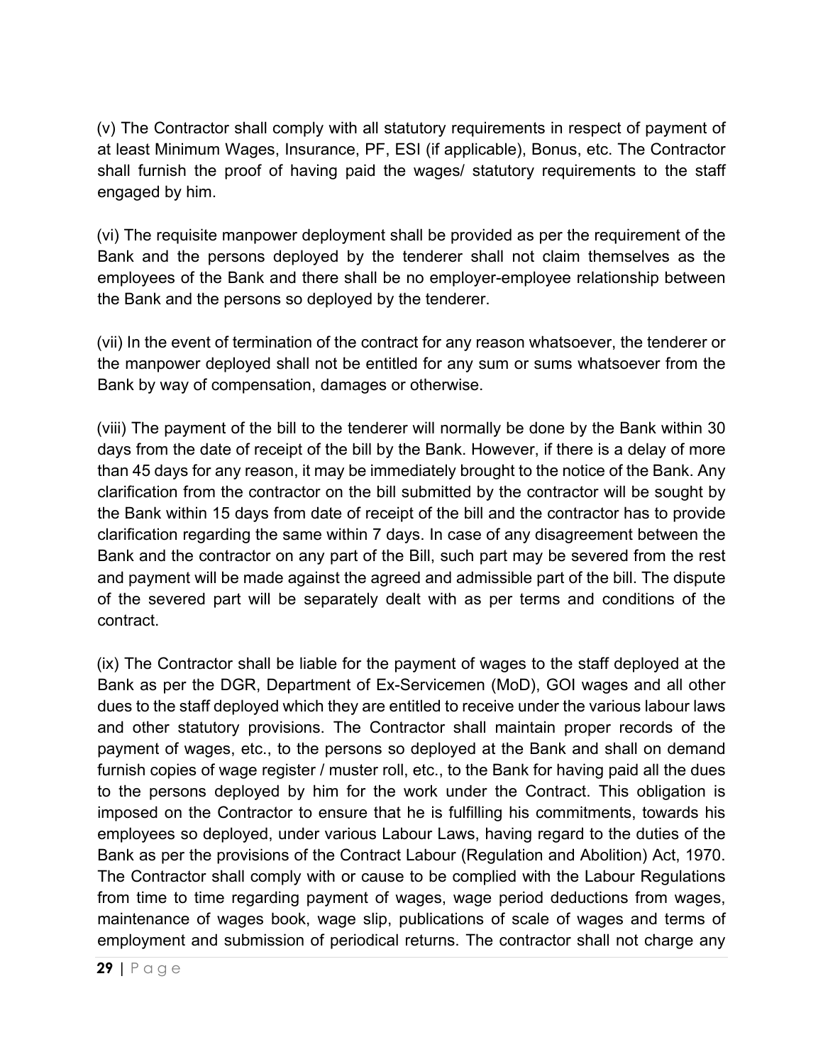(v) The Contractor shall comply with all statutory requirements in respect of payment of at least Minimum Wages, Insurance, PF, ESI (if applicable), Bonus, etc. The Contractor shall furnish the proof of having paid the wages/ statutory requirements to the staff engaged by him.

(vi) The requisite manpower deployment shall be provided as per the requirement of the Bank and the persons deployed by the tenderer shall not claim themselves as the employees of the Bank and there shall be no employer-employee relationship between the Bank and the persons so deployed by the tenderer.

(vii) In the event of termination of the contract for any reason whatsoever, the tenderer or the manpower deployed shall not be entitled for any sum or sums whatsoever from the Bank by way of compensation, damages or otherwise.

(viii) The payment of the bill to the tenderer will normally be done by the Bank within 30 days from the date of receipt of the bill by the Bank. However, if there is a delay of more than 45 days for any reason, it may be immediately brought to the notice of the Bank. Any clarification from the contractor on the bill submitted by the contractor will be sought by the Bank within 15 days from date of receipt of the bill and the contractor has to provide clarification regarding the same within 7 days. In case of any disagreement between the Bank and the contractor on any part of the Bill, such part may be severed from the rest and payment will be made against the agreed and admissible part of the bill. The dispute of the severed part will be separately dealt with as per terms and conditions of the contract.

(ix) The Contractor shall be liable for the payment of wages to the staff deployed at the Bank as per the DGR, Department of Ex-Servicemen (MoD), GOI wages and all other dues to the staff deployed which they are entitled to receive under the various labour laws and other statutory provisions. The Contractor shall maintain proper records of the payment of wages, etc., to the persons so deployed at the Bank and shall on demand furnish copies of wage register / muster roll, etc., to the Bank for having paid all the dues to the persons deployed by him for the work under the Contract. This obligation is imposed on the Contractor to ensure that he is fulfilling his commitments, towards his employees so deployed, under various Labour Laws, having regard to the duties of the Bank as per the provisions of the Contract Labour (Regulation and Abolition) Act, 1970. The Contractor shall comply with or cause to be complied with the Labour Regulations from time to time regarding payment of wages, wage period deductions from wages, maintenance of wages book, wage slip, publications of scale of wages and terms of employment and submission of periodical returns. The contractor shall not charge any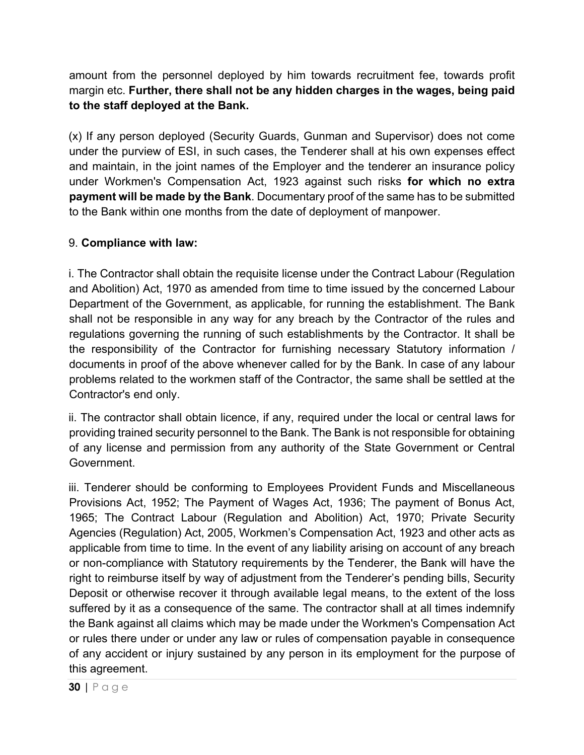amount from the personnel deployed by him towards recruitment fee, towards profit margin etc. **Further, there shall not be any hidden charges in the wages, being paid to the staff deployed at the Bank.**

(x) If any person deployed (Security Guards, Gunman and Supervisor) does not come under the purview of ESI, in such cases, the Tenderer shall at his own expenses effect and maintain, in the joint names of the Employer and the tenderer an insurance policy under Workmen's Compensation Act, 1923 against such risks **for which no extra payment will be made by the Bank**. Documentary proof of the same has to be submitted to the Bank within one months from the date of deployment of manpower.

9. **Compliance with law:**

i. The Contractor shall obtain the requisite license under the Contract Labour (Regulation and Abolition) Act, 1970 as amended from time to time issued by the concerned Labour Department of the Government, as applicable, for running the establishment. The Bank shall not be responsible in any way for any breach by the Contractor of the rules and regulations governing the running of such establishments by the Contractor. It shall be the responsibility of the Contractor for furnishing necessary Statutory information / documents in proof of the above whenever called for by the Bank. In case of any labour problems related to the workmen staff of the Contractor, the same shall be settled at the Contractor's end only.

ii. The contractor shall obtain licence, if any, required under the local or central laws for providing trained security personnel to the Bank. The Bank is not responsible for obtaining of any license and permission from any authority of the State Government or Central Government.

iii. Tenderer should be conforming to Employees Provident Funds and Miscellaneous Provisions Act, 1952; The Payment of Wages Act, 1936; The payment of Bonus Act, 1965; The Contract Labour (Regulation and Abolition) Act, 1970; Private Security Agencies (Regulation) Act, 2005, Workmen's Compensation Act, 1923 and other acts as applicable from time to time. In the event of any liability arising on account of any breach or non-compliance with Statutory requirements by the Tenderer, the Bank will have the right to reimburse itself by way of adjustment from the Tenderer's pending bills, Security Deposit or otherwise recover it through available legal means, to the extent of the loss suffered by it as a consequence of the same. The contractor shall at all times indemnify the Bank against all claims which may be made under the Workmen's Compensation Act or rules there under or under any law or rules of compensation payable in consequence of any accident or injury sustained by any person in its employment for the purpose of this agreement.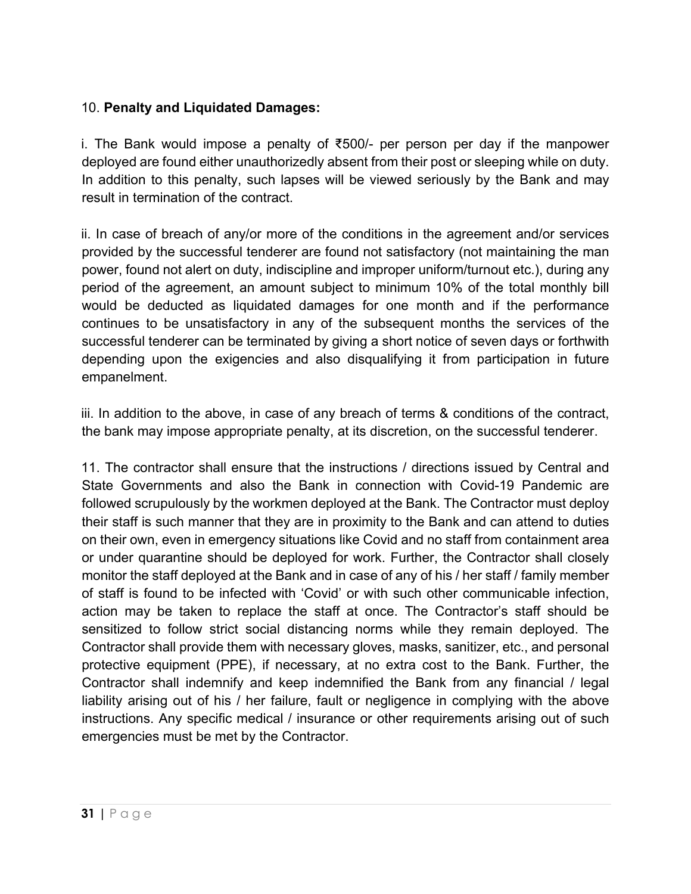10. **Penalty and Liquidated Damages:**

i. The Bank would impose a penalty of ₹500/- per person per day if the manpower deployed are found either unauthorizedly absent from their post or sleeping while on duty. In addition to this penalty, such lapses will be viewed seriously by the Bank and may result in termination of the contract.

ii. In case of breach of any/or more of the conditions in the agreement and/or services provided by the successful tenderer are found not satisfactory (not maintaining the man power, found not alert on duty, indiscipline and improper uniform/turnout etc.), during any period of the agreement, an amount subject to minimum 10% of the total monthly bill would be deducted as liquidated damages for one month and if the performance continues to be unsatisfactory in any of the subsequent months the services of the successful tenderer can be terminated by giving a short notice of seven days or forthwith depending upon the exigencies and also disqualifying it from participation in future empanelment.

iii. In addition to the above, in case of any breach of terms & conditions of the contract, the bank may impose appropriate penalty, at its discretion, on the successful tenderer.

11. The contractor shall ensure that the instructions / directions issued by Central and State Governments and also the Bank in connection with Covid-19 Pandemic are followed scrupulously by the workmen deployed at the Bank. The Contractor must deploy their staff is such manner that they are in proximity to the Bank and can attend to duties on their own, even in emergency situations like Covid and no staff from containment area or under quarantine should be deployed for work. Further, the Contractor shall closely monitor the staff deployed at the Bank and in case of any of his / her staff / family member of staff is found to be infected with 'Covid' or with such other communicable infection, action may be taken to replace the staff at once. The Contractor's staff should be sensitized to follow strict social distancing norms while they remain deployed. The Contractor shall provide them with necessary gloves, masks, sanitizer, etc., and personal protective equipment (PPE), if necessary, at no extra cost to the Bank. Further, the Contractor shall indemnify and keep indemnified the Bank from any financial / legal liability arising out of his / her failure, fault or negligence in complying with the above instructions. Any specific medical / insurance or other requirements arising out of such emergencies must be met by the Contractor.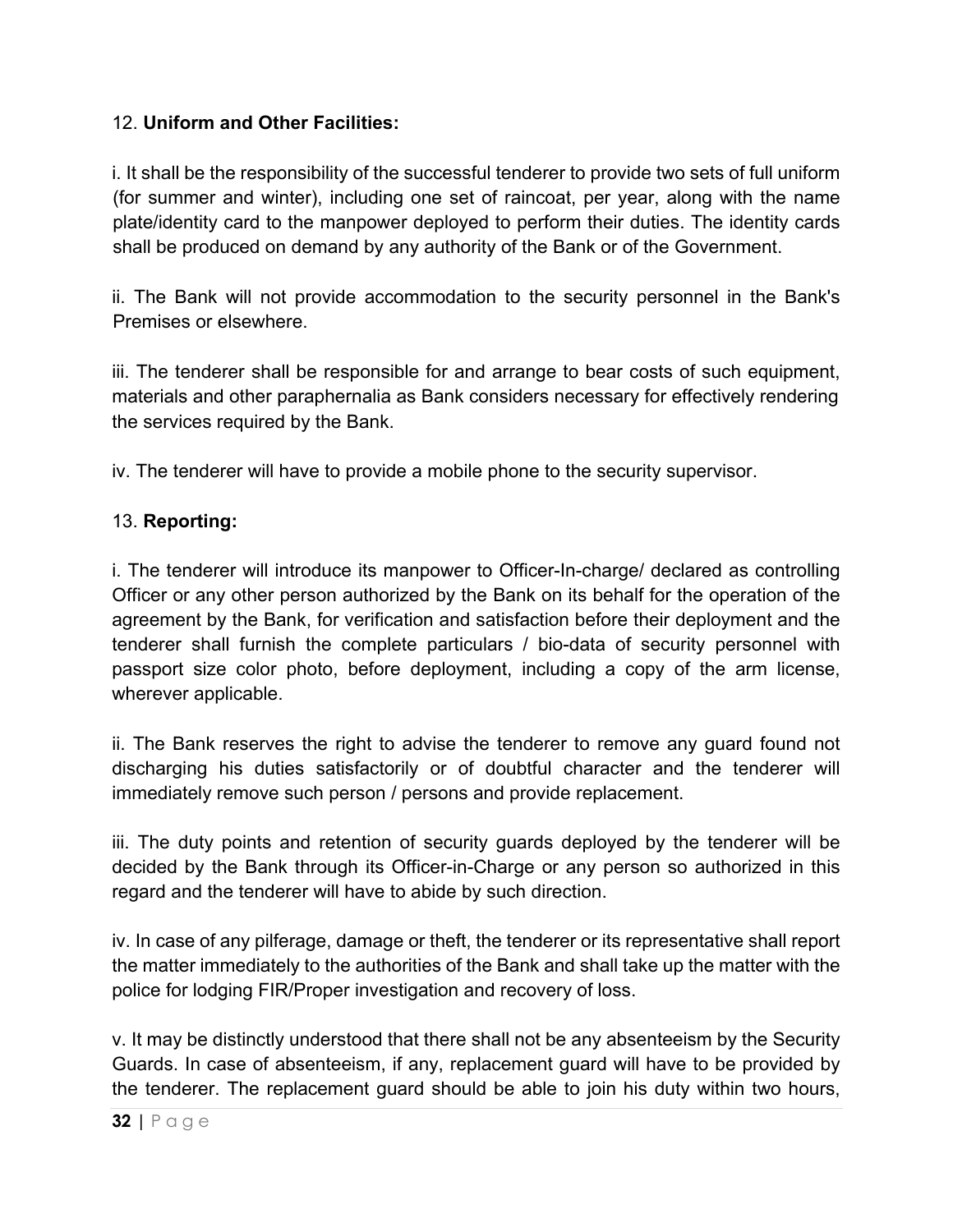12. **Uniform and Other Facilities:**

i. It shall be the responsibility of the successful tenderer to provide two sets of full uniform (for summer and winter), including one set of raincoat, per year, along with the name plate/identity card to the manpower deployed to perform their duties. The identity cards shall be produced on demand by any authority of the Bank or of the Government.

ii. The Bank will not provide accommodation to the security personnel in the Bank's Premises or elsewhere.

iii. The tenderer shall be responsible for and arrange to bear costs of such equipment, materials and other paraphernalia as Bank considers necessary for effectively rendering the services required by the Bank.

iv. The tenderer will have to provide a mobile phone to the security supervisor.

13. **Reporting:**

i. The tenderer will introduce its manpower to Officer-In-charge/ declared as controlling Officer or any other person authorized by the Bank on its behalf for the operation of the agreement by the Bank, for verification and satisfaction before their deployment and the tenderer shall furnish the complete particulars / bio-data of security personnel with passport size color photo, before deployment, including a copy of the arm license, wherever applicable.

ii. The Bank reserves the right to advise the tenderer to remove any guard found not discharging his duties satisfactorily or of doubtful character and the tenderer will immediately remove such person / persons and provide replacement.

iii. The duty points and retention of security guards deployed by the tenderer will be decided by the Bank through its Officer-in-Charge or any person so authorized in this regard and the tenderer will have to abide by such direction.

iv. In case of any pilferage, damage or theft, the tenderer or its representative shall report the matter immediately to the authorities of the Bank and shall take up the matter with the police for lodging FIR/Proper investigation and recovery of loss.

v. It may be distinctly understood that there shall not be any absenteeism by the Security Guards. In case of absenteeism, if any, replacement guard will have to be provided by the tenderer. The replacement guard should be able to join his duty within two hours,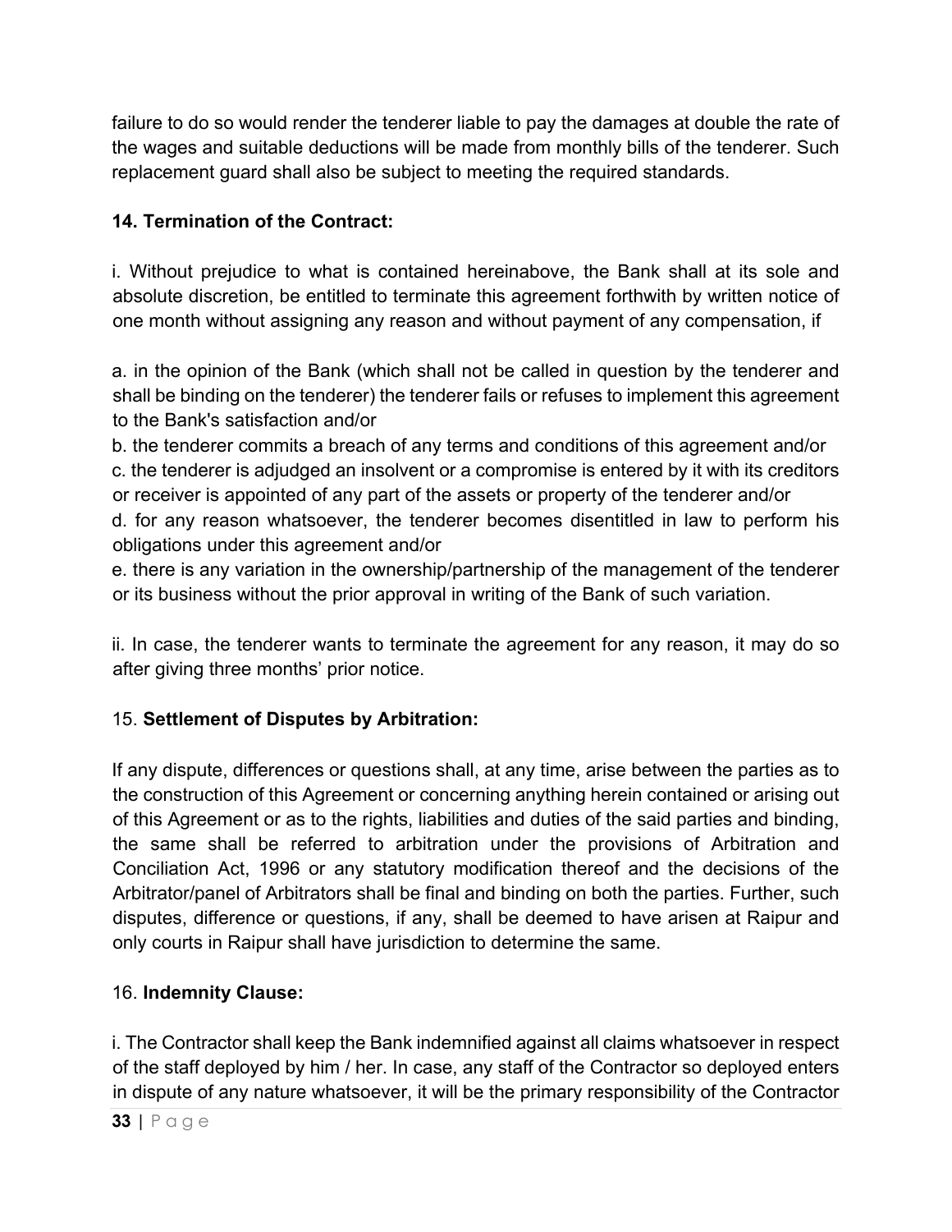failure to do so would render the tenderer liable to pay the damages at double the rate of the wages and suitable deductions will be made from monthly bills of the tenderer. Such replacement guard shall also be subject to meeting the required standards.

**14. Termination of the Contract:**

i. Without prejudice to what is contained hereinabove, the Bank shall at its sole and absolute discretion, be entitled to terminate this agreement forthwith by written notice of one month without assigning any reason and without payment of any compensation, if

a. in the opinion of the Bank (which shall not be called in question by the tenderer and shall be binding on the tenderer) the tenderer fails or refuses to implement this agreement to the Bank's satisfaction and/or
b. the tenderer commits a breach of any terms and conditions of this agreement and/or
c. the tenderer is adjudged an insolvent or a compromise is entered by it with its creditors or receiver is appointed of any part of the assets or property of the tenderer and/or
d. for any reason whatsoever, the tenderer becomes disentitled in law to perform his obligations under this agreement and/or
e. there is any variation in the ownership/partnership of the management of the tenderer or its business without the prior approval in writing of the Bank of such variation.

ii. In case, the tenderer wants to terminate the agreement for any reason, it may do so after giving three months' prior notice.

15. **Settlement of Disputes by Arbitration:**

If any dispute, differences or questions shall, at any time, arise between the parties as to the construction of this Agreement or concerning anything herein contained or arising out of this Agreement or as to the rights, liabilities and duties of the said parties and binding, the same shall be referred to arbitration under the provisions of Arbitration and Conciliation Act, 1996 or any statutory modification thereof and the decisions of the Arbitrator/panel of Arbitrators shall be final and binding on both the parties. Further, such disputes, difference or questions, if any, shall be deemed to have arisen at Raipur and only courts in Raipur shall have jurisdiction to determine the same.

16. **Indemnity Clause:**

i. The Contractor shall keep the Bank indemnified against all claims whatsoever in respect of the staff deployed by him / her. In case, any staff of the Contractor so deployed enters in dispute of any nature whatsoever, it will be the primary responsibility of the Contractor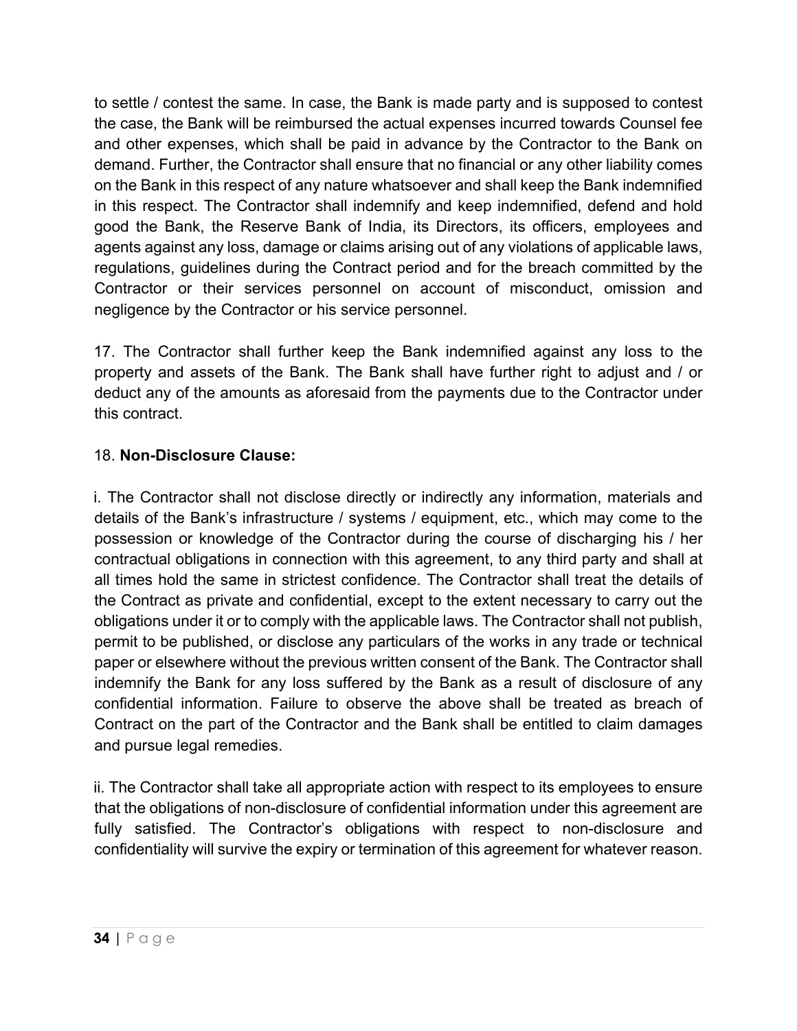to settle / contest the same. In case, the Bank is made party and is supposed to contest the case, the Bank will be reimbursed the actual expenses incurred towards Counsel fee and other expenses, which shall be paid in advance by the Contractor to the Bank on demand. Further, the Contractor shall ensure that no financial or any other liability comes on the Bank in this respect of any nature whatsoever and shall keep the Bank indemnified in this respect. The Contractor shall indemnify and keep indemnified, defend and hold good the Bank, the Reserve Bank of India, its Directors, its officers, employees and agents against any loss, damage or claims arising out of any violations of applicable laws, regulations, guidelines during the Contract period and for the breach committed by the Contractor or their services personnel on account of misconduct, omission and negligence by the Contractor or his service personnel.

17. The Contractor shall further keep the Bank indemnified against any loss to the property and assets of the Bank. The Bank shall have further right to adjust and / or deduct any of the amounts as aforesaid from the payments due to the Contractor under this contract.

18. **Non-Disclosure Clause:**

i. The Contractor shall not disclose directly or indirectly any information, materials and details of the Bank's infrastructure / systems / equipment, etc., which may come to the possession or knowledge of the Contractor during the course of discharging his / her contractual obligations in connection with this agreement, to any third party and shall at all times hold the same in strictest confidence. The Contractor shall treat the details of the Contract as private and confidential, except to the extent necessary to carry out the obligations under it or to comply with the applicable laws. The Contractor shall not publish, permit to be published, or disclose any particulars of the works in any trade or technical paper or elsewhere without the previous written consent of the Bank. The Contractor shall indemnify the Bank for any loss suffered by the Bank as a result of disclosure of any confidential information. Failure to observe the above shall be treated as breach of Contract on the part of the Contractor and the Bank shall be entitled to claim damages and pursue legal remedies.

ii. The Contractor shall take all appropriate action with respect to its employees to ensure that the obligations of non-disclosure of confidential information under this agreement are fully satisfied. The Contractor's obligations with respect to non-disclosure and confidentiality will survive the expiry or termination of this agreement for whatever reason.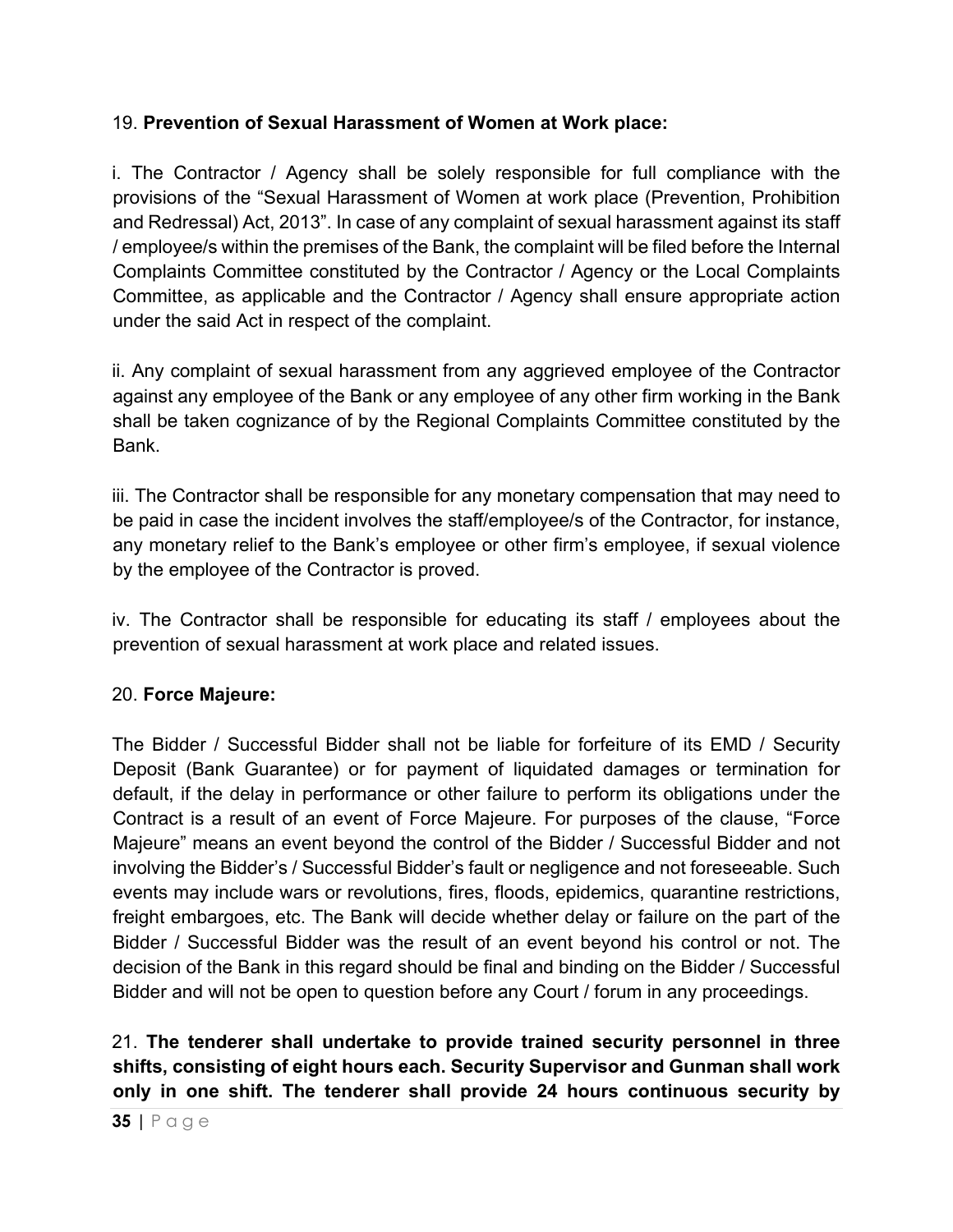19. **Prevention of Sexual Harassment of Women at Work place:**

i. The Contractor / Agency shall be solely responsible for full compliance with the provisions of the "Sexual Harassment of Women at work place (Prevention, Prohibition and Redressal) Act, 2013". In case of any complaint of sexual harassment against its staff / employee/s within the premises of the Bank, the complaint will be filed before the Internal Complaints Committee constituted by the Contractor / Agency or the Local Complaints Committee, as applicable and the Contractor / Agency shall ensure appropriate action under the said Act in respect of the complaint.

ii. Any complaint of sexual harassment from any aggrieved employee of the Contractor against any employee of the Bank or any employee of any other firm working in the Bank shall be taken cognizance of by the Regional Complaints Committee constituted by the Bank.

iii. The Contractor shall be responsible for any monetary compensation that may need to be paid in case the incident involves the staff/employee/s of the Contractor, for instance, any monetary relief to the Bank's employee or other firm's employee, if sexual violence by the employee of the Contractor is proved.

iv. The Contractor shall be responsible for educating its staff / employees about the prevention of sexual harassment at work place and related issues.

20. **Force Majeure:**

The Bidder / Successful Bidder shall not be liable for forfeiture of its EMD / Security Deposit (Bank Guarantee) or for payment of liquidated damages or termination for default, if the delay in performance or other failure to perform its obligations under the Contract is a result of an event of Force Majeure. For purposes of the clause, "Force Majeure" means an event beyond the control of the Bidder / Successful Bidder and not involving the Bidder's / Successful Bidder's fault or negligence and not foreseeable. Such events may include wars or revolutions, fires, floods, epidemics, quarantine restrictions, freight embargoes, etc. The Bank will decide whether delay or failure on the part of the Bidder / Successful Bidder was the result of an event beyond his control or not. The decision of the Bank in this regard should be final and binding on the Bidder / Successful Bidder and will not be open to question before any Court / forum in any proceedings.

21. **The tenderer shall undertake to provide trained security personnel in three shifts, consisting of eight hours each. Security Supervisor and Gunman shall work only in one shift. The tenderer shall provide 24 hours continuous security by**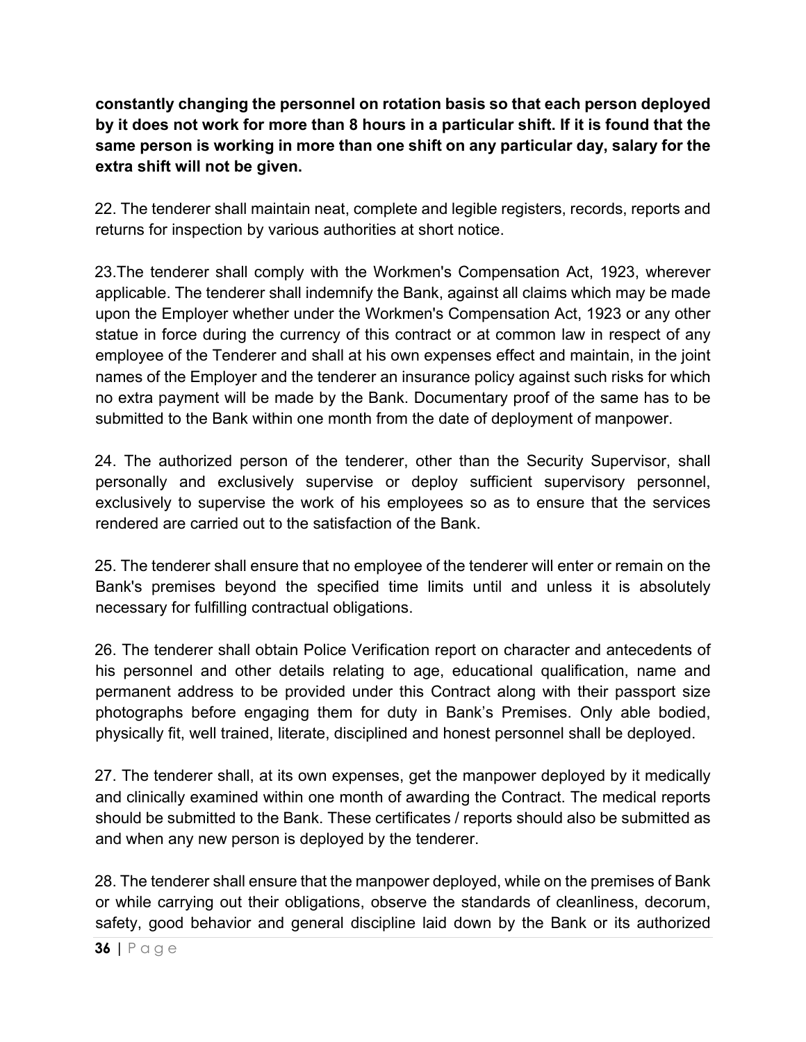**constantly changing the personnel on rotation basis so that each person deployed by it does not work for more than 8 hours in a particular shift. If it is found that the same person is working in more than one shift on any particular day, salary for the extra shift will not be given.**

22. The tenderer shall maintain neat, complete and legible registers, records, reports and returns for inspection by various authorities at short notice.

23.The tenderer shall comply with the Workmen's Compensation Act, 1923, wherever applicable. The tenderer shall indemnify the Bank, against all claims which may be made upon the Employer whether under the Workmen's Compensation Act, 1923 or any other statue in force during the currency of this contract or at common law in respect of any employee of the Tenderer and shall at his own expenses effect and maintain, in the joint names of the Employer and the tenderer an insurance policy against such risks for which no extra payment will be made by the Bank. Documentary proof of the same has to be submitted to the Bank within one month from the date of deployment of manpower.

24. The authorized person of the tenderer, other than the Security Supervisor, shall personally and exclusively supervise or deploy sufficient supervisory personnel, exclusively to supervise the work of his employees so as to ensure that the services rendered are carried out to the satisfaction of the Bank.

25. The tenderer shall ensure that no employee of the tenderer will enter or remain on the Bank's premises beyond the specified time limits until and unless it is absolutely necessary for fulfilling contractual obligations.

26. The tenderer shall obtain Police Verification report on character and antecedents of his personnel and other details relating to age, educational qualification, name and permanent address to be provided under this Contract along with their passport size photographs before engaging them for duty in Bank's Premises. Only able bodied, physically fit, well trained, literate, disciplined and honest personnel shall be deployed.

27. The tenderer shall, at its own expenses, get the manpower deployed by it medically and clinically examined within one month of awarding the Contract. The medical reports should be submitted to the Bank. These certificates / reports should also be submitted as and when any new person is deployed by the tenderer.

28. The tenderer shall ensure that the manpower deployed, while on the premises of Bank or while carrying out their obligations, observe the standards of cleanliness, decorum, safety, good behavior and general discipline laid down by the Bank or its authorized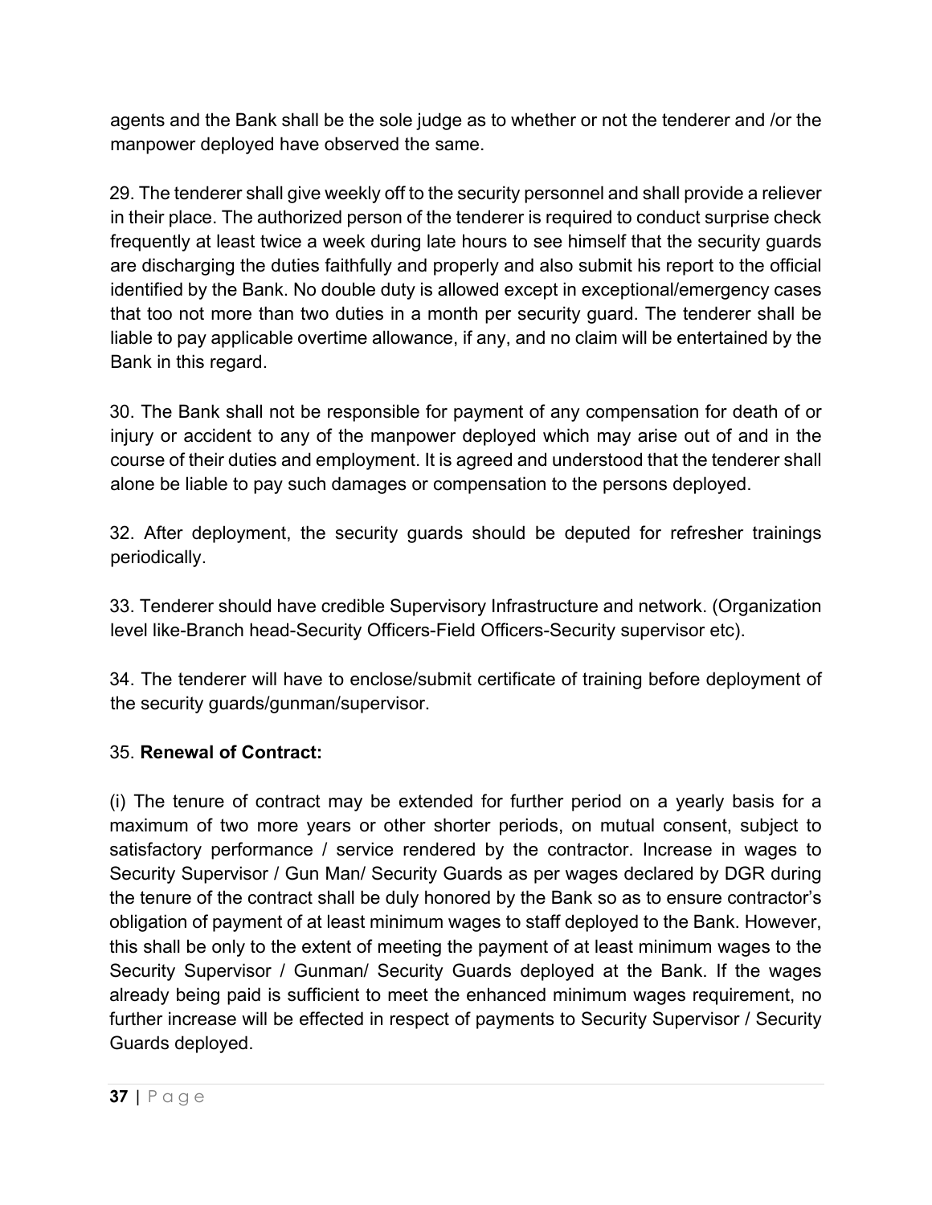agents and the Bank shall be the sole judge as to whether or not the tenderer and /or the manpower deployed have observed the same.

29. The tenderer shall give weekly off to the security personnel and shall provide a reliever in their place. The authorized person of the tenderer is required to conduct surprise check frequently at least twice a week during late hours to see himself that the security guards are discharging the duties faithfully and properly and also submit his report to the official identified by the Bank. No double duty is allowed except in exceptional/emergency cases that too not more than two duties in a month per security guard. The tenderer shall be liable to pay applicable overtime allowance, if any, and no claim will be entertained by the Bank in this regard.

30. The Bank shall not be responsible for payment of any compensation for death of or injury or accident to any of the manpower deployed which may arise out of and in the course of their duties and employment. It is agreed and understood that the tenderer shall alone be liable to pay such damages or compensation to the persons deployed.

32. After deployment, the security guards should be deputed for refresher trainings periodically.

33. Tenderer should have credible Supervisory Infrastructure and network. (Organization level like-Branch head-Security Officers-Field Officers-Security supervisor etc).

34. The tenderer will have to enclose/submit certificate of training before deployment of the security guards/gunman/supervisor.

35. **Renewal of Contract:**

(i) The tenure of contract may be extended for further period on a yearly basis for a maximum of two more years or other shorter periods, on mutual consent, subject to satisfactory performance / service rendered by the contractor. Increase in wages to Security Supervisor / Gun Man/ Security Guards as per wages declared by DGR during the tenure of the contract shall be duly honored by the Bank so as to ensure contractor's obligation of payment of at least minimum wages to staff deployed to the Bank. However, this shall be only to the extent of meeting the payment of at least minimum wages to the Security Supervisor / Gunman/ Security Guards deployed at the Bank. If the wages already being paid is sufficient to meet the enhanced minimum wages requirement, no further increase will be effected in respect of payments to Security Supervisor / Security Guards deployed.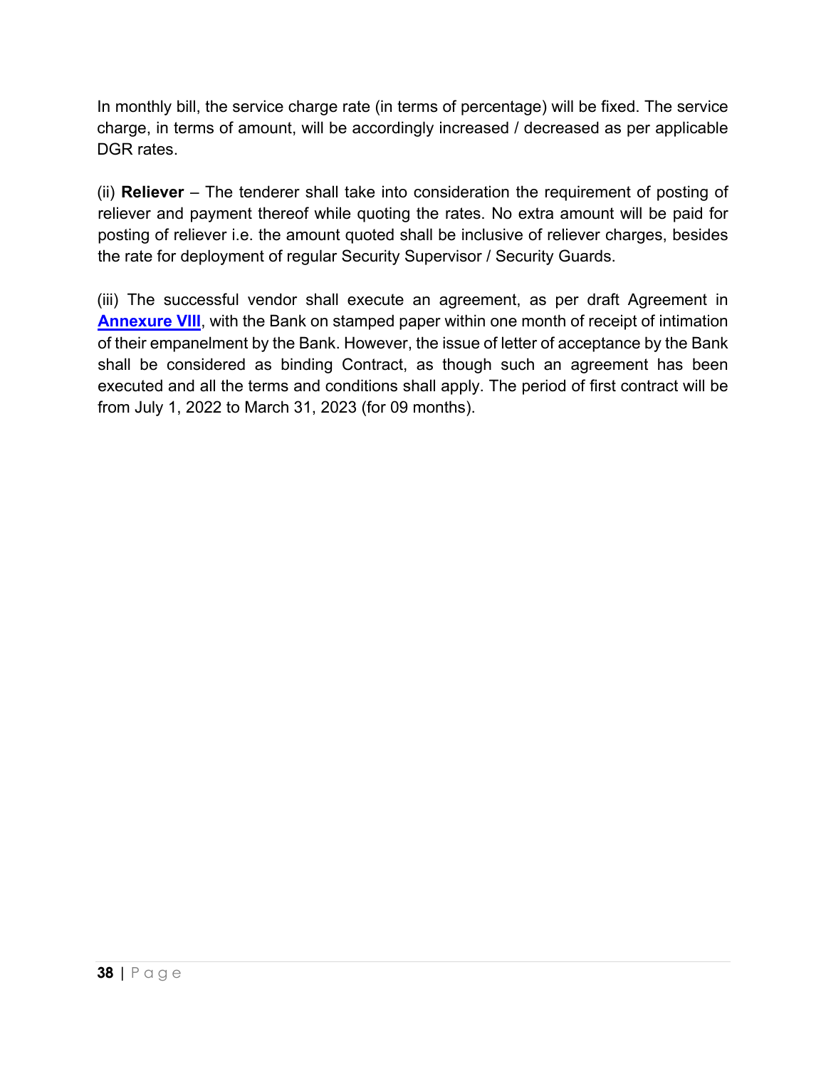In monthly bill, the service charge rate (in terms of percentage) will be fixed. The service charge, in terms of amount, will be accordingly increased / decreased as per applicable DGR rates.

(ii) **Reliever** – The tenderer shall take into consideration the requirement of posting of reliever and payment thereof while quoting the rates. No extra amount will be paid for posting of reliever i.e. the amount quoted shall be inclusive of reliever charges, besides the rate for deployment of regular Security Supervisor / Security Guards.

(iii) The successful vendor shall execute an agreement, as per draft Agreement in **Annexure VIII**, with the Bank on stamped paper within one month of receipt of intimation of their empanelment by the Bank. However, the issue of letter of acceptance by the Bank shall be considered as binding Contract, as though such an agreement has been executed and all the terms and conditions shall apply. The period of first contract will be from July 1, 2022 to March 31, 2023 (for 09 months).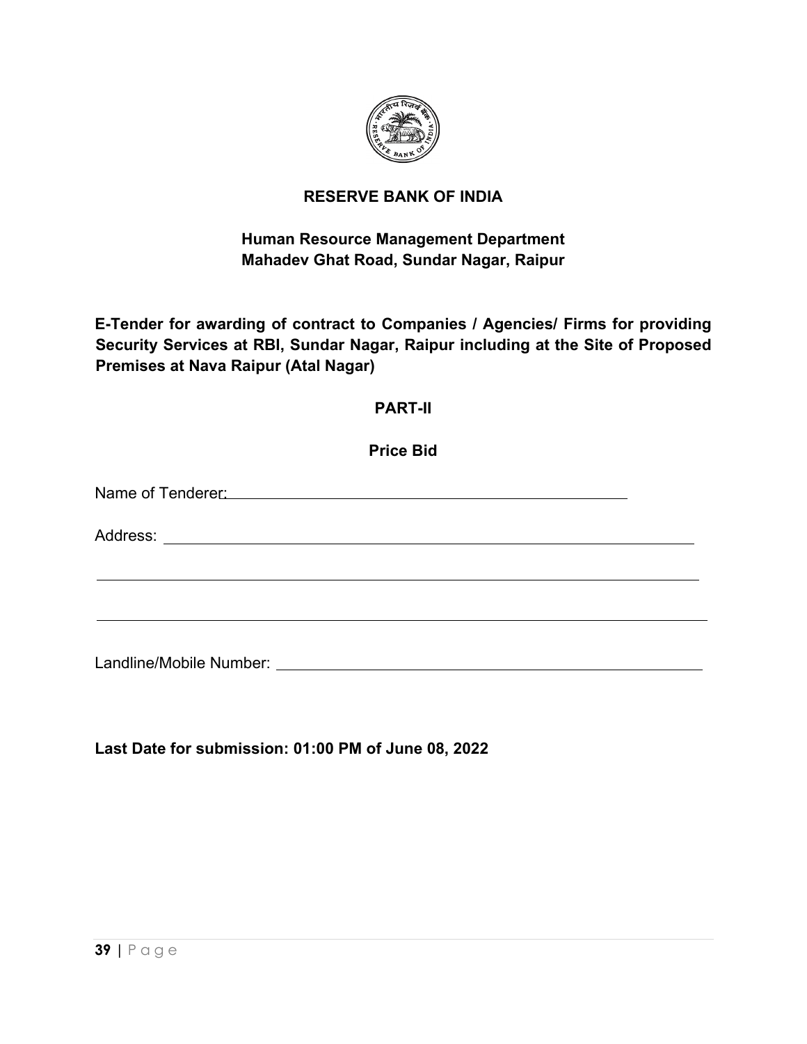# RESERVE BANK OF INDIA

## Human Resource Management Department
## Mahadev Ghat Road, Sundar Nagar, Raipur

**E-Tender for awarding of contract to Companies / Agencies/ Firms for providing Security Services at RBI, Sundar Nagar, Raipur including at the Site of Proposed Premises at Nava Raipur (Atal Nagar)**

## PART-II

## Price Bid

Name of Tenderer: ____________________________________________

Address: ____________________________________________________

____________________________________________________________

____________________________________________________________

Landline/Mobile Number: ______________________________________

**Last Date for submission: 01:00 PM of June 08, 2022**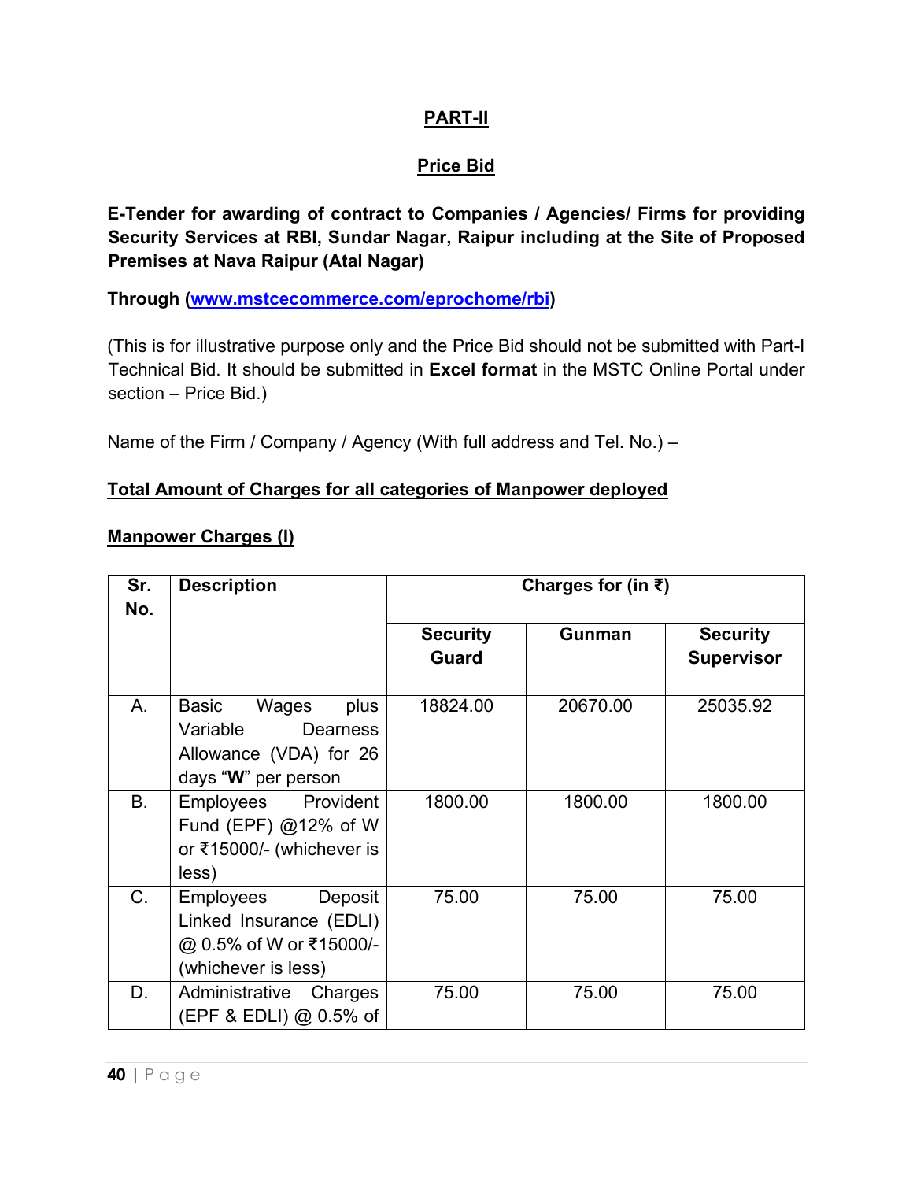## PART-II

## Price Bid

**E-Tender for awarding of contract to Companies / Agencies/ Firms for providing Security Services at RBI, Sundar Nagar, Raipur including at the Site of Proposed Premises at Nava Raipur (Atal Nagar)**

**Through ([www.mstcecommerce.com/eprochome/rbi](www.mstcecommerce.com/eprochome/rbi))**

(This is for illustrative purpose only and the Price Bid should not be submitted with Part-I Technical Bid. It should be submitted in **Excel format** in the MSTC Online Portal under section – Price Bid.)

Name of the Firm / Company / Agency (With full address and Tel. No.) –

**Total Amount of Charges for all categories of Manpower deployed**

**Manpower Charges (I)**

| Sr. No. | Description | Charges for (in ₹) | | |
|---|---|---|---|---|
| | | **Security Guard** | **Gunman** | **Security Supervisor** |
| A. | Basic Wages plus Variable Dearness Allowance (VDA) for 26 days "**W**" per person | 18824.00 | 20670.00 | 25035.92 |
| B. | Employees Provident Fund (EPF) @12% of W or ₹15000/- (whichever is less) | 1800.00 | 1800.00 | 1800.00 |
| C. | Employees Deposit Linked Insurance (EDLI) @ 0.5% of W or ₹15000/- (whichever is less) | 75.00 | 75.00 | 75.00 |
| D. | Administrative Charges (EPF & EDLI) @ 0.5% of | 75.00 | 75.00 | 75.00 |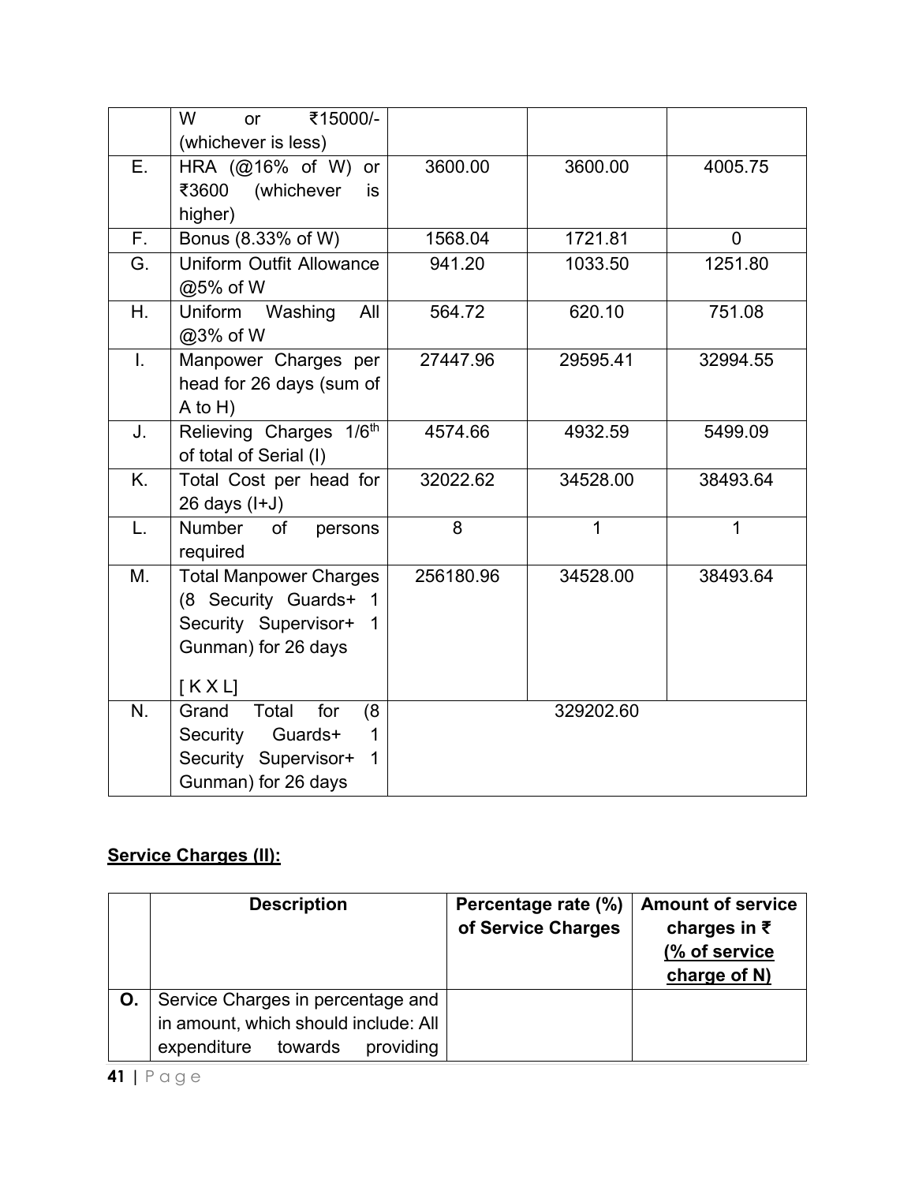|  | W or ₹15000/- (whichever is less) |  |  |  |
|---|---|---|---|---|
| E. | HRA (@16% of W) or ₹3600 (whichever is higher) | 3600.00 | 3600.00 | 4005.75 |
| F. | Bonus (8.33% of W) | 1568.04 | 1721.81 | 0 |
| G. | Uniform Outfit Allowance @5% of W | 941.20 | 1033.50 | 1251.80 |
| H. | Uniform Washing All @3% of W | 564.72 | 620.10 | 751.08 |
| I. | Manpower Charges per head for 26 days (sum of A to H) | 27447.96 | 29595.41 | 32994.55 |
| J. | Relieving Charges 1/6th of total of Serial (I) | 4574.66 | 4932.59 | 5499.09 |
| K. | Total Cost per head for 26 days (I+J) | 32022.62 | 34528.00 | 38493.64 |
| L. | Number of persons required | 8 | 1 | 1 |
| M. | Total Manpower Charges (8 Security Guards+ 1 Security Supervisor+ 1 Gunman) for 26 days [ K X L] | 256180.96 | 34528.00 | 38493.64 |
| N. | Grand Total for (8 Security Guards+ 1 Security Supervisor+ 1 Gunman) for 26 days | 329202.60 |  |  |

**Service Charges (II):**

|  | Description | Percentage rate (%) of Service Charges | Amount of service charges in ₹ (% of service charge of N) |
|---|---|---|---|
| O. | Service Charges in percentage and in amount, which should include: All expenditure towards providing |  |  |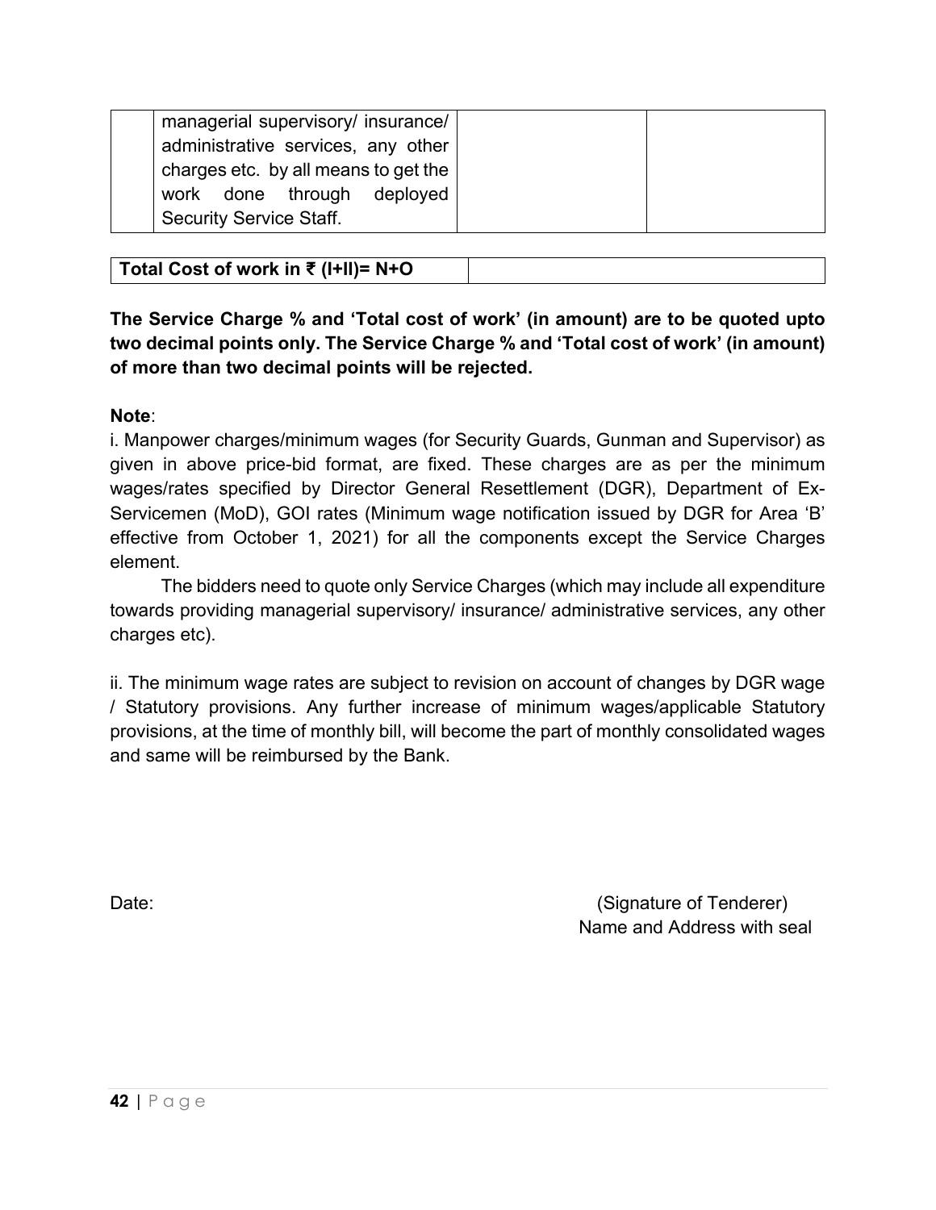|  | managerial supervisory/ insurance/ administrative services, any other charges etc. by all means to get the work done through deployed Security Service Staff. |  |  |
|---|---|---|---|

| **Total Cost of work in ₹ (I+II)= N+O** |  |
|---|---|

**The Service Charge % and 'Total cost of work' (in amount) are to be quoted upto two decimal points only. The Service Charge % and 'Total cost of work' (in amount) of more than two decimal points will be rejected.**

**Note**:

i. Manpower charges/minimum wages (for Security Guards, Gunman and Supervisor) as given in above price-bid format, are fixed. These charges are as per the minimum wages/rates specified by Director General Resettlement (DGR), Department of Ex-Servicemen (MoD), GOI rates (Minimum wage notification issued by DGR for Area 'B' effective from October 1, 2021) for all the components except the Service Charges element.

The bidders need to quote only Service Charges (which may include all expenditure towards providing managerial supervisory/ insurance/ administrative services, any other charges etc).

ii. The minimum wage rates are subject to revision on account of changes by DGR wage / Statutory provisions. Any further increase of minimum wages/applicable Statutory provisions, at the time of monthly bill, will become the part of monthly consolidated wages and same will be reimbursed by the Bank.

Date: (Signature of Tenderer)

Name and Address with seal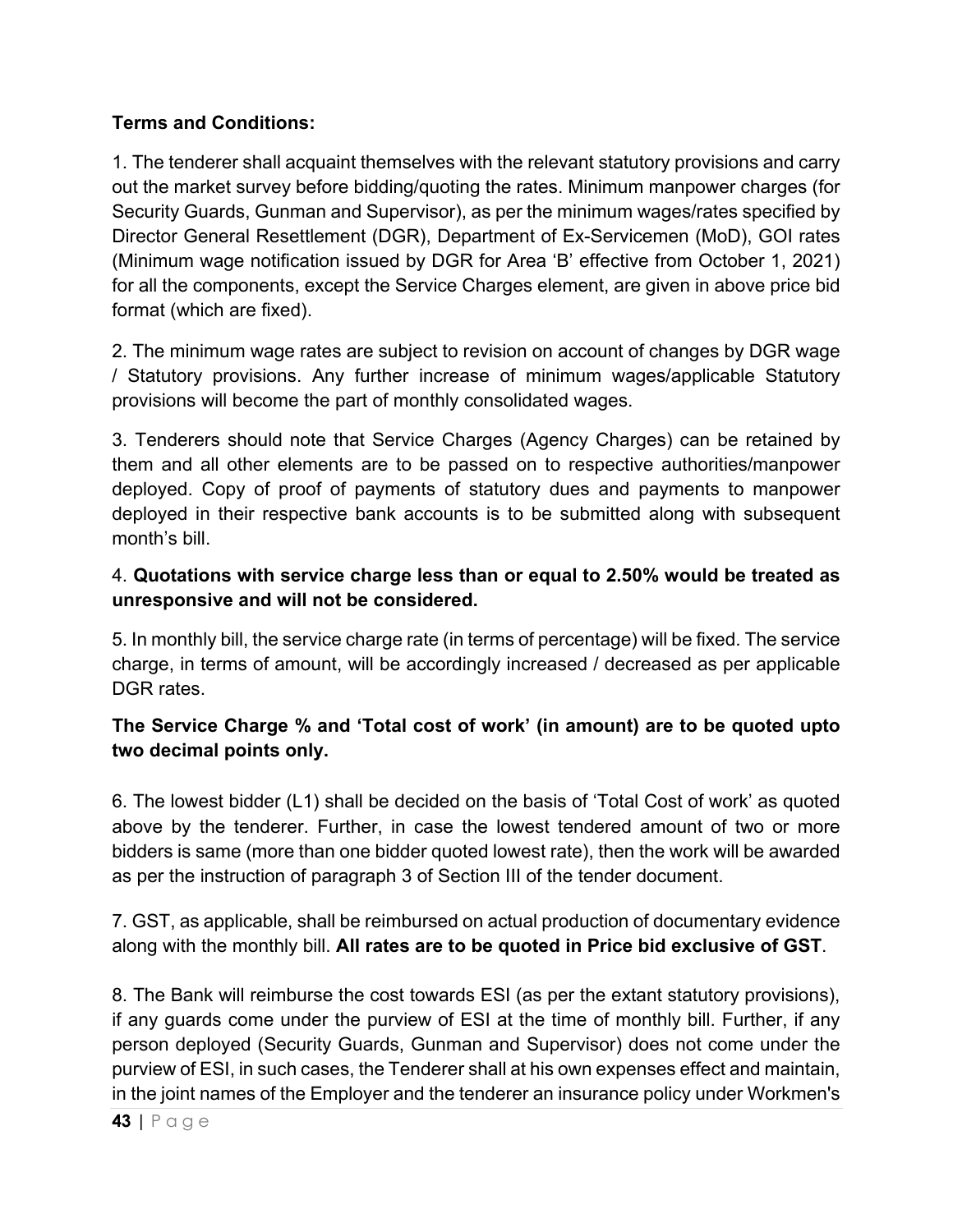**Terms and Conditions:**

1. The tenderer shall acquaint themselves with the relevant statutory provisions and carry out the market survey before bidding/quoting the rates. Minimum manpower charges (for Security Guards, Gunman and Supervisor), as per the minimum wages/rates specified by Director General Resettlement (DGR), Department of Ex-Servicemen (MoD), GOI rates (Minimum wage notification issued by DGR for Area 'B' effective from October 1, 2021) for all the components, except the Service Charges element, are given in above price bid format (which are fixed).

2. The minimum wage rates are subject to revision on account of changes by DGR wage / Statutory provisions. Any further increase of minimum wages/applicable Statutory provisions will become the part of monthly consolidated wages.

3. Tenderers should note that Service Charges (Agency Charges) can be retained by them and all other elements are to be passed on to respective authorities/manpower deployed. Copy of proof of payments of statutory dues and payments to manpower deployed in their respective bank accounts is to be submitted along with subsequent month's bill.

4. **Quotations with service charge less than or equal to 2.50% would be treated as unresponsive and will not be considered.**

5. In monthly bill, the service charge rate (in terms of percentage) will be fixed. The service charge, in terms of amount, will be accordingly increased / decreased as per applicable DGR rates.

**The Service Charge % and 'Total cost of work' (in amount) are to be quoted upto two decimal points only.**

6. The lowest bidder (L1) shall be decided on the basis of 'Total Cost of work' as quoted above by the tenderer. Further, in case the lowest tendered amount of two or more bidders is same (more than one bidder quoted lowest rate), then the work will be awarded as per the instruction of paragraph 3 of Section III of the tender document.

7. GST, as applicable, shall be reimbursed on actual production of documentary evidence along with the monthly bill. **All rates are to be quoted in Price bid exclusive of GST**.

8. The Bank will reimburse the cost towards ESI (as per the extant statutory provisions), if any guards come under the purview of ESI at the time of monthly bill. Further, if any person deployed (Security Guards, Gunman and Supervisor) does not come under the purview of ESI, in such cases, the Tenderer shall at his own expenses effect and maintain, in the joint names of the Employer and the tenderer an insurance policy under Workmen's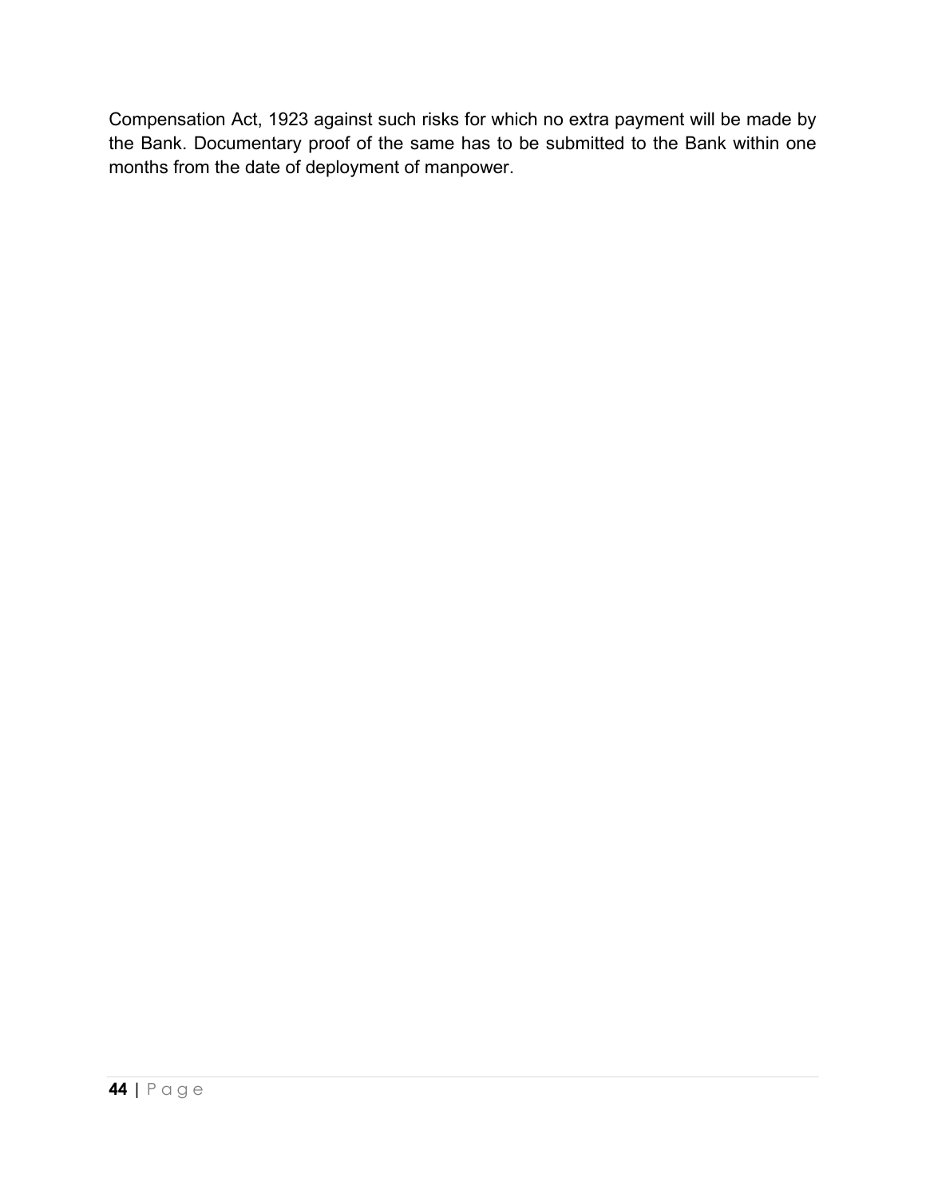Compensation Act, 1923 against such risks for which no extra payment will be made by the Bank. Documentary proof of the same has to be submitted to the Bank within one months from the date of deployment of manpower.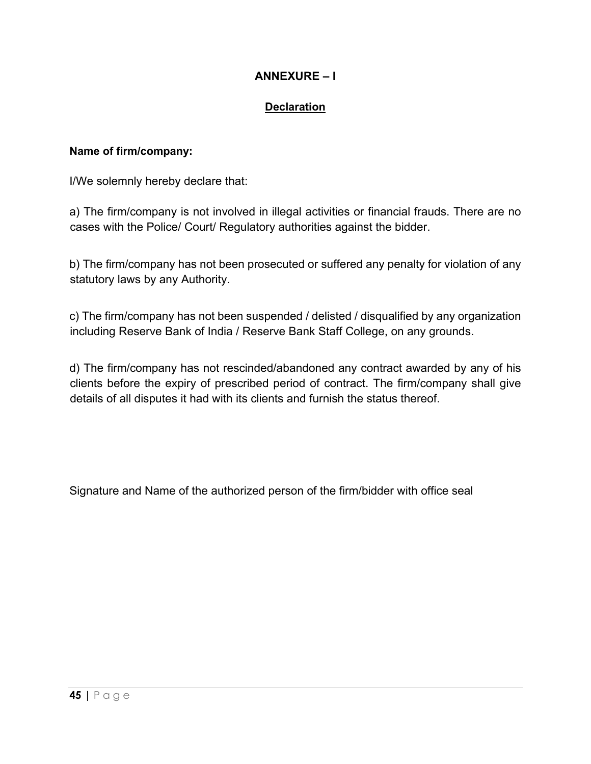# ANNEXURE – I

## Declaration

**Name of firm/company:**

I/We solemnly hereby declare that:

a) The firm/company is not involved in illegal activities or financial frauds. There are no cases with the Police/ Court/ Regulatory authorities against the bidder.

b) The firm/company has not been prosecuted or suffered any penalty for violation of any statutory laws by any Authority.

c) The firm/company has not been suspended / delisted / disqualified by any organization including Reserve Bank of India / Reserve Bank Staff College, on any grounds.

d) The firm/company has not rescinded/abandoned any contract awarded by any of his clients before the expiry of prescribed period of contract. The firm/company shall give details of all disputes it had with its clients and furnish the status thereof.

Signature and Name of the authorized person of the firm/bidder with office seal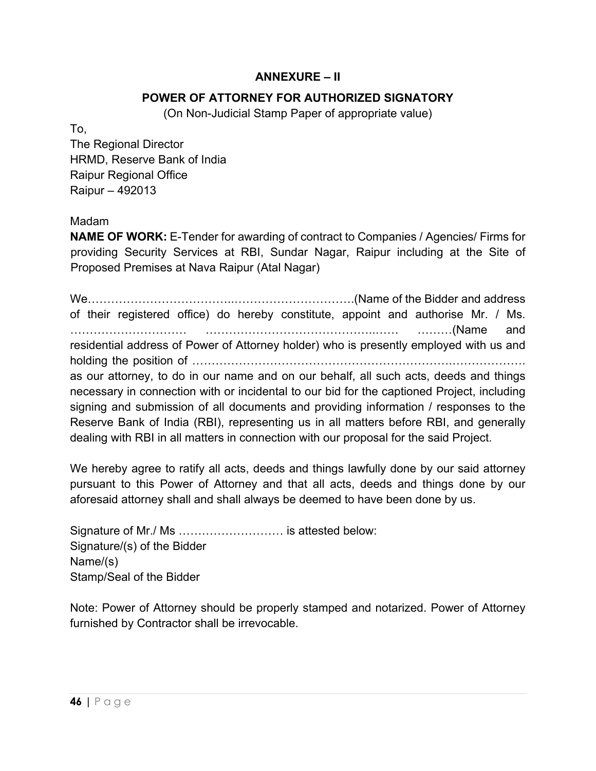## ANNEXURE – II

### POWER OF ATTORNEY FOR AUTHORIZED SIGNATORY

(On Non-Judicial Stamp Paper of appropriate value)

To,
The Regional Director
HRMD, Reserve Bank of India
Raipur Regional Office
Raipur – 492013

Madam

**NAME OF WORK:** E-Tender for awarding of contract to Companies / Agencies/ Firms for providing Security Services at RBI, Sundar Nagar, Raipur including at the Site of Proposed Premises at Nava Raipur (Atal Nagar)

We……………………………..………………………….(Name of the Bidder and address of their registered office) do hereby constitute, appoint and authorise Mr. / Ms. ………………………… …………………………………...…… ………(Name and residential address of Power of Attorney holder) who is presently employed with us and holding the position of …………………………………………………………….………………. as our attorney, to do in our name and on our behalf, all such acts, deeds and things necessary in connection with or incidental to our bid for the captioned Project, including signing and submission of all documents and providing information / responses to the Reserve Bank of India (RBI), representing us in all matters before RBI, and generally dealing with RBI in all matters in connection with our proposal for the said Project.

We hereby agree to ratify all acts, deeds and things lawfully done by our said attorney pursuant to this Power of Attorney and that all acts, deeds and things done by our aforesaid attorney shall and shall always be deemed to have been done by us.

Signature of Mr./ Ms ……………………… is attested below:
Signature/(s) of the Bidder
Name/(s)
Stamp/Seal of the Bidder

Note: Power of Attorney should be properly stamped and notarized. Power of Attorney furnished by Contractor shall be irrevocable.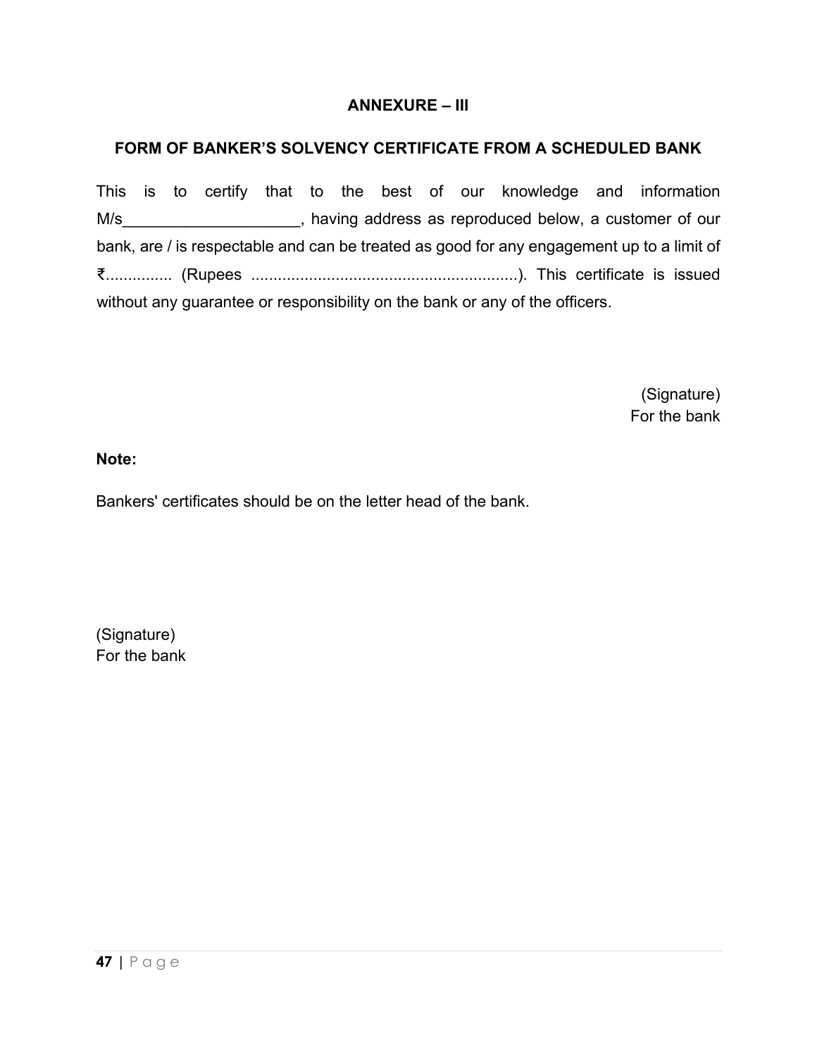## ANNEXURE – III

### FORM OF BANKER'S SOLVENCY CERTIFICATE FROM A SCHEDULED BANK

This is to certify that to the best of our knowledge and information M/s____________________, having address as reproduced below, a customer of our bank, are / is respectable and can be treated as good for any engagement up to a limit of ₹............... (Rupees ............................................................). This certificate is issued without any guarantee or responsibility on the bank or any of the officers.

(Signature)
For the bank

**Note:**

Bankers' certificates should be on the letter head of the bank.

(Signature)
For the bank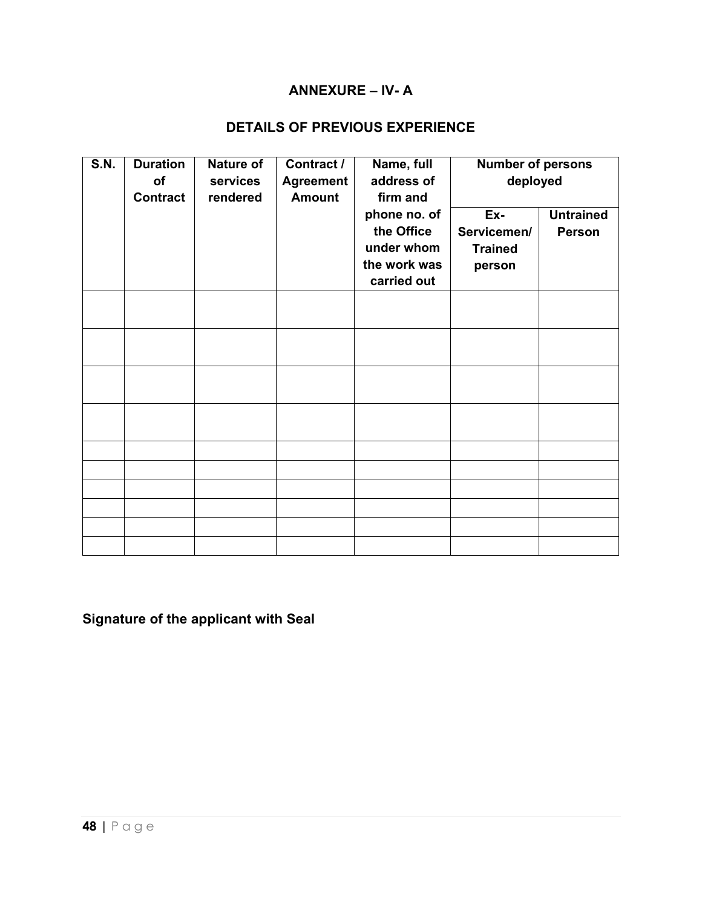## ANNEXURE – IV- A

## DETAILS OF PREVIOUS EXPERIENCE

| S.N. | Duration of Contract | Nature of services rendered | Contract / Agreement Amount | Name, full address of firm and phone no. of the Office under whom the work was carried out | Number of persons deployed | |
|---|---|---|---|---|---|---|
| | | | | | Ex-Servicemen/ Trained person | Untrained Person |
| | | | | | | |
| | | | | | | |
| | | | | | | |
| | | | | | | |
| | | | | | | |
| | | | | | | |
| | | | | | | |
| | | | | | | |
| | | | | | | |
| | | | | | | |

**Signature of the applicant with Seal**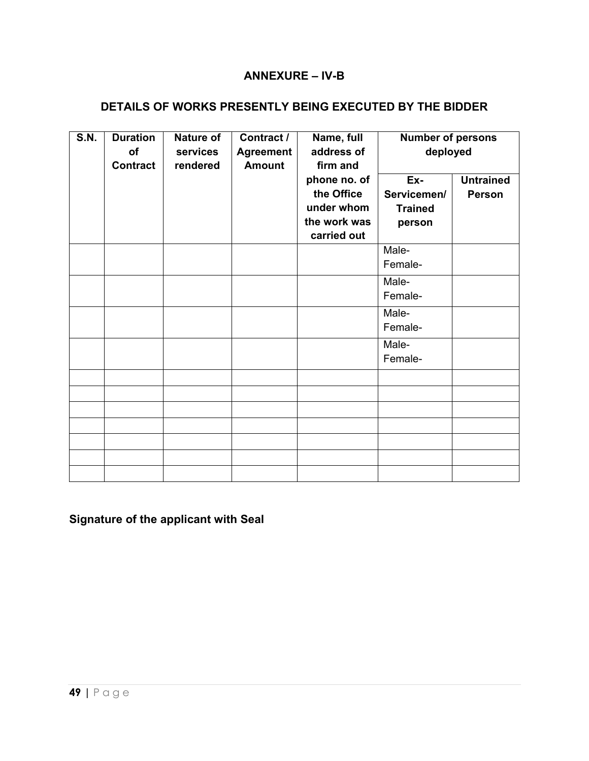## ANNEXURE – IV-B

## DETAILS OF WORKS PRESENTLY BEING EXECUTED BY THE BIDDER

| **S.N.** | **Duration of Contract** | **Nature of services rendered** | **Contract / Agreement Amount** | **Name, full address of firm and phone no. of the Office under whom the work was carried out** | **Number of persons deployed** | |
|---|---|---|---|---|---|---|
| | | | | | **Ex-Servicemen/ Trained person** | **Untrained Person** |
| | | | | | Male-<br>Female- | |
| | | | | | Male-<br>Female- | |
| | | | | | Male-<br>Female- | |
| | | | | | Male-<br>Female- | |
| | | | | | | |
| | | | | | | |
| | | | | | | |
| | | | | | | |
| | | | | | | |
| | | | | | | |
| | | | | | | |

**Signature of the applicant with Seal**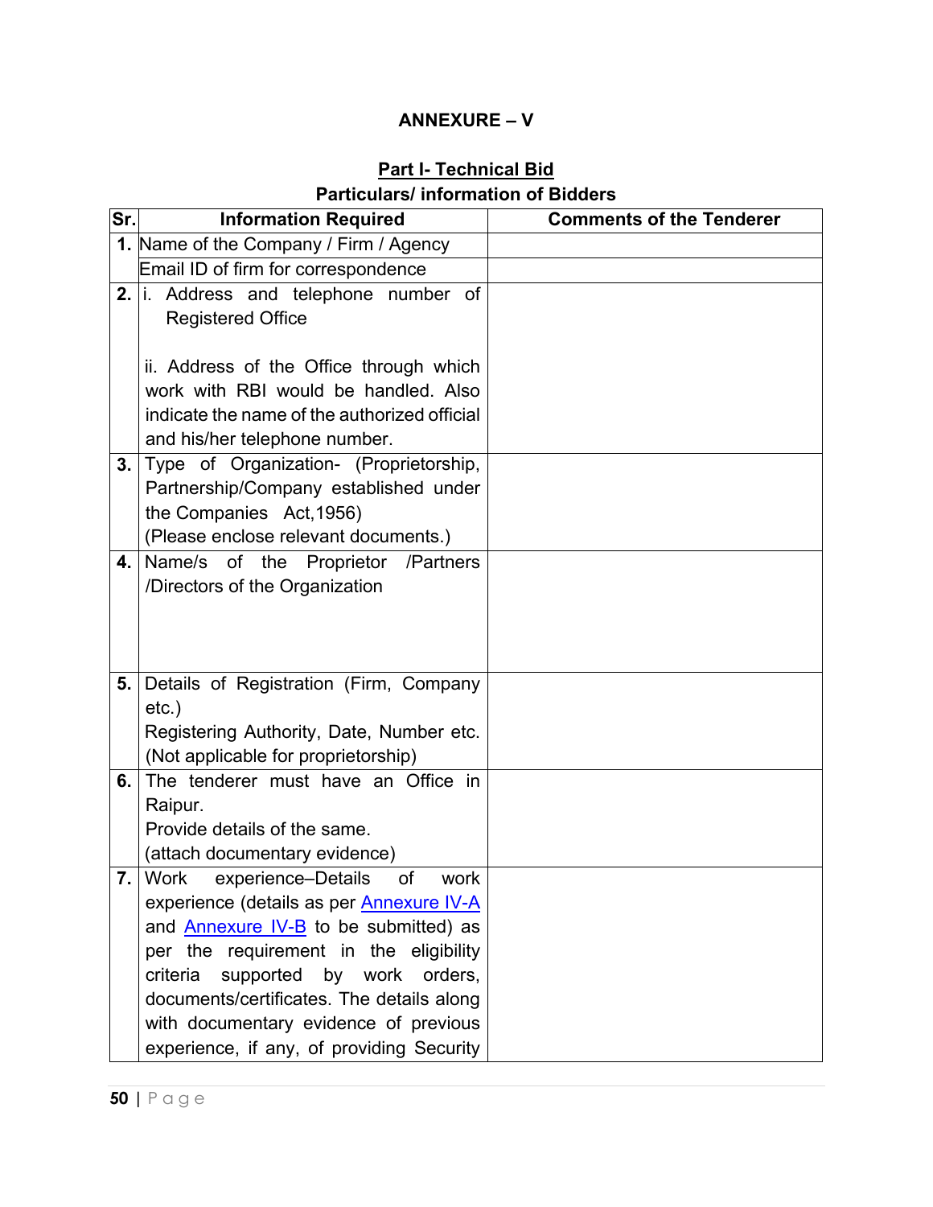## ANNEXURE – V

### Part I- Technical Bid

**Particulars/ information of Bidders**

| Sr. | Information Required | Comments of the Tenderer |
|---|---|---|
| **1.** | Name of the Company / Firm / Agency | |
| | Email ID of firm for correspondence | |
| **2.** | i. Address and telephone number of Registered Office<br><br>ii. Address of the Office through which work with RBI would be handled. Also indicate the name of the authorized official and his/her telephone number. | |
| **3.** | Type of Organization- (Proprietorship, Partnership/Company established under the Companies Act,1956)<br>(Please enclose relevant documents.) | |
| **4.** | Name/s of the Proprietor /Partners /Directors of the Organization | |
| **5.** | Details of Registration (Firm, Company etc.)<br>Registering Authority, Date, Number etc.<br>(Not applicable for proprietorship) | |
| **6.** | The tenderer must have an Office in Raipur.<br>Provide details of the same.<br>(attach documentary evidence) | |
| **7.** | Work experience–Details of work experience (details as per Annexure IV-A and Annexure IV-B to be submitted) as per the requirement in the eligibility criteria supported by work orders, documents/certificates. The details along with documentary evidence of previous experience, if any, of providing Security | |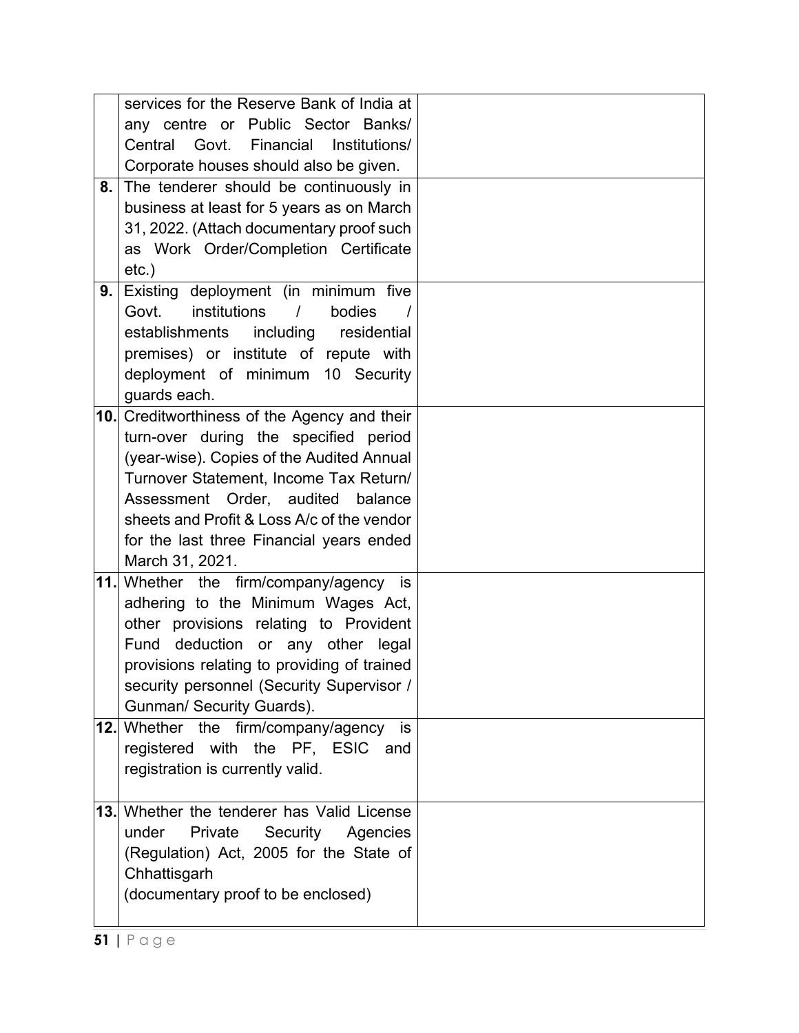| | | |
|---|---|---|
| | services for the Reserve Bank of India at any centre or Public Sector Banks/ Central Govt. Financial Institutions/ Corporate houses should also be given. | |
| **8.** | The tenderer should be continuously in business at least for 5 years as on March 31, 2022. (Attach documentary proof such as Work Order/Completion Certificate etc.) | |
| **9.** | Existing deployment (in minimum five Govt. institutions / bodies / establishments including residential premises) or institute of repute with deployment of minimum 10 Security guards each. | |
| **10.** | Creditworthiness of the Agency and their turn-over during the specified period (year-wise). Copies of the Audited Annual Turnover Statement, Income Tax Return/ Assessment Order, audited balance sheets and Profit & Loss A/c of the vendor for the last three Financial years ended March 31, 2021. | |
| **11.** | Whether the firm/company/agency is adhering to the Minimum Wages Act, other provisions relating to Provident Fund deduction or any other legal provisions relating to providing of trained security personnel (Security Supervisor / Gunman/ Security Guards). | |
| **12.** | Whether the firm/company/agency is registered with the PF, ESIC and registration is currently valid. | |
| **13.** | Whether the tenderer has Valid License under Private Security Agencies (Regulation) Act, 2005 for the State of Chhattisgarh (documentary proof to be enclosed) | |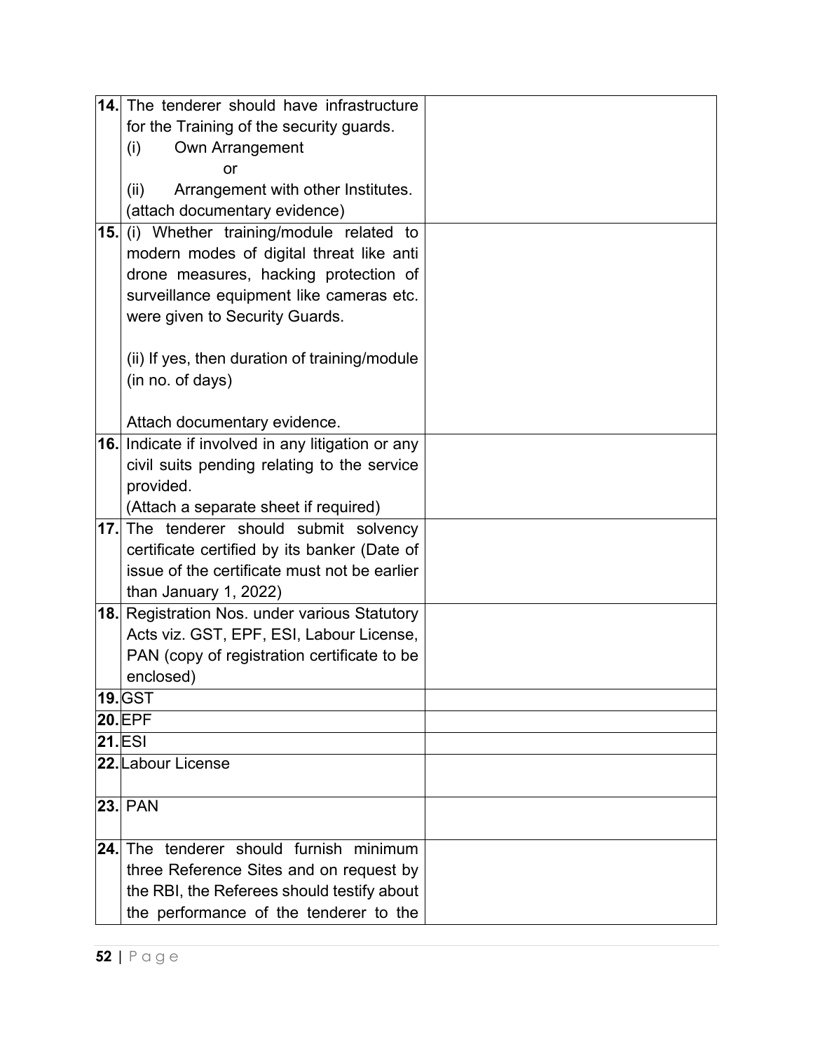| | | |
|---|---|---|
| **14.** | The tenderer should have infrastructure for the Training of the security guards.<br>(i) Own Arrangement<br>or<br>(ii) Arrangement with other Institutes.<br>(attach documentary evidence) | |
| **15.** | (i) Whether training/module related to modern modes of digital threat like anti drone measures, hacking protection of surveillance equipment like cameras etc. were given to Security Guards.<br><br>(ii) If yes, then duration of training/module (in no. of days)<br><br>Attach documentary evidence. | |
| **16.** | Indicate if involved in any litigation or any civil suits pending relating to the service provided.<br>(Attach a separate sheet if required) | |
| **17.** | The tenderer should submit solvency certificate certified by its banker (Date of issue of the certificate must not be earlier than January 1, 2022) | |
| **18.** | Registration Nos. under various Statutory Acts viz. GST, EPF, ESI, Labour License, PAN (copy of registration certificate to be enclosed) | |
| **19.** | GST | |
| **20.** | EPF | |
| **21.** | ESI | |
| **22.** | Labour License | |
| **23.** | PAN | |
| **24.** | The tenderer should furnish minimum three Reference Sites and on request by the RBI, the Referees should testify about the performance of the tenderer to the | |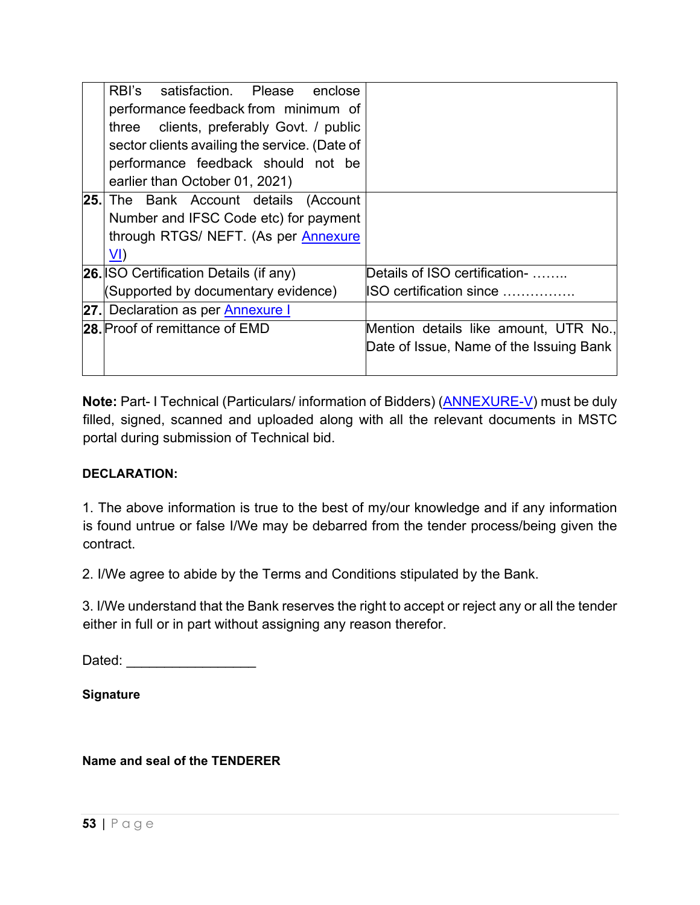| | | |
|---|---|---|
| | RBI's satisfaction. Please enclose performance feedback from minimum of three clients, preferably Govt. / public sector clients availing the service. (Date of performance feedback should not be earlier than October 01, 2021) | |
| **25.** | The Bank Account details (Account Number and IFSC Code etc) for payment through RTGS/ NEFT. (As per Annexure VI) | |
| **26.** | ISO Certification Details (if any) (Supported by documentary evidence) | Details of ISO certification- ……..<br>ISO certification since ……………. |
| **27.** | Declaration as per Annexure I | |
| **28.** | Proof of remittance of EMD | Mention details like amount, UTR No., Date of Issue, Name of the Issuing Bank |

**Note:** Part- I Technical (Particulars/ information of Bidders) (ANNEXURE-V) must be duly filled, signed, scanned and uploaded along with all the relevant documents in MSTC portal during submission of Technical bid.

**DECLARATION:**

1. The above information is true to the best of my/our knowledge and if any information is found untrue or false I/We may be debarred from the tender process/being given the contract.

2. I/We agree to abide by the Terms and Conditions stipulated by the Bank.

3. I/We understand that the Bank reserves the right to accept or reject any or all the tender either in full or in part without assigning any reason therefor.

Dated: _________________

**Signature**

**Name and seal of the TENDERER**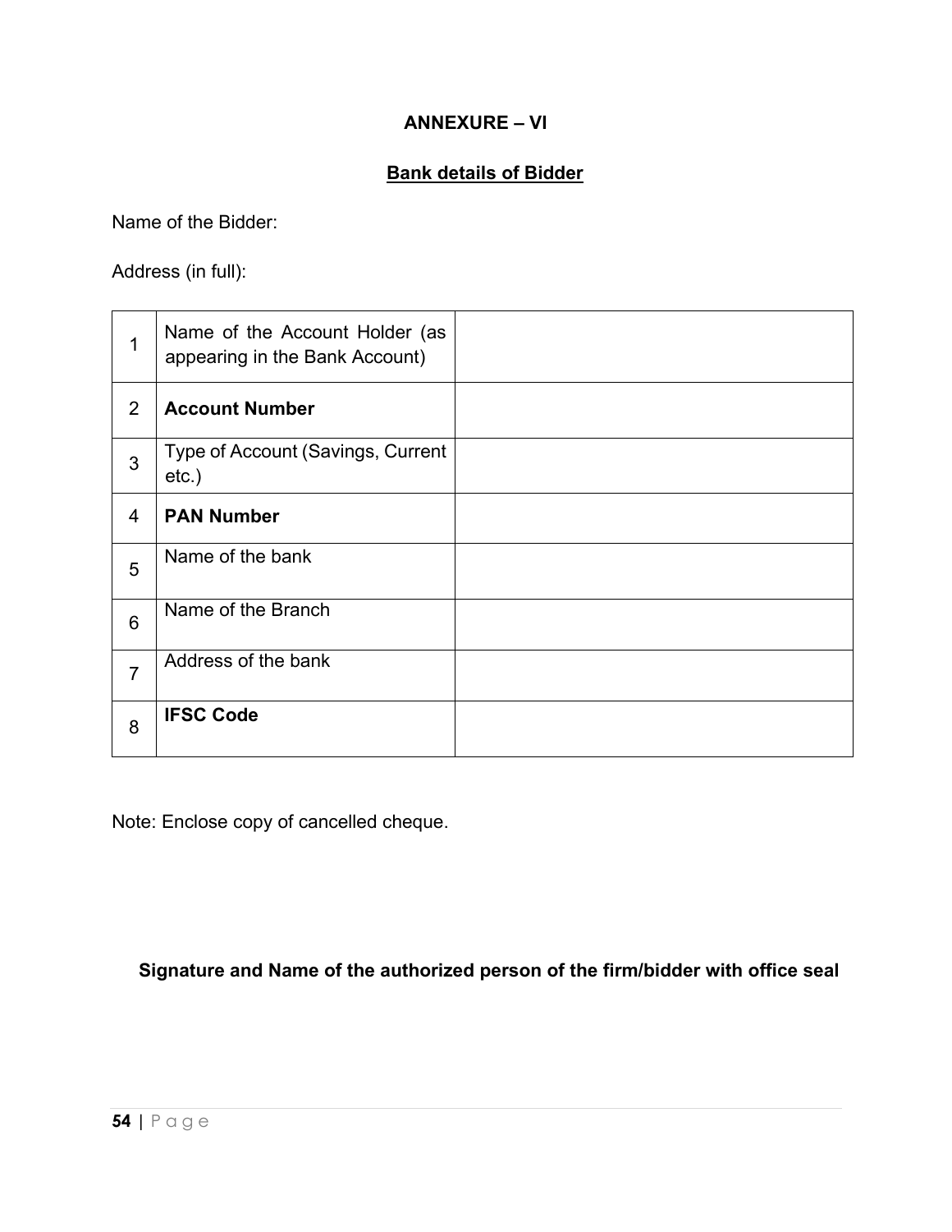## ANNEXURE – VI

### Bank details of Bidder

Name of the Bidder:

Address (in full):

| | | |
|---|---|---|
| 1 | Name of the Account Holder (as appearing in the Bank Account) | |
| 2 | **Account Number** | |
| 3 | Type of Account (Savings, Current etc.) | |
| 4 | **PAN Number** | |
| 5 | Name of the bank | |
| 6 | Name of the Branch | |
| 7 | Address of the bank | |
| 8 | **IFSC Code** | |

Note: Enclose copy of cancelled cheque.

**Signature and Name of the authorized person of the firm/bidder with office seal**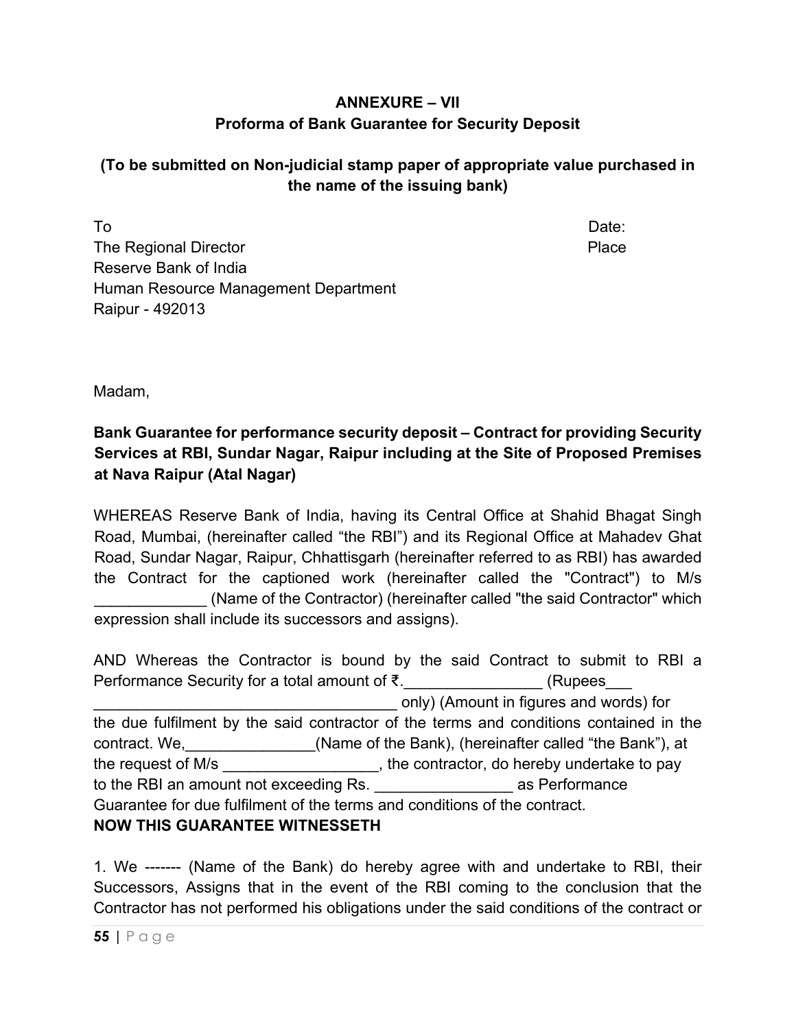**ANNEXURE – VII**

**Proforma of Bank Guarantee for Security Deposit**

**(To be submitted on Non-judicial stamp paper of appropriate value purchased in the name of the issuing bank)**

To
The Regional Director
Reserve Bank of India
Human Resource Management Department
Raipur - 492013

Date:
Place

Madam,

**Bank Guarantee for performance security deposit – Contract for providing Security Services at RBI, Sundar Nagar, Raipur including at the Site of Proposed Premises at Nava Raipur (Atal Nagar)**

WHEREAS Reserve Bank of India, having its Central Office at Shahid Bhagat Singh Road, Mumbai, (hereinafter called "the RBI") and its Regional Office at Mahadev Ghat Road, Sundar Nagar, Raipur, Chhattisgarh (hereinafter referred to as RBI) has awarded the Contract for the captioned work (hereinafter called the "Contract") to M/s _____________ (Name of the Contractor) (hereinafter called "the said Contractor" which expression shall include its successors and assigns).

AND Whereas the Contractor is bound by the said Contract to submit to RBI a Performance Security for a total amount of ₹.________________ (Rupees___ ___________________________________ only) (Amount in figures and words) for the due fulfilment by the said contractor of the terms and conditions contained in the contract. We,_______________(Name of the Bank), (hereinafter called "the Bank"), at the request of M/s __________________, the contractor, do hereby undertake to pay to the RBI an amount not exceeding Rs. ________________ as Performance Guarantee for due fulfilment of the terms and conditions of the contract.

**NOW THIS GUARANTEE WITNESSETH**

1. We ------- (Name of the Bank) do hereby agree with and undertake to RBI, their Successors, Assigns that in the event of the RBI coming to the conclusion that the Contractor has not performed his obligations under the said conditions of the contract or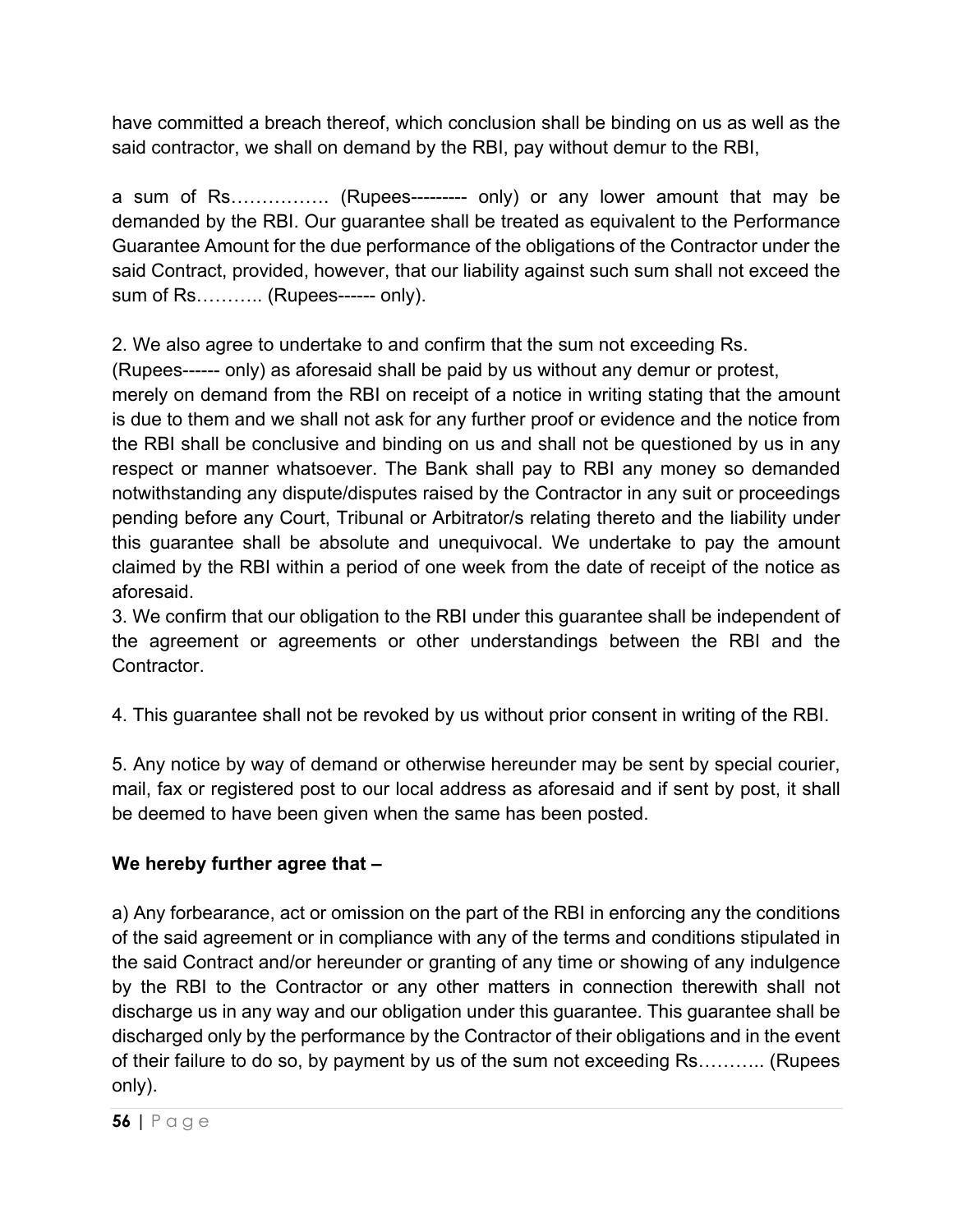have committed a breach thereof, which conclusion shall be binding on us as well as the said contractor, we shall on demand by the RBI, pay without demur to the RBI,

a sum of Rs……………. (Rupees--------- only) or any lower amount that may be demanded by the RBI. Our guarantee shall be treated as equivalent to the Performance Guarantee Amount for the due performance of the obligations of the Contractor under the said Contract, provided, however, that our liability against such sum shall not exceed the sum of Rs……….. (Rupees------ only).

2. We also agree to undertake to and confirm that the sum not exceeding Rs. (Rupees------ only) as aforesaid shall be paid by us without any demur or protest, merely on demand from the RBI on receipt of a notice in writing stating that the amount is due to them and we shall not ask for any further proof or evidence and the notice from the RBI shall be conclusive and binding on us and shall not be questioned by us in any respect or manner whatsoever. The Bank shall pay to RBI any money so demanded notwithstanding any dispute/disputes raised by the Contractor in any suit or proceedings pending before any Court, Tribunal or Arbitrator/s relating thereto and the liability under this guarantee shall be absolute and unequivocal. We undertake to pay the amount claimed by the RBI within a period of one week from the date of receipt of the notice as aforesaid.

3. We confirm that our obligation to the RBI under this guarantee shall be independent of the agreement or agreements or other understandings between the RBI and the Contractor.

4. This guarantee shall not be revoked by us without prior consent in writing of the RBI.

5. Any notice by way of demand or otherwise hereunder may be sent by special courier, mail, fax or registered post to our local address as aforesaid and if sent by post, it shall be deemed to have been given when the same has been posted.

**We hereby further agree that –**

a) Any forbearance, act or omission on the part of the RBI in enforcing any the conditions of the said agreement or in compliance with any of the terms and conditions stipulated in the said Contract and/or hereunder or granting of any time or showing of any indulgence by the RBI to the Contractor or any other matters in connection therewith shall not discharge us in any way and our obligation under this guarantee. This guarantee shall be discharged only by the performance by the Contractor of their obligations and in the event of their failure to do so, by payment by us of the sum not exceeding Rs……….. (Rupees only).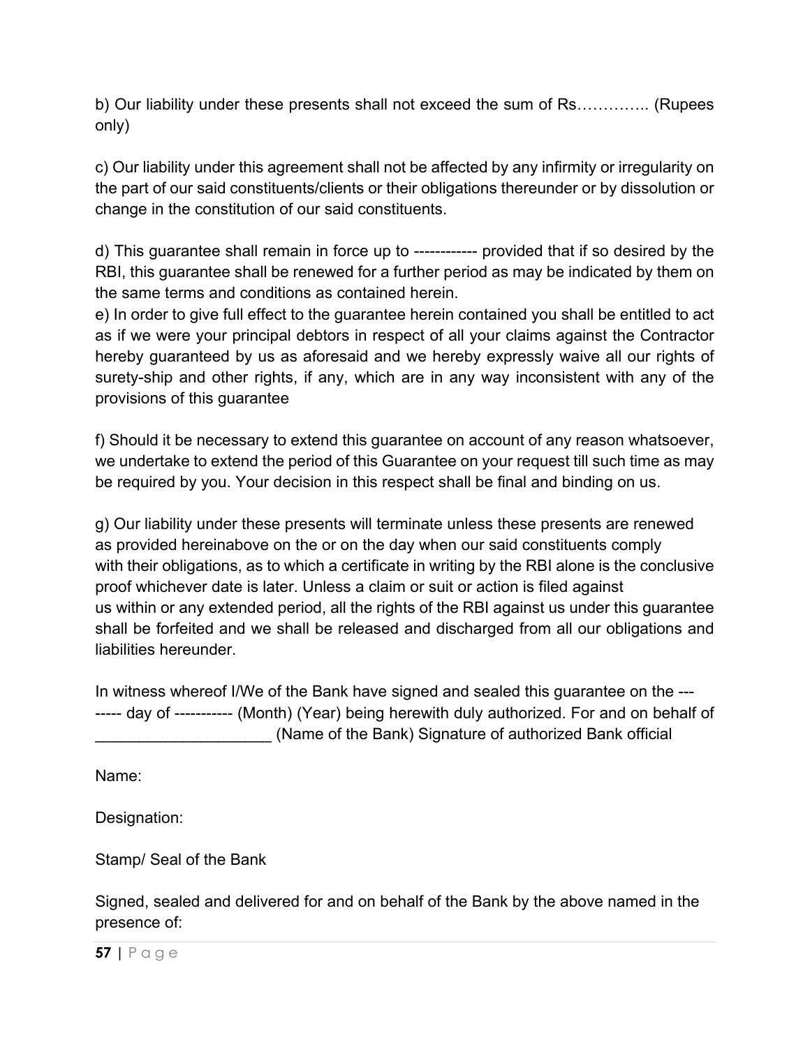b) Our liability under these presents shall not exceed the sum of Rs………….. (Rupees only)

c) Our liability under this agreement shall not be affected by any infirmity or irregularity on the part of our said constituents/clients or their obligations thereunder or by dissolution or change in the constitution of our said constituents.

d) This guarantee shall remain in force up to ------------ provided that if so desired by the RBI, this guarantee shall be renewed for a further period as may be indicated by them on the same terms and conditions as contained herein.

e) In order to give full effect to the guarantee herein contained you shall be entitled to act as if we were your principal debtors in respect of all your claims against the Contractor hereby guaranteed by us as aforesaid and we hereby expressly waive all our rights of surety-ship and other rights, if any, which are in any way inconsistent with any of the provisions of this guarantee

f) Should it be necessary to extend this guarantee on account of any reason whatsoever, we undertake to extend the period of this Guarantee on your request till such time as may be required by you. Your decision in this respect shall be final and binding on us.

g) Our liability under these presents will terminate unless these presents are renewed as provided hereinabove on the or on the day when our said constituents comply with their obligations, as to which a certificate in writing by the RBI alone is the conclusive proof whichever date is later. Unless a claim or suit or action is filed against us within or any extended period, all the rights of the RBI against us under this guarantee shall be forfeited and we shall be released and discharged from all our obligations and liabilities hereunder.

In witness whereof I/We of the Bank have signed and sealed this guarantee on the -------- day of ----------- (Month) (Year) being herewith duly authorized. For and on behalf of ____________________ (Name of the Bank) Signature of authorized Bank official

Name:

Designation:

Stamp/ Seal of the Bank

Signed, sealed and delivered for and on behalf of the Bank by the above named in the presence of: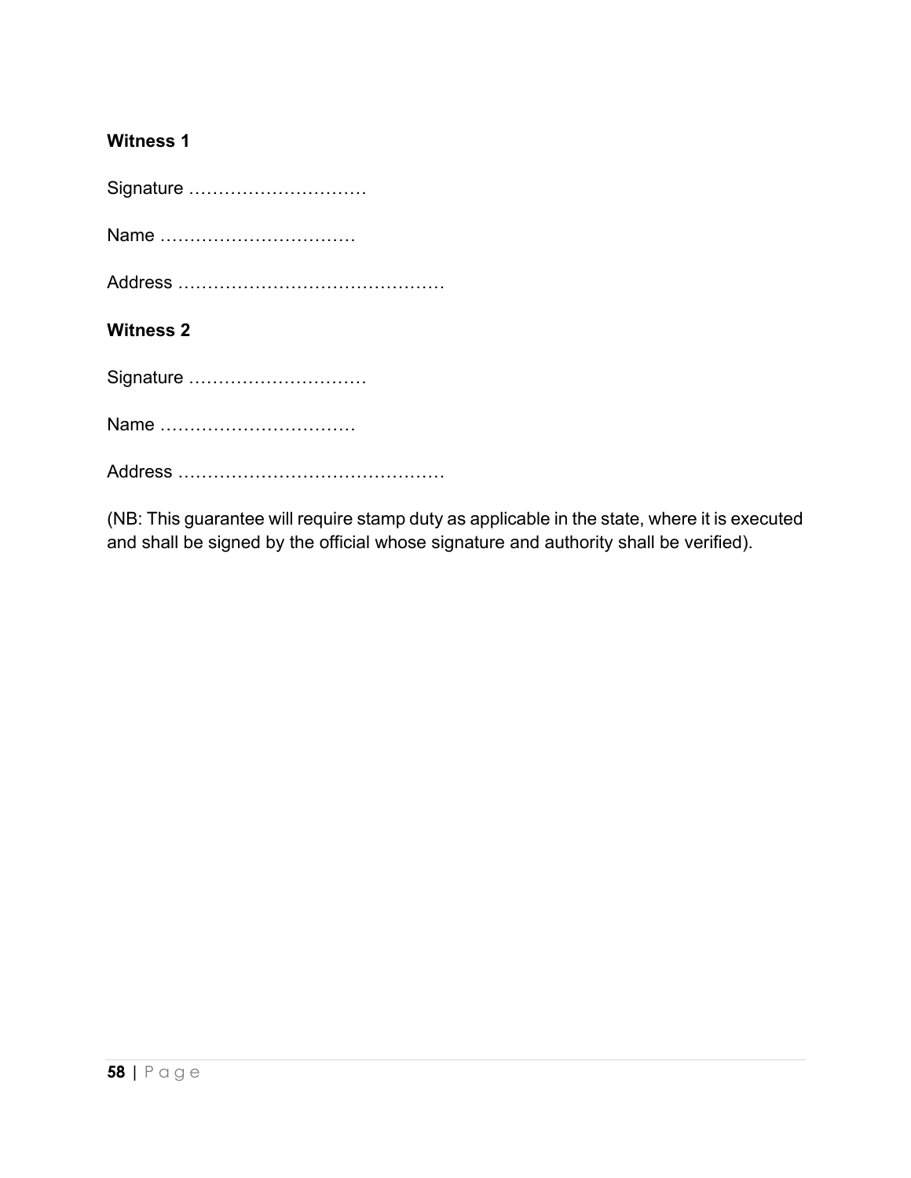**Witness 1**

Signature …………………………

Name ……………………………

Address ………………………………………

**Witness 2**

Signature …………………………

Name ……………………………

Address ………………………………………

(NB: This guarantee will require stamp duty as applicable in the state, where it is executed and shall be signed by the official whose signature and authority shall be verified).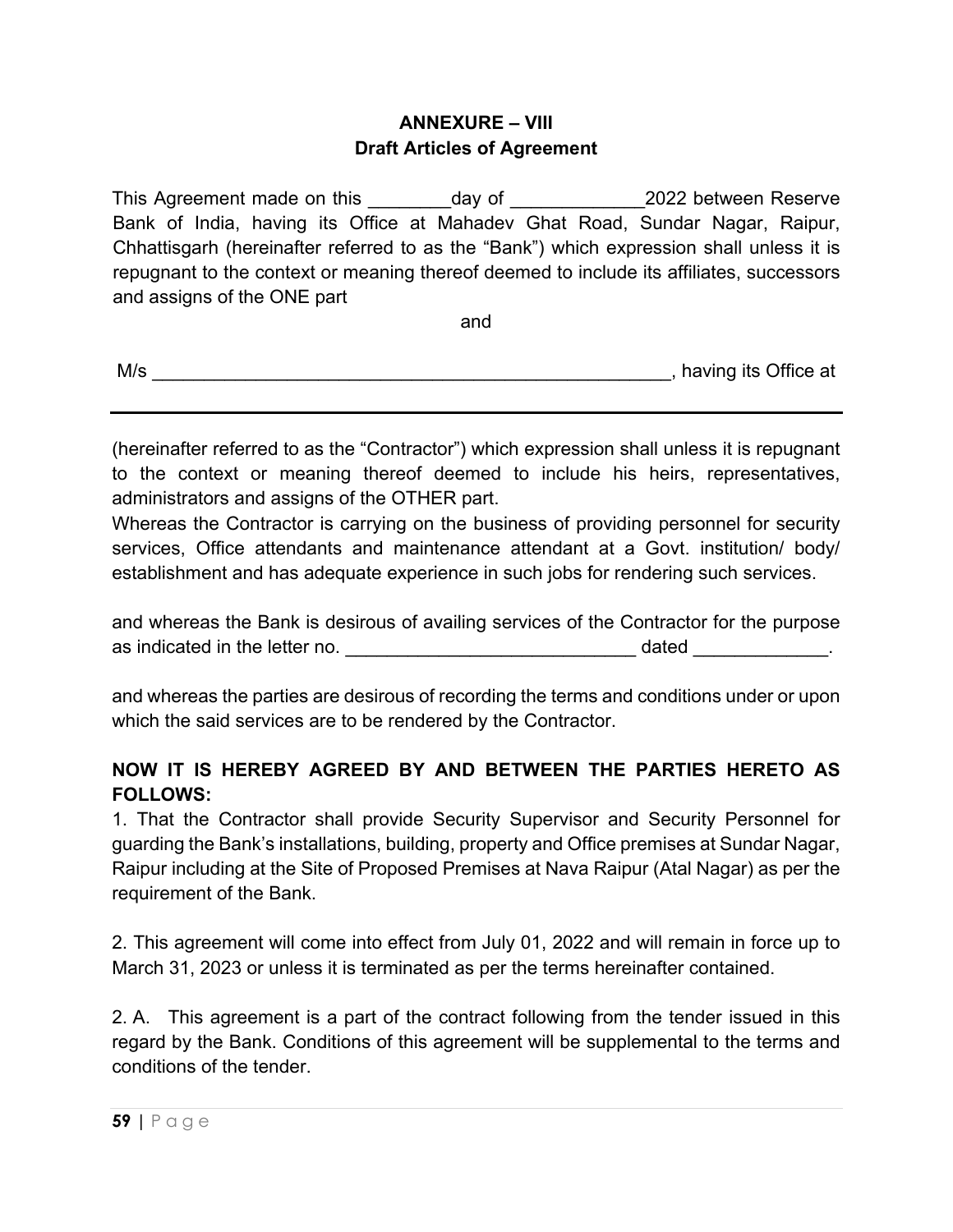**ANNEXURE – VIII**
**Draft Articles of Agreement**

This Agreement made on this ________day of _____________2022 between Reserve Bank of India, having its Office at Mahadev Ghat Road, Sundar Nagar, Raipur, Chhattisgarh (hereinafter referred to as the “Bank”) which expression shall unless it is repugnant to the context or meaning thereof deemed to include its affiliates, successors and assigns of the ONE part

and

M/s ___________________________________________________, having its Office at

_______________________________________________________________________

(hereinafter referred to as the “Contractor”) which expression shall unless it is repugnant to the context or meaning thereof deemed to include his heirs, representatives, administrators and assigns of the OTHER part.

Whereas the Contractor is carrying on the business of providing personnel for security services, Office attendants and maintenance attendant at a Govt. institution/ body/ establishment and has adequate experience in such jobs for rendering such services.

and whereas the Bank is desirous of availing services of the Contractor for the purpose as indicated in the letter no. ____________________________ dated _____________.

and whereas the parties are desirous of recording the terms and conditions under or upon which the said services are to be rendered by the Contractor.

**NOW IT IS HEREBY AGREED BY AND BETWEEN THE PARTIES HERETO AS FOLLOWS:**

1. That the Contractor shall provide Security Supervisor and Security Personnel for guarding the Bank's installations, building, property and Office premises at Sundar Nagar, Raipur including at the Site of Proposed Premises at Nava Raipur (Atal Nagar) as per the requirement of the Bank.

2. This agreement will come into effect from July 01, 2022 and will remain in force up to March 31, 2023 or unless it is terminated as per the terms hereinafter contained.

2. A. This agreement is a part of the contract following from the tender issued in this regard by the Bank. Conditions of this agreement will be supplemental to the terms and conditions of the tender.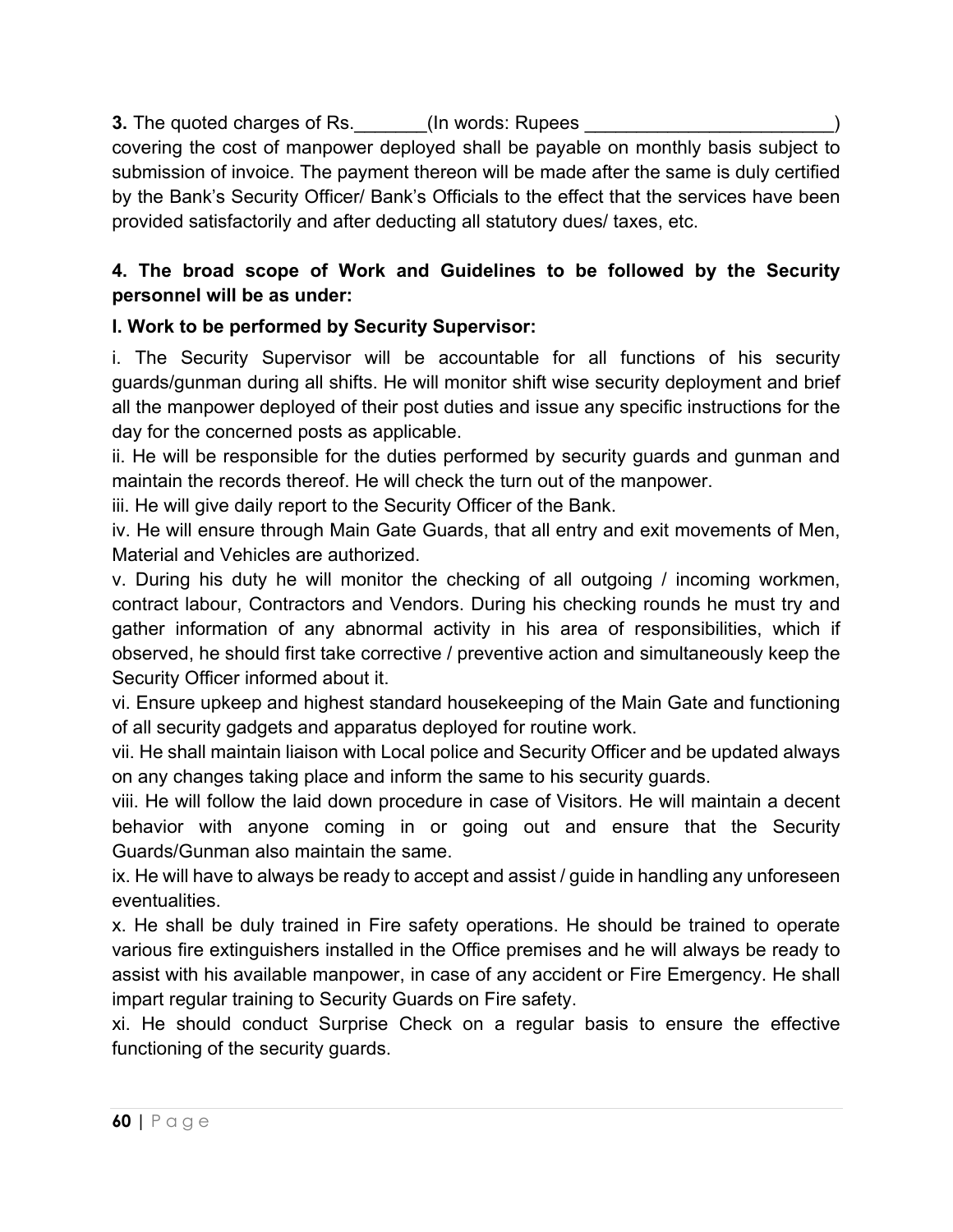**3.** The quoted charges of Rs._______(In words: Rupees ________________________) covering the cost of manpower deployed shall be payable on monthly basis subject to submission of invoice. The payment thereon will be made after the same is duly certified by the Bank's Security Officer/ Bank's Officials to the effect that the services have been provided satisfactorily and after deducting all statutory dues/ taxes, etc.

**4. The broad scope of Work and Guidelines to be followed by the Security personnel will be as under:**

**I. Work to be performed by Security Supervisor:**

i. The Security Supervisor will be accountable for all functions of his security guards/gunman during all shifts. He will monitor shift wise security deployment and brief all the manpower deployed of their post duties and issue any specific instructions for the day for the concerned posts as applicable.

ii. He will be responsible for the duties performed by security guards and gunman and maintain the records thereof. He will check the turn out of the manpower.

iii. He will give daily report to the Security Officer of the Bank.

iv. He will ensure through Main Gate Guards, that all entry and exit movements of Men, Material and Vehicles are authorized.

v. During his duty he will monitor the checking of all outgoing / incoming workmen, contract labour, Contractors and Vendors. During his checking rounds he must try and gather information of any abnormal activity in his area of responsibilities, which if observed, he should first take corrective / preventive action and simultaneously keep the Security Officer informed about it.

vi. Ensure upkeep and highest standard housekeeping of the Main Gate and functioning of all security gadgets and apparatus deployed for routine work.

vii. He shall maintain liaison with Local police and Security Officer and be updated always on any changes taking place and inform the same to his security guards.

viii. He will follow the laid down procedure in case of Visitors. He will maintain a decent behavior with anyone coming in or going out and ensure that the Security Guards/Gunman also maintain the same.

ix. He will have to always be ready to accept and assist / guide in handling any unforeseen eventualities.

x. He shall be duly trained in Fire safety operations. He should be trained to operate various fire extinguishers installed in the Office premises and he will always be ready to assist with his available manpower, in case of any accident or Fire Emergency. He shall impart regular training to Security Guards on Fire safety.

xi. He should conduct Surprise Check on a regular basis to ensure the effective functioning of the security guards.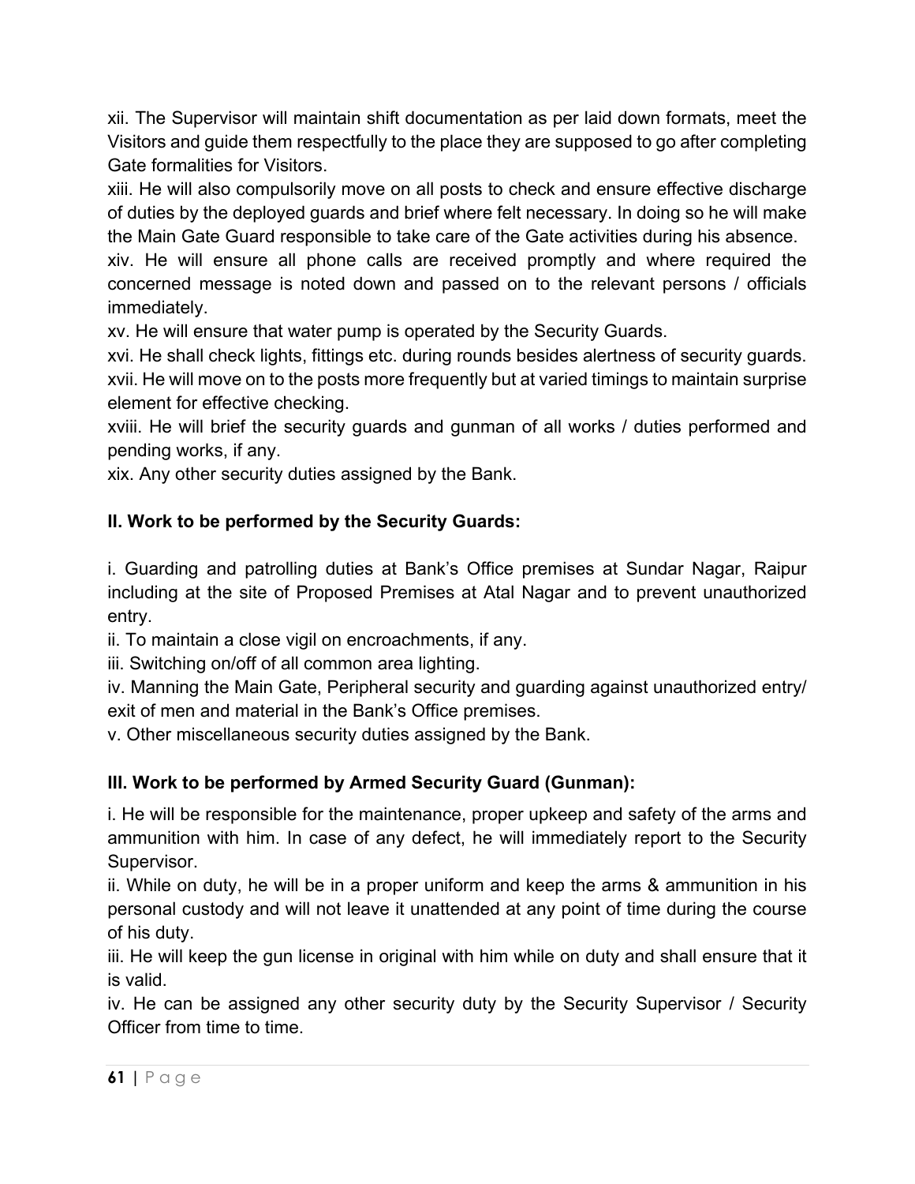xii. The Supervisor will maintain shift documentation as per laid down formats, meet the Visitors and guide them respectfully to the place they are supposed to go after completing Gate formalities for Visitors.

xiii. He will also compulsorily move on all posts to check and ensure effective discharge of duties by the deployed guards and brief where felt necessary. In doing so he will make the Main Gate Guard responsible to take care of the Gate activities during his absence.

xiv. He will ensure all phone calls are received promptly and where required the concerned message is noted down and passed on to the relevant persons / officials immediately.

xv. He will ensure that water pump is operated by the Security Guards.

xvi. He shall check lights, fittings etc. during rounds besides alertness of security guards.

xvii. He will move on to the posts more frequently but at varied timings to maintain surprise element for effective checking.

xviii. He will brief the security guards and gunman of all works / duties performed and pending works, if any.

xix. Any other security duties assigned by the Bank.

**II. Work to be performed by the Security Guards:**

i. Guarding and patrolling duties at Bank's Office premises at Sundar Nagar, Raipur including at the site of Proposed Premises at Atal Nagar and to prevent unauthorized entry.

ii. To maintain a close vigil on encroachments, if any.

iii. Switching on/off of all common area lighting.

iv. Manning the Main Gate, Peripheral security and guarding against unauthorized entry/ exit of men and material in the Bank's Office premises.

v. Other miscellaneous security duties assigned by the Bank.

**III. Work to be performed by Armed Security Guard (Gunman):**

i. He will be responsible for the maintenance, proper upkeep and safety of the arms and ammunition with him. In case of any defect, he will immediately report to the Security Supervisor.

ii. While on duty, he will be in a proper uniform and keep the arms & ammunition in his personal custody and will not leave it unattended at any point of time during the course of his duty.

iii. He will keep the gun license in original with him while on duty and shall ensure that it is valid.

iv. He can be assigned any other security duty by the Security Supervisor / Security Officer from time to time.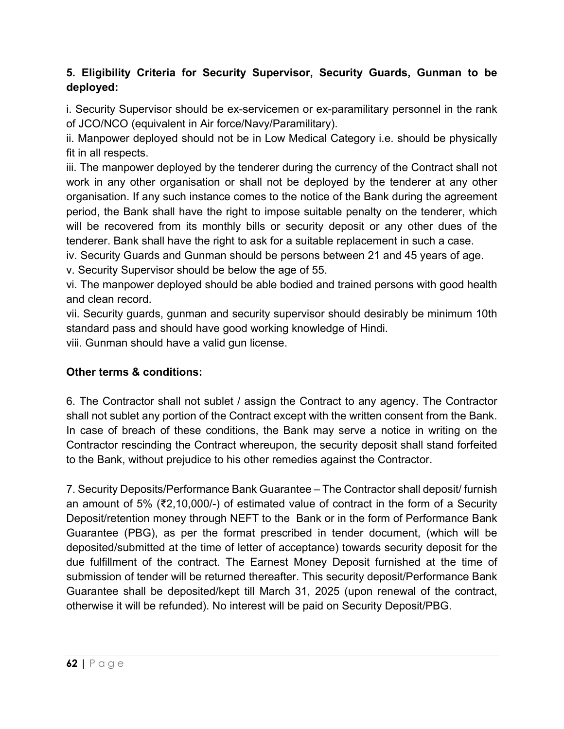**5. Eligibility Criteria for Security Supervisor, Security Guards, Gunman to be deployed:**

i. Security Supervisor should be ex-servicemen or ex-paramilitary personnel in the rank of JCO/NCO (equivalent in Air force/Navy/Paramilitary).
ii. Manpower deployed should not be in Low Medical Category i.e. should be physically fit in all respects.
iii. The manpower deployed by the tenderer during the currency of the Contract shall not work in any other organisation or shall not be deployed by the tenderer at any other organisation. If any such instance comes to the notice of the Bank during the agreement period, the Bank shall have the right to impose suitable penalty on the tenderer, which will be recovered from its monthly bills or security deposit or any other dues of the tenderer. Bank shall have the right to ask for a suitable replacement in such a case.
iv. Security Guards and Gunman should be persons between 21 and 45 years of age.
v. Security Supervisor should be below the age of 55.
vi. The manpower deployed should be able bodied and trained persons with good health and clean record.
vii. Security guards, gunman and security supervisor should desirably be minimum 10th standard pass and should have good working knowledge of Hindi.
viii. Gunman should have a valid gun license.

**Other terms & conditions:**

6. The Contractor shall not sublet / assign the Contract to any agency. The Contractor shall not sublet any portion of the Contract except with the written consent from the Bank. In case of breach of these conditions, the Bank may serve a notice in writing on the Contractor rescinding the Contract whereupon, the security deposit shall stand forfeited to the Bank, without prejudice to his other remedies against the Contractor.

7. Security Deposits/Performance Bank Guarantee – The Contractor shall deposit/ furnish an amount of 5% (₹2,10,000/-) of estimated value of contract in the form of a Security Deposit/retention money through NEFT to the Bank or in the form of Performance Bank Guarantee (PBG), as per the format prescribed in tender document, (which will be deposited/submitted at the time of letter of acceptance) towards security deposit for the due fulfillment of the contract. The Earnest Money Deposit furnished at the time of submission of tender will be returned thereafter. This security deposit/Performance Bank Guarantee shall be deposited/kept till March 31, 2025 (upon renewal of the contract, otherwise it will be refunded). No interest will be paid on Security Deposit/PBG.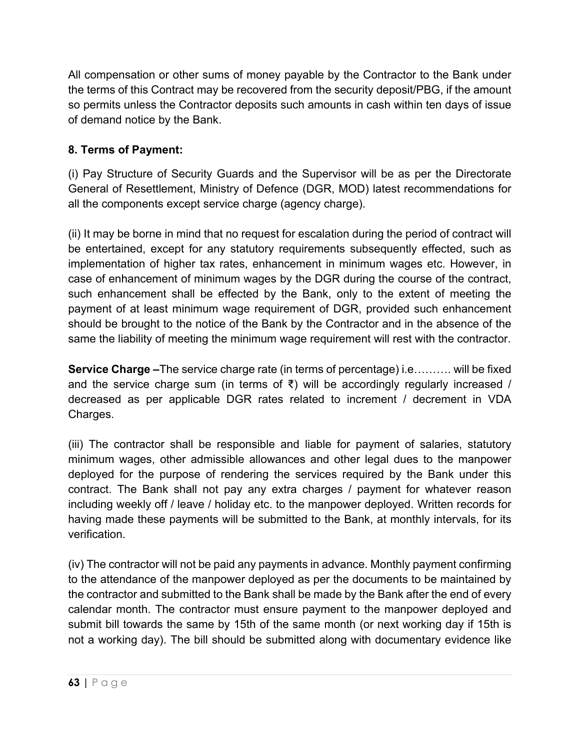All compensation or other sums of money payable by the Contractor to the Bank under the terms of this Contract may be recovered from the security deposit/PBG, if the amount so permits unless the Contractor deposits such amounts in cash within ten days of issue of demand notice by the Bank.

**8. Terms of Payment:**

(i) Pay Structure of Security Guards and the Supervisor will be as per the Directorate General of Resettlement, Ministry of Defence (DGR, MOD) latest recommendations for all the components except service charge (agency charge).

(ii) It may be borne in mind that no request for escalation during the period of contract will be entertained, except for any statutory requirements subsequently effected, such as implementation of higher tax rates, enhancement in minimum wages etc. However, in case of enhancement of minimum wages by the DGR during the course of the contract, such enhancement shall be effected by the Bank, only to the extent of meeting the payment of at least minimum wage requirement of DGR, provided such enhancement should be brought to the notice of the Bank by the Contractor and in the absence of the same the liability of meeting the minimum wage requirement will rest with the contractor.

**Service Charge –**The service charge rate (in terms of percentage) i.e………. will be fixed and the service charge sum (in terms of ₹) will be accordingly regularly increased / decreased as per applicable DGR rates related to increment / decrement in VDA Charges.

(iii) The contractor shall be responsible and liable for payment of salaries, statutory minimum wages, other admissible allowances and other legal dues to the manpower deployed for the purpose of rendering the services required by the Bank under this contract. The Bank shall not pay any extra charges / payment for whatever reason including weekly off / leave / holiday etc. to the manpower deployed. Written records for having made these payments will be submitted to the Bank, at monthly intervals, for its verification.

(iv) The contractor will not be paid any payments in advance. Monthly payment confirming to the attendance of the manpower deployed as per the documents to be maintained by the contractor and submitted to the Bank shall be made by the Bank after the end of every calendar month. The contractor must ensure payment to the manpower deployed and submit bill towards the same by 15th of the same month (or next working day if 15th is not a working day). The bill should be submitted along with documentary evidence like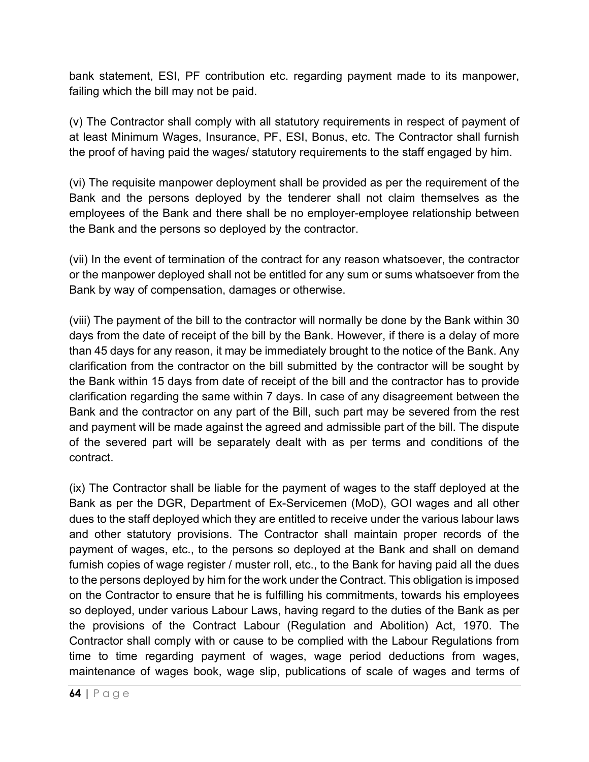bank statement, ESI, PF contribution etc. regarding payment made to its manpower, failing which the bill may not be paid.

(v) The Contractor shall comply with all statutory requirements in respect of payment of at least Minimum Wages, Insurance, PF, ESI, Bonus, etc. The Contractor shall furnish the proof of having paid the wages/ statutory requirements to the staff engaged by him.

(vi) The requisite manpower deployment shall be provided as per the requirement of the Bank and the persons deployed by the tenderer shall not claim themselves as the employees of the Bank and there shall be no employer-employee relationship between the Bank and the persons so deployed by the contractor.

(vii) In the event of termination of the contract for any reason whatsoever, the contractor or the manpower deployed shall not be entitled for any sum or sums whatsoever from the Bank by way of compensation, damages or otherwise.

(viii) The payment of the bill to the contractor will normally be done by the Bank within 30 days from the date of receipt of the bill by the Bank. However, if there is a delay of more than 45 days for any reason, it may be immediately brought to the notice of the Bank. Any clarification from the contractor on the bill submitted by the contractor will be sought by the Bank within 15 days from date of receipt of the bill and the contractor has to provide clarification regarding the same within 7 days. In case of any disagreement between the Bank and the contractor on any part of the Bill, such part may be severed from the rest and payment will be made against the agreed and admissible part of the bill. The dispute of the severed part will be separately dealt with as per terms and conditions of the contract.

(ix) The Contractor shall be liable for the payment of wages to the staff deployed at the Bank as per the DGR, Department of Ex-Servicemen (MoD), GOI wages and all other dues to the staff deployed which they are entitled to receive under the various labour laws and other statutory provisions. The Contractor shall maintain proper records of the payment of wages, etc., to the persons so deployed at the Bank and shall on demand furnish copies of wage register / muster roll, etc., to the Bank for having paid all the dues to the persons deployed by him for the work under the Contract. This obligation is imposed on the Contractor to ensure that he is fulfilling his commitments, towards his employees so deployed, under various Labour Laws, having regard to the duties of the Bank as per the provisions of the Contract Labour (Regulation and Abolition) Act, 1970. The Contractor shall comply with or cause to be complied with the Labour Regulations from time to time regarding payment of wages, wage period deductions from wages, maintenance of wages book, wage slip, publications of scale of wages and terms of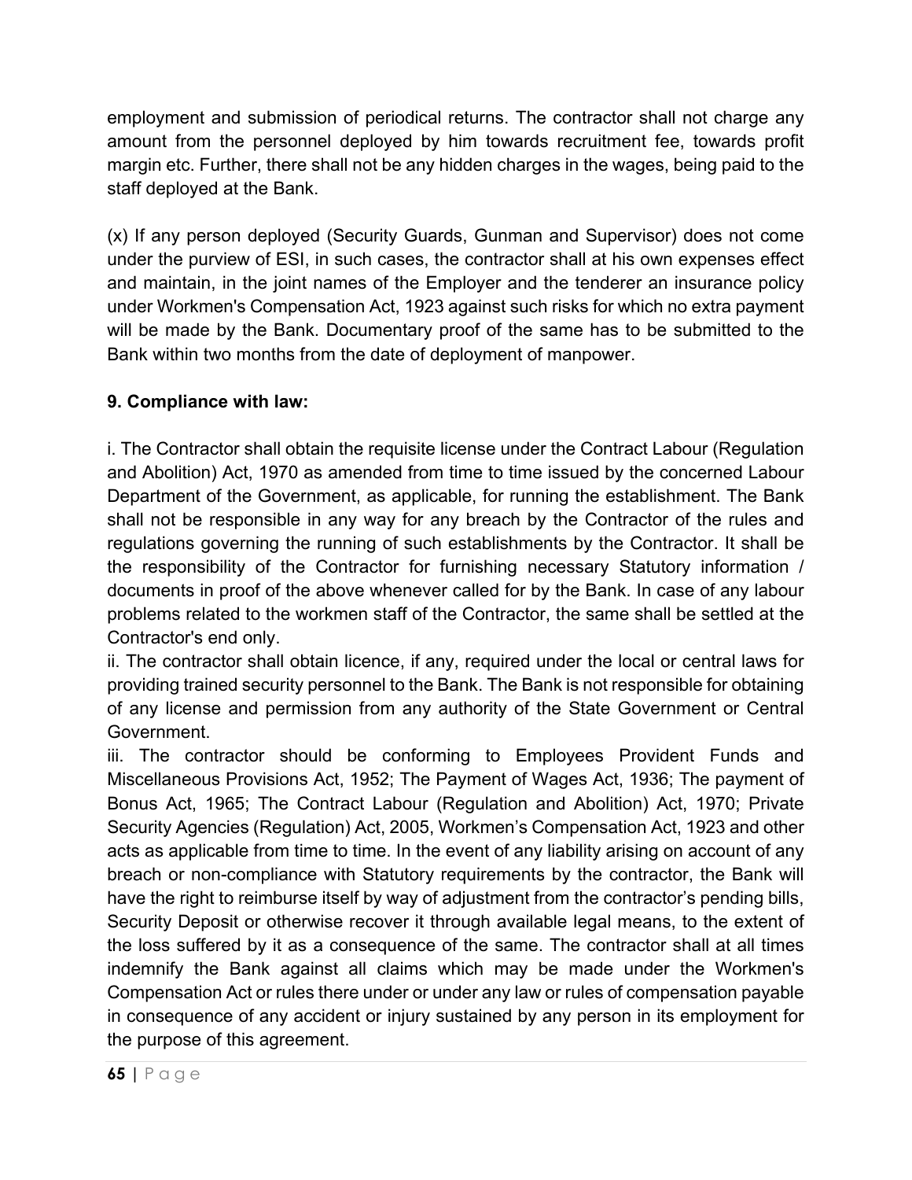employment and submission of periodical returns. The contractor shall not charge any amount from the personnel deployed by him towards recruitment fee, towards profit margin etc. Further, there shall not be any hidden charges in the wages, being paid to the staff deployed at the Bank.

(x) If any person deployed (Security Guards, Gunman and Supervisor) does not come under the purview of ESI, in such cases, the contractor shall at his own expenses effect and maintain, in the joint names of the Employer and the tenderer an insurance policy under Workmen's Compensation Act, 1923 against such risks for which no extra payment will be made by the Bank. Documentary proof of the same has to be submitted to the Bank within two months from the date of deployment of manpower.

**9. Compliance with law:**

i. The Contractor shall obtain the requisite license under the Contract Labour (Regulation and Abolition) Act, 1970 as amended from time to time issued by the concerned Labour Department of the Government, as applicable, for running the establishment. The Bank shall not be responsible in any way for any breach by the Contractor of the rules and regulations governing the running of such establishments by the Contractor. It shall be the responsibility of the Contractor for furnishing necessary Statutory information / documents in proof of the above whenever called for by the Bank. In case of any labour problems related to the workmen staff of the Contractor, the same shall be settled at the Contractor's end only.

ii. The contractor shall obtain licence, if any, required under the local or central laws for providing trained security personnel to the Bank. The Bank is not responsible for obtaining of any license and permission from any authority of the State Government or Central Government.

iii. The contractor should be conforming to Employees Provident Funds and Miscellaneous Provisions Act, 1952; The Payment of Wages Act, 1936; The payment of Bonus Act, 1965; The Contract Labour (Regulation and Abolition) Act, 1970; Private Security Agencies (Regulation) Act, 2005, Workmen's Compensation Act, 1923 and other acts as applicable from time to time. In the event of any liability arising on account of any breach or non-compliance with Statutory requirements by the contractor, the Bank will have the right to reimburse itself by way of adjustment from the contractor's pending bills, Security Deposit or otherwise recover it through available legal means, to the extent of the loss suffered by it as a consequence of the same. The contractor shall at all times indemnify the Bank against all claims which may be made under the Workmen's Compensation Act or rules there under or under any law or rules of compensation payable in consequence of any accident or injury sustained by any person in its employment for the purpose of this agreement.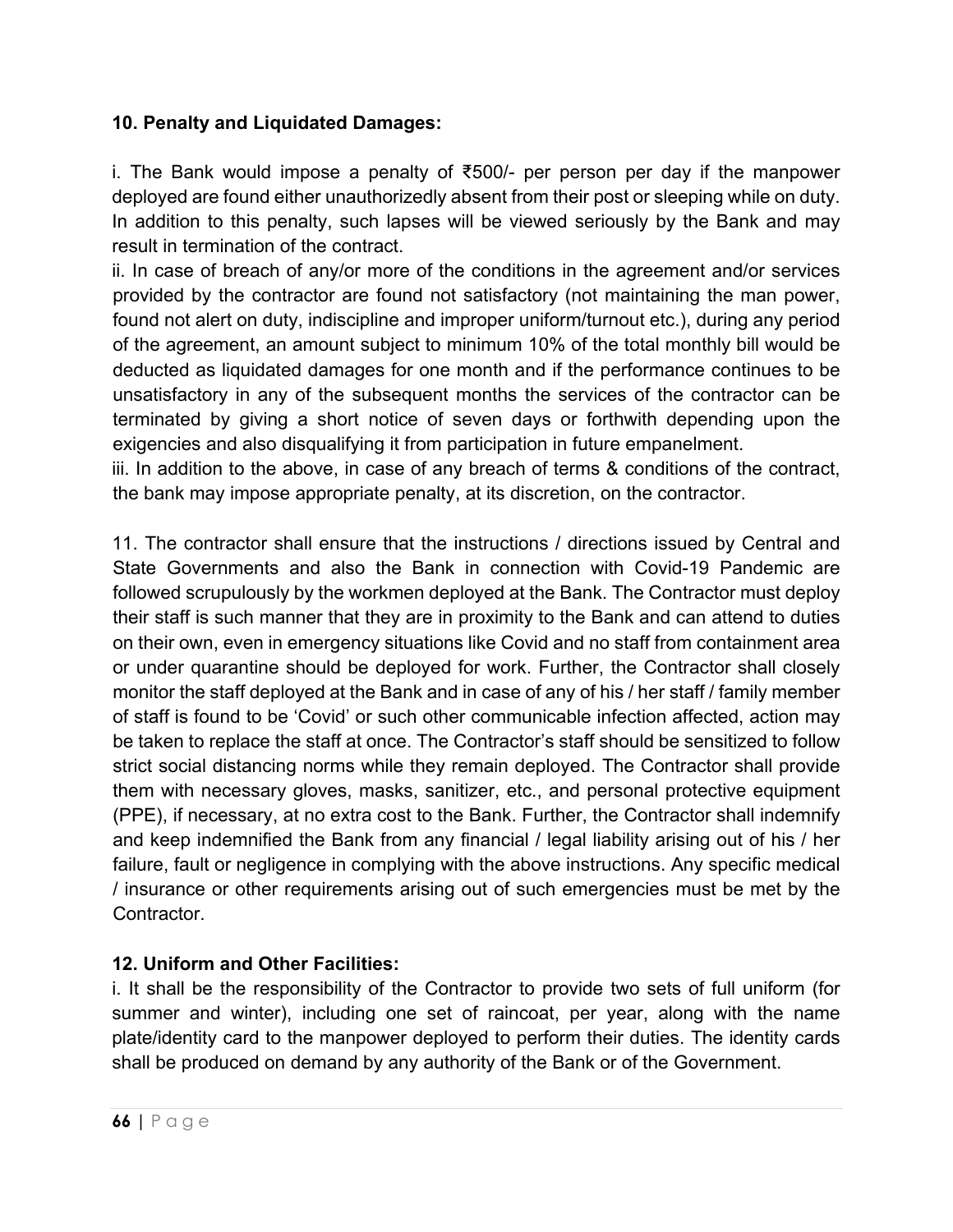**10. Penalty and Liquidated Damages:**

i. The Bank would impose a penalty of ₹500/- per person per day if the manpower deployed are found either unauthorizedly absent from their post or sleeping while on duty. In addition to this penalty, such lapses will be viewed seriously by the Bank and may result in termination of the contract.
ii. In case of breach of any/or more of the conditions in the agreement and/or services provided by the contractor are found not satisfactory (not maintaining the man power, found not alert on duty, indiscipline and improper uniform/turnout etc.), during any period of the agreement, an amount subject to minimum 10% of the total monthly bill would be deducted as liquidated damages for one month and if the performance continues to be unsatisfactory in any of the subsequent months the services of the contractor can be terminated by giving a short notice of seven days or forthwith depending upon the exigencies and also disqualifying it from participation in future empanelment.
iii. In addition to the above, in case of any breach of terms & conditions of the contract, the bank may impose appropriate penalty, at its discretion, on the contractor.

11. The contractor shall ensure that the instructions / directions issued by Central and State Governments and also the Bank in connection with Covid-19 Pandemic are followed scrupulously by the workmen deployed at the Bank. The Contractor must deploy their staff is such manner that they are in proximity to the Bank and can attend to duties on their own, even in emergency situations like Covid and no staff from containment area or under quarantine should be deployed for work. Further, the Contractor shall closely monitor the staff deployed at the Bank and in case of any of his / her staff / family member of staff is found to be 'Covid' or such other communicable infection affected, action may be taken to replace the staff at once. The Contractor's staff should be sensitized to follow strict social distancing norms while they remain deployed. The Contractor shall provide them with necessary gloves, masks, sanitizer, etc., and personal protective equipment (PPE), if necessary, at no extra cost to the Bank. Further, the Contractor shall indemnify and keep indemnified the Bank from any financial / legal liability arising out of his / her failure, fault or negligence in complying with the above instructions. Any specific medical / insurance or other requirements arising out of such emergencies must be met by the Contractor.

**12. Uniform and Other Facilities:**

i. It shall be the responsibility of the Contractor to provide two sets of full uniform (for summer and winter), including one set of raincoat, per year, along with the name plate/identity card to the manpower deployed to perform their duties. The identity cards shall be produced on demand by any authority of the Bank or of the Government.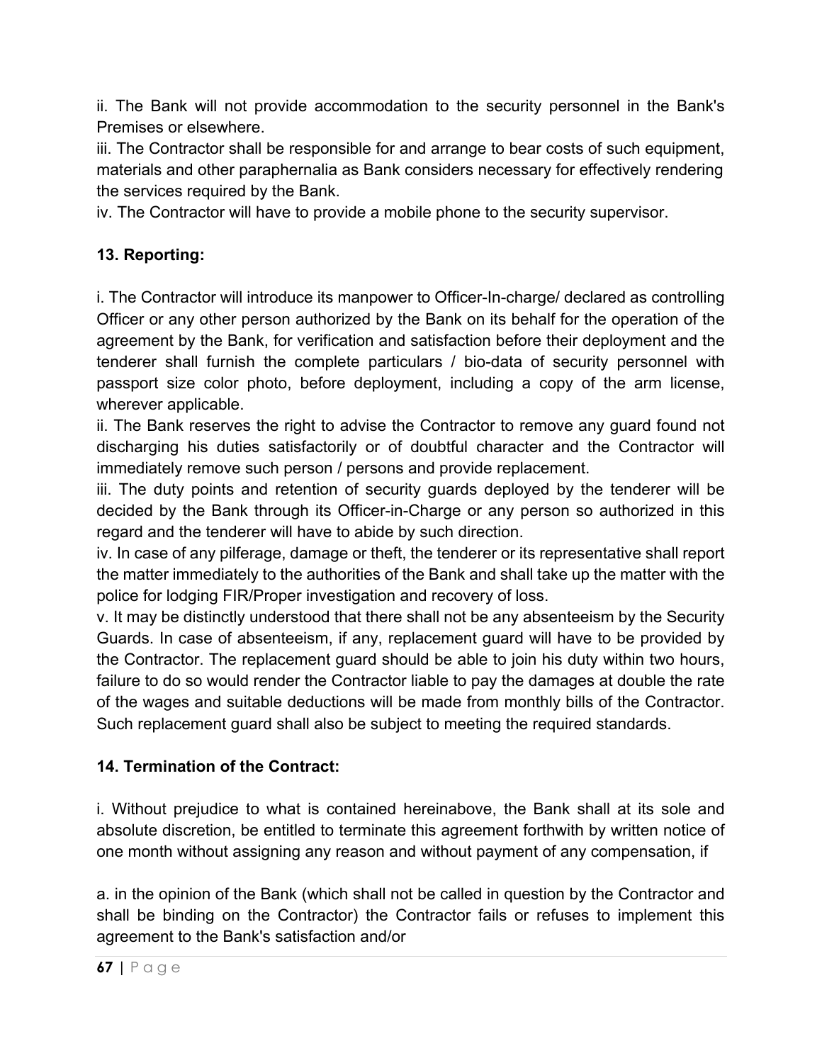ii. The Bank will not provide accommodation to the security personnel in the Bank's Premises or elsewhere.

iii. The Contractor shall be responsible for and arrange to bear costs of such equipment, materials and other paraphernalia as Bank considers necessary for effectively rendering the services required by the Bank.

iv. The Contractor will have to provide a mobile phone to the security supervisor.

**13. Reporting:**

i. The Contractor will introduce its manpower to Officer-In-charge/ declared as controlling Officer or any other person authorized by the Bank on its behalf for the operation of the agreement by the Bank, for verification and satisfaction before their deployment and the tenderer shall furnish the complete particulars / bio-data of security personnel with passport size color photo, before deployment, including a copy of the arm license, wherever applicable.

ii. The Bank reserves the right to advise the Contractor to remove any guard found not discharging his duties satisfactorily or of doubtful character and the Contractor will immediately remove such person / persons and provide replacement.

iii. The duty points and retention of security guards deployed by the tenderer will be decided by the Bank through its Officer-in-Charge or any person so authorized in this regard and the tenderer will have to abide by such direction.

iv. In case of any pilferage, damage or theft, the tenderer or its representative shall report the matter immediately to the authorities of the Bank and shall take up the matter with the police for lodging FIR/Proper investigation and recovery of loss.

v. It may be distinctly understood that there shall not be any absenteeism by the Security Guards. In case of absenteeism, if any, replacement guard will have to be provided by the Contractor. The replacement guard should be able to join his duty within two hours, failure to do so would render the Contractor liable to pay the damages at double the rate of the wages and suitable deductions will be made from monthly bills of the Contractor. Such replacement guard shall also be subject to meeting the required standards.

**14. Termination of the Contract:**

i. Without prejudice to what is contained hereinabove, the Bank shall at its sole and absolute discretion, be entitled to terminate this agreement forthwith by written notice of one month without assigning any reason and without payment of any compensation, if

a. in the opinion of the Bank (which shall not be called in question by the Contractor and shall be binding on the Contractor) the Contractor fails or refuses to implement this agreement to the Bank's satisfaction and/or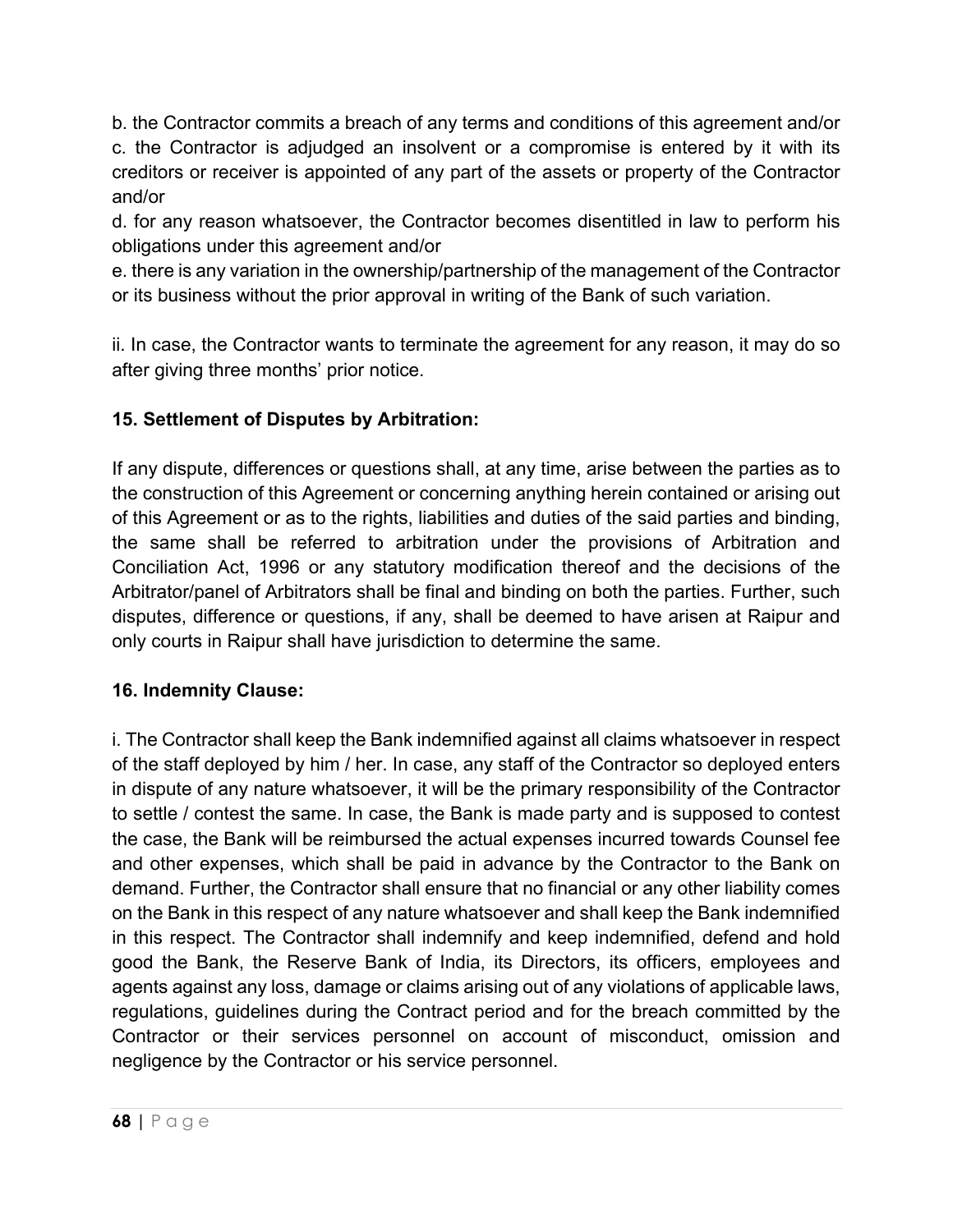b. the Contractor commits a breach of any terms and conditions of this agreement and/or
c. the Contractor is adjudged an insolvent or a compromise is entered by it with its creditors or receiver is appointed of any part of the assets or property of the Contractor and/or
d. for any reason whatsoever, the Contractor becomes disentitled in law to perform his obligations under this agreement and/or
e. there is any variation in the ownership/partnership of the management of the Contractor or its business without the prior approval in writing of the Bank of such variation.

ii. In case, the Contractor wants to terminate the agreement for any reason, it may do so after giving three months' prior notice.

**15. Settlement of Disputes by Arbitration:**

If any dispute, differences or questions shall, at any time, arise between the parties as to the construction of this Agreement or concerning anything herein contained or arising out of this Agreement or as to the rights, liabilities and duties of the said parties and binding, the same shall be referred to arbitration under the provisions of Arbitration and Conciliation Act, 1996 or any statutory modification thereof and the decisions of the Arbitrator/panel of Arbitrators shall be final and binding on both the parties. Further, such disputes, difference or questions, if any, shall be deemed to have arisen at Raipur and only courts in Raipur shall have jurisdiction to determine the same.

**16. Indemnity Clause:**

i. The Contractor shall keep the Bank indemnified against all claims whatsoever in respect of the staff deployed by him / her. In case, any staff of the Contractor so deployed enters in dispute of any nature whatsoever, it will be the primary responsibility of the Contractor to settle / contest the same. In case, the Bank is made party and is supposed to contest the case, the Bank will be reimbursed the actual expenses incurred towards Counsel fee and other expenses, which shall be paid in advance by the Contractor to the Bank on demand. Further, the Contractor shall ensure that no financial or any other liability comes on the Bank in this respect of any nature whatsoever and shall keep the Bank indemnified in this respect. The Contractor shall indemnify and keep indemnified, defend and hold good the Bank, the Reserve Bank of India, its Directors, its officers, employees and agents against any loss, damage or claims arising out of any violations of applicable laws, regulations, guidelines during the Contract period and for the breach committed by the Contractor or their services personnel on account of misconduct, omission and negligence by the Contractor or his service personnel.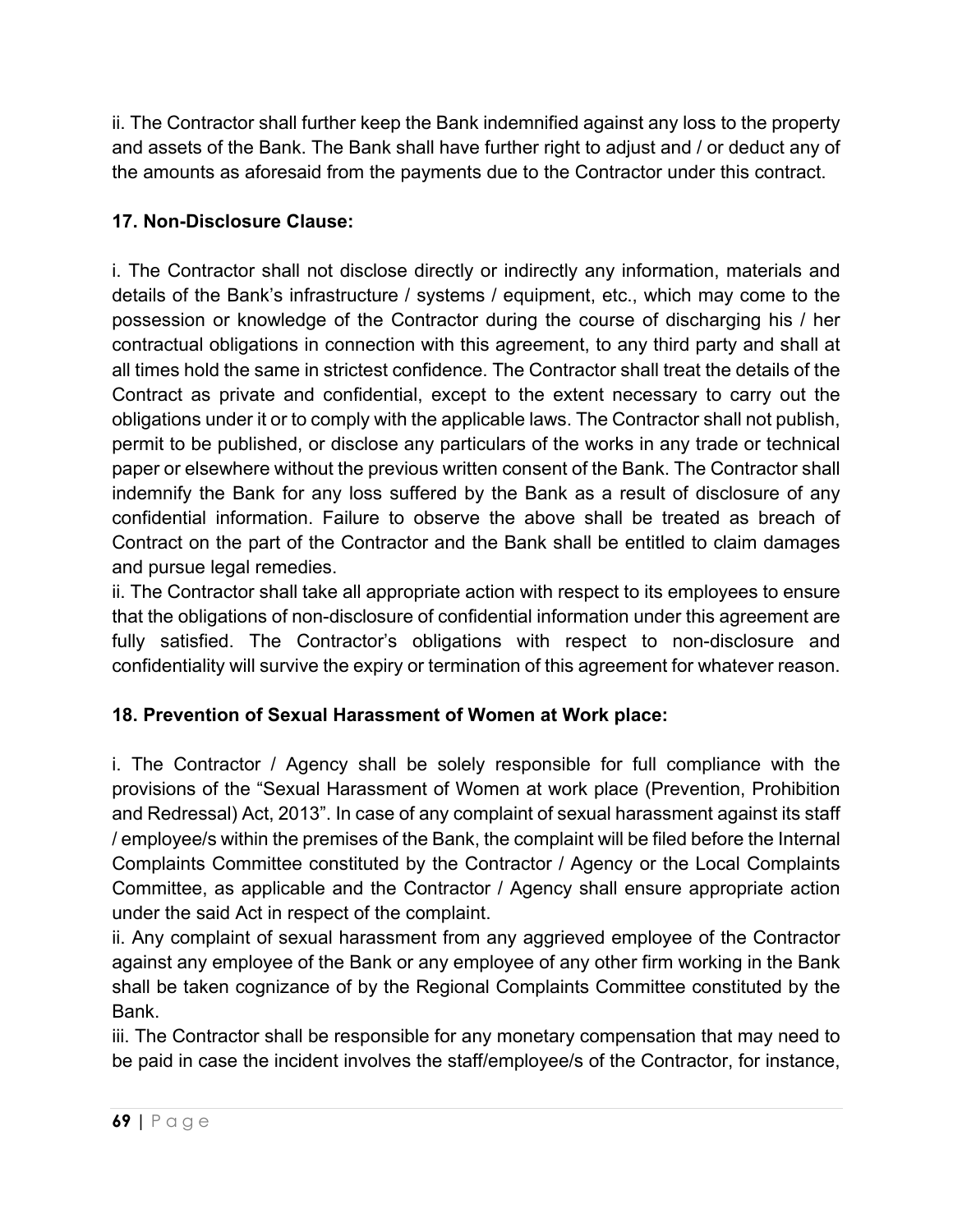ii. The Contractor shall further keep the Bank indemnified against any loss to the property and assets of the Bank. The Bank shall have further right to adjust and / or deduct any of the amounts as aforesaid from the payments due to the Contractor under this contract.

**17. Non-Disclosure Clause:**

i. The Contractor shall not disclose directly or indirectly any information, materials and details of the Bank's infrastructure / systems / equipment, etc., which may come to the possession or knowledge of the Contractor during the course of discharging his / her contractual obligations in connection with this agreement, to any third party and shall at all times hold the same in strictest confidence. The Contractor shall treat the details of the Contract as private and confidential, except to the extent necessary to carry out the obligations under it or to comply with the applicable laws. The Contractor shall not publish, permit to be published, or disclose any particulars of the works in any trade or technical paper or elsewhere without the previous written consent of the Bank. The Contractor shall indemnify the Bank for any loss suffered by the Bank as a result of disclosure of any confidential information. Failure to observe the above shall be treated as breach of Contract on the part of the Contractor and the Bank shall be entitled to claim damages and pursue legal remedies.

ii. The Contractor shall take all appropriate action with respect to its employees to ensure that the obligations of non-disclosure of confidential information under this agreement are fully satisfied. The Contractor's obligations with respect to non-disclosure and confidentiality will survive the expiry or termination of this agreement for whatever reason.

**18. Prevention of Sexual Harassment of Women at Work place:**

i. The Contractor / Agency shall be solely responsible for full compliance with the provisions of the "Sexual Harassment of Women at work place (Prevention, Prohibition and Redressal) Act, 2013". In case of any complaint of sexual harassment against its staff / employee/s within the premises of the Bank, the complaint will be filed before the Internal Complaints Committee constituted by the Contractor / Agency or the Local Complaints Committee, as applicable and the Contractor / Agency shall ensure appropriate action under the said Act in respect of the complaint.

ii. Any complaint of sexual harassment from any aggrieved employee of the Contractor against any employee of the Bank or any employee of any other firm working in the Bank shall be taken cognizance of by the Regional Complaints Committee constituted by the Bank.

iii. The Contractor shall be responsible for any monetary compensation that may need to be paid in case the incident involves the staff/employee/s of the Contractor, for instance,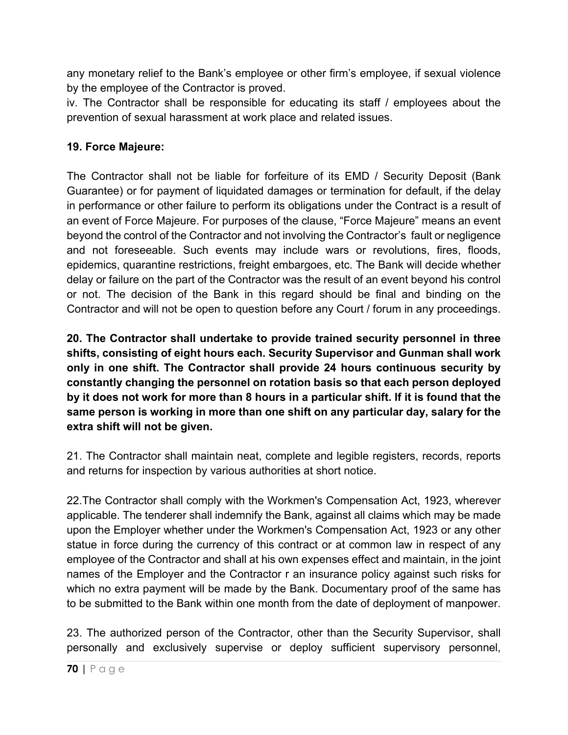any monetary relief to the Bank's employee or other firm's employee, if sexual violence by the employee of the Contractor is proved.

iv. The Contractor shall be responsible for educating its staff / employees about the prevention of sexual harassment at work place and related issues.

**19. Force Majeure:**

The Contractor shall not be liable for forfeiture of its EMD / Security Deposit (Bank Guarantee) or for payment of liquidated damages or termination for default, if the delay in performance or other failure to perform its obligations under the Contract is a result of an event of Force Majeure. For purposes of the clause, "Force Majeure" means an event beyond the control of the Contractor and not involving the Contractor's fault or negligence and not foreseeable. Such events may include wars or revolutions, fires, floods, epidemics, quarantine restrictions, freight embargoes, etc. The Bank will decide whether delay or failure on the part of the Contractor was the result of an event beyond his control or not. The decision of the Bank in this regard should be final and binding on the Contractor and will not be open to question before any Court / forum in any proceedings.

**20. The Contractor shall undertake to provide trained security personnel in three shifts, consisting of eight hours each. Security Supervisor and Gunman shall work only in one shift. The Contractor shall provide 24 hours continuous security by constantly changing the personnel on rotation basis so that each person deployed by it does not work for more than 8 hours in a particular shift. If it is found that the same person is working in more than one shift on any particular day, salary for the extra shift will not be given.**

21. The Contractor shall maintain neat, complete and legible registers, records, reports and returns for inspection by various authorities at short notice.

22.The Contractor shall comply with the Workmen's Compensation Act, 1923, wherever applicable. The tenderer shall indemnify the Bank, against all claims which may be made upon the Employer whether under the Workmen's Compensation Act, 1923 or any other statue in force during the currency of this contract or at common law in respect of any employee of the Contractor and shall at his own expenses effect and maintain, in the joint names of the Employer and the Contractor r an insurance policy against such risks for which no extra payment will be made by the Bank. Documentary proof of the same has to be submitted to the Bank within one month from the date of deployment of manpower.

23. The authorized person of the Contractor, other than the Security Supervisor, shall personally and exclusively supervise or deploy sufficient supervisory personnel,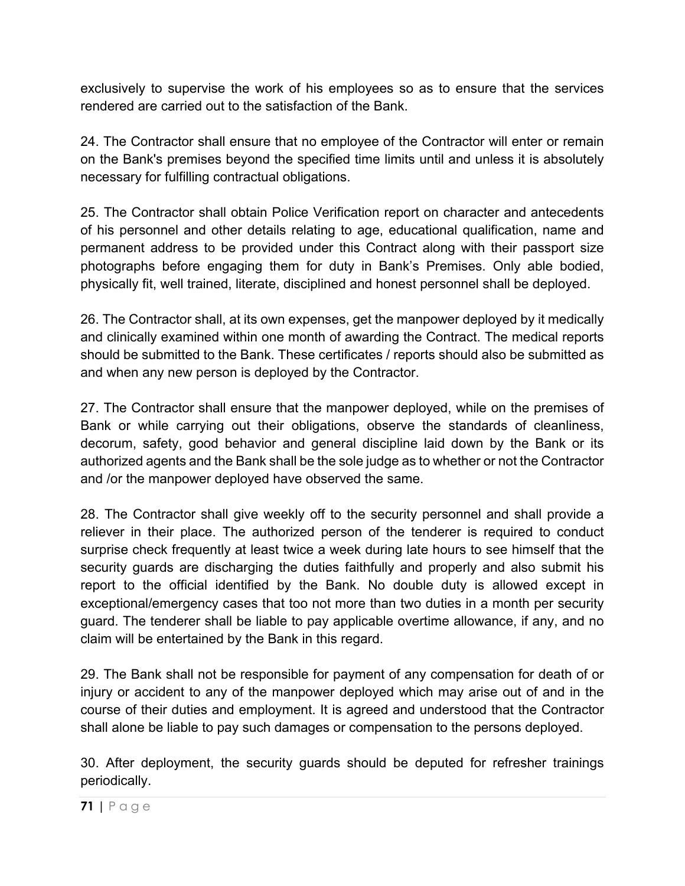exclusively to supervise the work of his employees so as to ensure that the services rendered are carried out to the satisfaction of the Bank.

24. The Contractor shall ensure that no employee of the Contractor will enter or remain on the Bank's premises beyond the specified time limits until and unless it is absolutely necessary for fulfilling contractual obligations.

25. The Contractor shall obtain Police Verification report on character and antecedents of his personnel and other details relating to age, educational qualification, name and permanent address to be provided under this Contract along with their passport size photographs before engaging them for duty in Bank's Premises. Only able bodied, physically fit, well trained, literate, disciplined and honest personnel shall be deployed.

26. The Contractor shall, at its own expenses, get the manpower deployed by it medically and clinically examined within one month of awarding the Contract. The medical reports should be submitted to the Bank. These certificates / reports should also be submitted as and when any new person is deployed by the Contractor.

27. The Contractor shall ensure that the manpower deployed, while on the premises of Bank or while carrying out their obligations, observe the standards of cleanliness, decorum, safety, good behavior and general discipline laid down by the Bank or its authorized agents and the Bank shall be the sole judge as to whether or not the Contractor and /or the manpower deployed have observed the same.

28. The Contractor shall give weekly off to the security personnel and shall provide a reliever in their place. The authorized person of the tenderer is required to conduct surprise check frequently at least twice a week during late hours to see himself that the security guards are discharging the duties faithfully and properly and also submit his report to the official identified by the Bank. No double duty is allowed except in exceptional/emergency cases that too not more than two duties in a month per security guard. The tenderer shall be liable to pay applicable overtime allowance, if any, and no claim will be entertained by the Bank in this regard.

29. The Bank shall not be responsible for payment of any compensation for death of or injury or accident to any of the manpower deployed which may arise out of and in the course of their duties and employment. It is agreed and understood that the Contractor shall alone be liable to pay such damages or compensation to the persons deployed.

30. After deployment, the security guards should be deputed for refresher trainings periodically.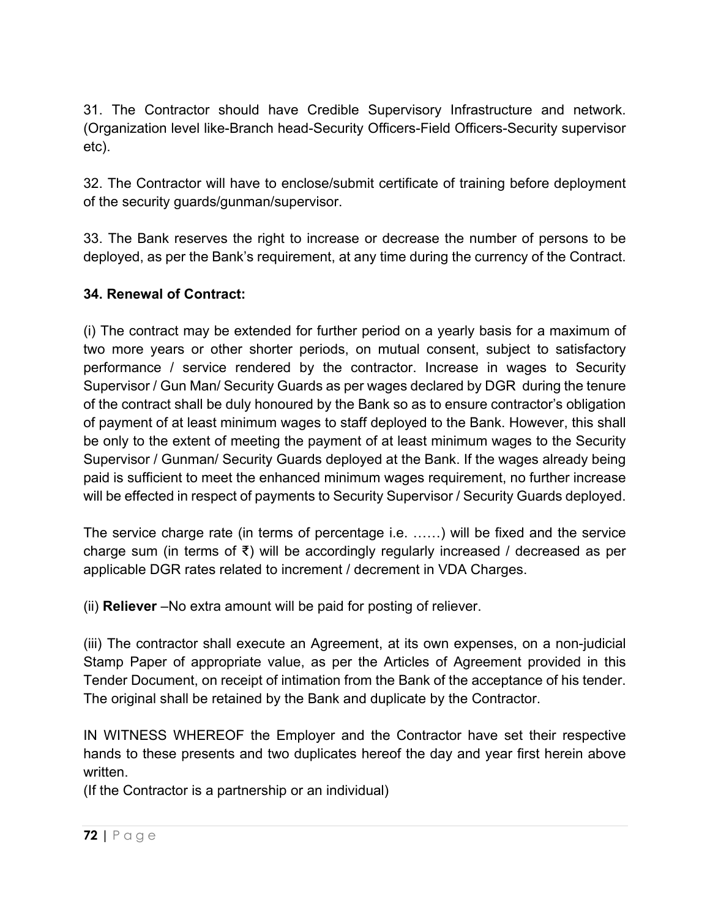31. The Contractor should have Credible Supervisory Infrastructure and network. (Organization level like-Branch head-Security Officers-Field Officers-Security supervisor etc).

32. The Contractor will have to enclose/submit certificate of training before deployment of the security guards/gunman/supervisor.

33. The Bank reserves the right to increase or decrease the number of persons to be deployed, as per the Bank's requirement, at any time during the currency of the Contract.

**34. Renewal of Contract:**

(i) The contract may be extended for further period on a yearly basis for a maximum of two more years or other shorter periods, on mutual consent, subject to satisfactory performance / service rendered by the contractor. Increase in wages to Security Supervisor / Gun Man/ Security Guards as per wages declared by DGR during the tenure of the contract shall be duly honoured by the Bank so as to ensure contractor's obligation of payment of at least minimum wages to staff deployed to the Bank. However, this shall be only to the extent of meeting the payment of at least minimum wages to the Security Supervisor / Gunman/ Security Guards deployed at the Bank. If the wages already being paid is sufficient to meet the enhanced minimum wages requirement, no further increase will be effected in respect of payments to Security Supervisor / Security Guards deployed.

The service charge rate (in terms of percentage i.e. ……) will be fixed and the service charge sum (in terms of ₹) will be accordingly regularly increased / decreased as per applicable DGR rates related to increment / decrement in VDA Charges.

(ii) **Reliever** –No extra amount will be paid for posting of reliever.

(iii) The contractor shall execute an Agreement, at its own expenses, on a non-judicial Stamp Paper of appropriate value, as per the Articles of Agreement provided in this Tender Document, on receipt of intimation from the Bank of the acceptance of his tender. The original shall be retained by the Bank and duplicate by the Contractor.

IN WITNESS WHEREOF the Employer and the Contractor have set their respective hands to these presents and two duplicates hereof the day and year first herein above written.
(If the Contractor is a partnership or an individual)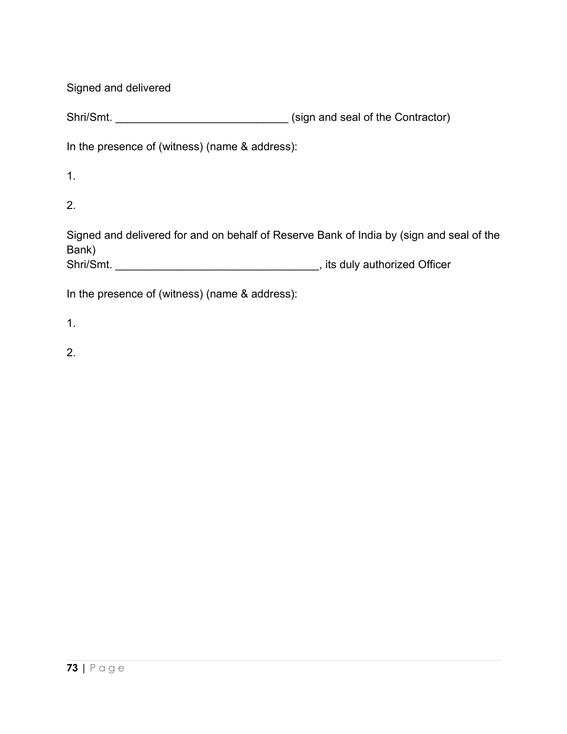Signed and delivered

Shri/Smt. ____________________________ (sign and seal of the Contractor)

In the presence of (witness) (name & address):

1.

2.

Signed and delivered for and on behalf of Reserve Bank of India by (sign and seal of the Bank)
Shri/Smt. _________________________________, its duly authorized Officer

In the presence of (witness) (name & address):

1.

2.